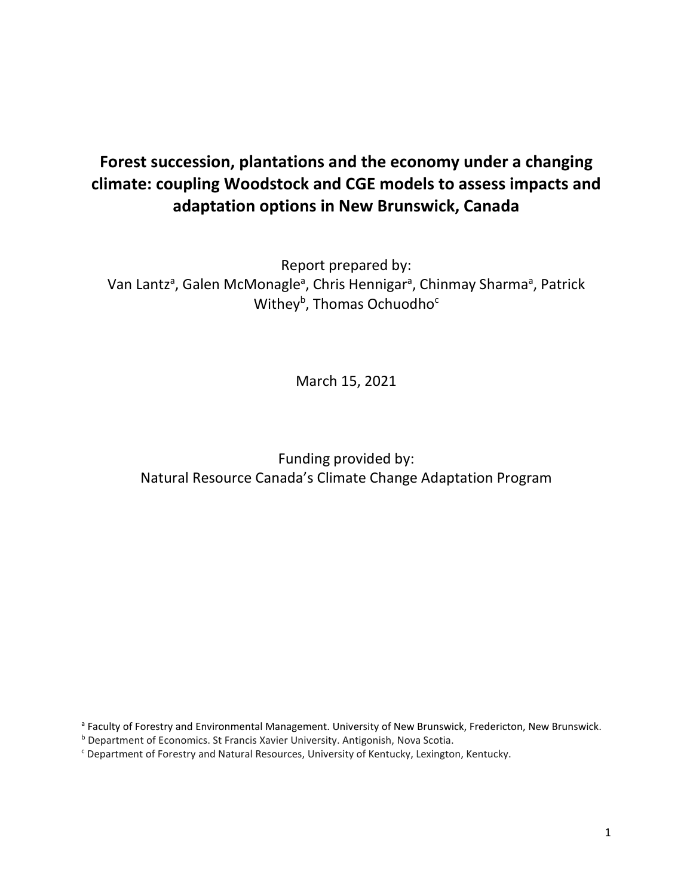# Forest succession, plantations and the economy under a changing climate: coupling Woodstock and CGE models to assess impacts and adaptation options in New Brunswick, Canada

Report prepared by:
Van Lantz[a], Galen McMonagle[a], Chris Hennigar[a], Chinmay Sharma[a], Patrick Withey[b], Thomas Ochuodho[c]

March 15, 2021

Funding provided by:
Natural Resource Canada's Climate Change Adaptation Program

[a] Faculty of Forestry and Environmental Management. University of New Brunswick, Fredericton, New Brunswick.
[b] Department of Economics. St Francis Xavier University. Antigonish, Nova Scotia.
[c] Department of Forestry and Natural Resources, University of Kentucky, Lexington, Kentucky.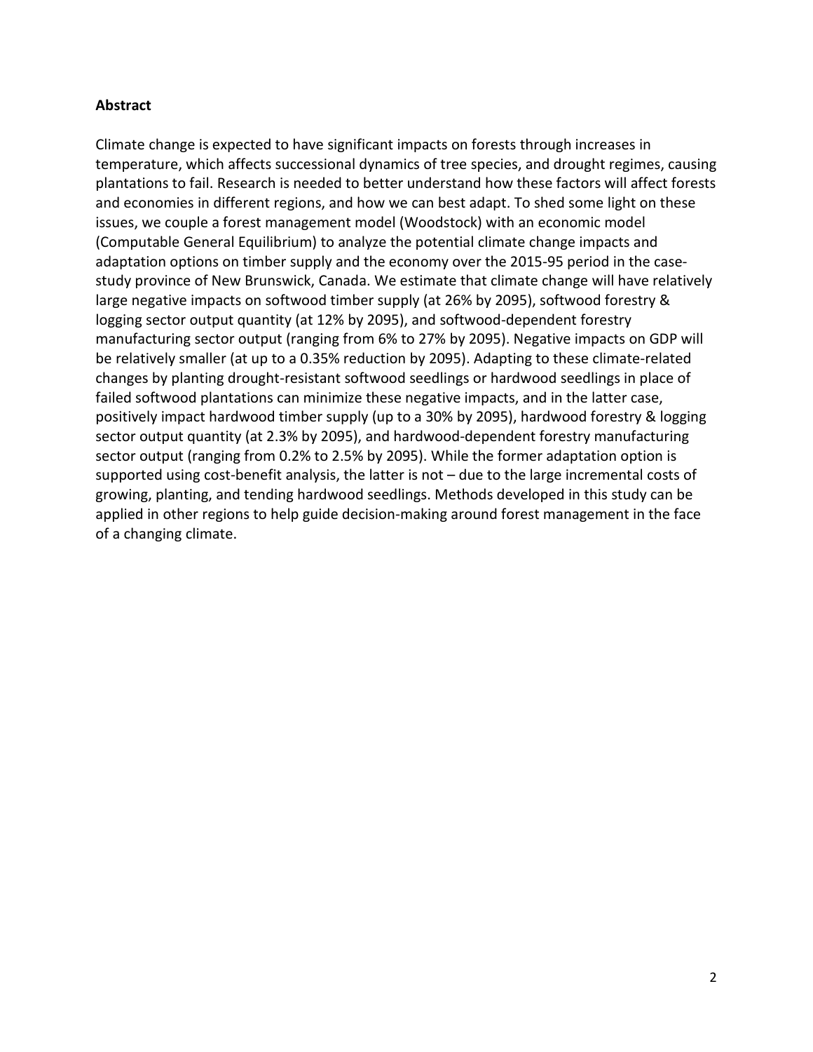**Abstract**

Climate change is expected to have significant impacts on forests through increases in temperature, which affects successional dynamics of tree species, and drought regimes, causing plantations to fail. Research is needed to better understand how these factors will affect forests and economies in different regions, and how we can best adapt. To shed some light on these issues, we couple a forest management model (Woodstock) with an economic model (Computable General Equilibrium) to analyze the potential climate change impacts and adaptation options on timber supply and the economy over the 2015-95 period in the case-study province of New Brunswick, Canada. We estimate that climate change will have relatively large negative impacts on softwood timber supply (at 26% by 2095), softwood forestry & logging sector output quantity (at 12% by 2095), and softwood-dependent forestry manufacturing sector output (ranging from 6% to 27% by 2095). Negative impacts on GDP will be relatively smaller (at up to a 0.35% reduction by 2095). Adapting to these climate-related changes by planting drought-resistant softwood seedlings or hardwood seedlings in place of failed softwood plantations can minimize these negative impacts, and in the latter case, positively impact hardwood timber supply (up to a 30% by 2095), hardwood forestry & logging sector output quantity (at 2.3% by 2095), and hardwood-dependent forestry manufacturing sector output (ranging from 0.2% to 2.5% by 2095). While the former adaptation option is supported using cost-benefit analysis, the latter is not – due to the large incremental costs of growing, planting, and tending hardwood seedlings. Methods developed in this study can be applied in other regions to help guide decision-making around forest management in the face of a changing climate.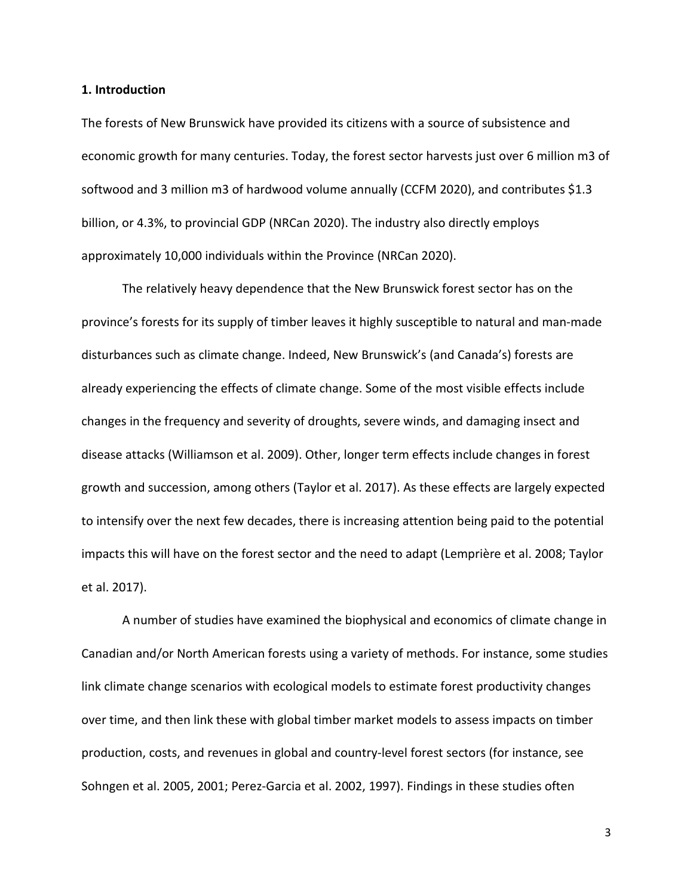## 1. Introduction

The forests of New Brunswick have provided its citizens with a source of subsistence and economic growth for many centuries. Today, the forest sector harvests just over 6 million m3 of softwood and 3 million m3 of hardwood volume annually (CCFM 2020), and contributes $1.3 billion, or 4.3%, to provincial GDP (NRCan 2020). The industry also directly employs approximately 10,000 individuals within the Province (NRCan 2020).

The relatively heavy dependence that the New Brunswick forest sector has on the province's forests for its supply of timber leaves it highly susceptible to natural and man-made disturbances such as climate change. Indeed, New Brunswick's (and Canada's) forests are already experiencing the effects of climate change. Some of the most visible effects include changes in the frequency and severity of droughts, severe winds, and damaging insect and disease attacks (Williamson et al. 2009). Other, longer term effects include changes in forest growth and succession, among others (Taylor et al. 2017). As these effects are largely expected to intensify over the next few decades, there is increasing attention being paid to the potential impacts this will have on the forest sector and the need to adapt (Lemprière et al. 2008; Taylor et al. 2017).

A number of studies have examined the biophysical and economics of climate change in Canadian and/or North American forests using a variety of methods. For instance, some studies link climate change scenarios with ecological models to estimate forest productivity changes over time, and then link these with global timber market models to assess impacts on timber production, costs, and revenues in global and country-level forest sectors (for instance, see Sohngen et al. 2005, 2001; Perez-Garcia et al. 2002, 1997). Findings in these studies often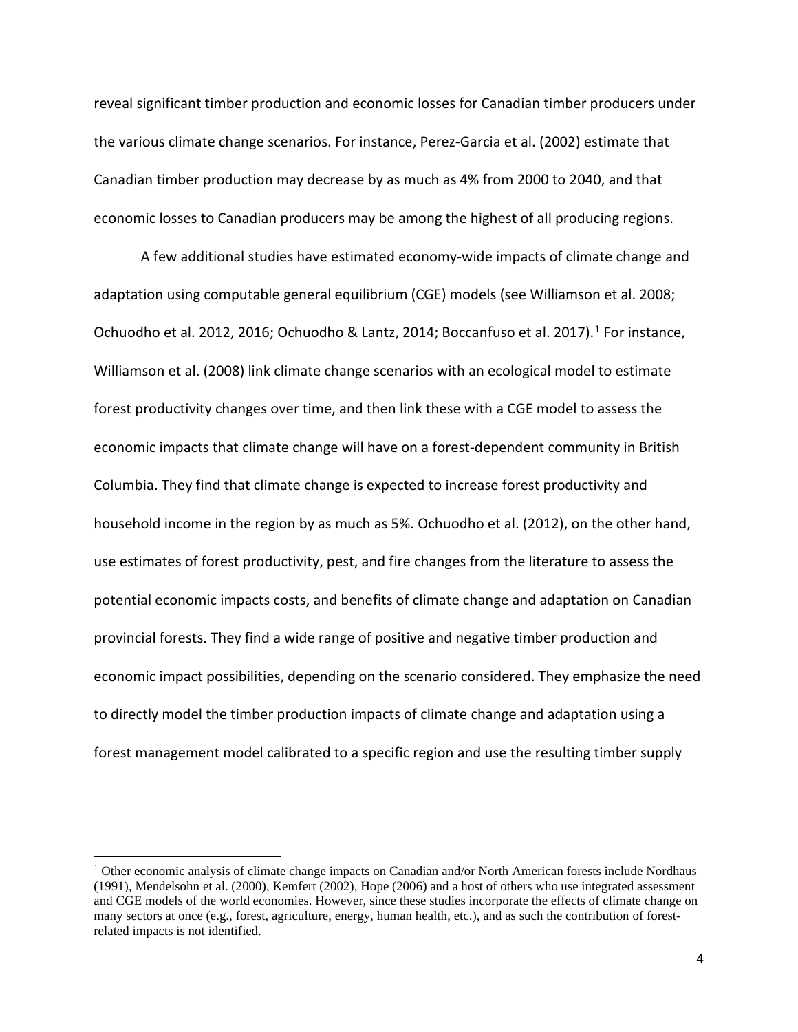reveal significant timber production and economic losses for Canadian timber producers under the various climate change scenarios. For instance, Perez-Garcia et al. (2002) estimate that Canadian timber production may decrease by as much as 4% from 2000 to 2040, and that economic losses to Canadian producers may be among the highest of all producing regions.

A few additional studies have estimated economy-wide impacts of climate change and adaptation using computable general equilibrium (CGE) models (see Williamson et al. 2008; Ochuodho et al. 2012, 2016; Ochuodho & Lantz, 2014; Boccanfuso et al. 2017).[1] For instance, Williamson et al. (2008) link climate change scenarios with an ecological model to estimate forest productivity changes over time, and then link these with a CGE model to assess the economic impacts that climate change will have on a forest-dependent community in British Columbia. They find that climate change is expected to increase forest productivity and household income in the region by as much as 5%. Ochuodho et al. (2012), on the other hand, use estimates of forest productivity, pest, and fire changes from the literature to assess the potential economic impacts costs, and benefits of climate change and adaptation on Canadian provincial forests. They find a wide range of positive and negative timber production and economic impact possibilities, depending on the scenario considered. They emphasize the need to directly model the timber production impacts of climate change and adaptation using a forest management model calibrated to a specific region and use the resulting timber supply

[1] Other economic analysis of climate change impacts on Canadian and/or North American forests include Nordhaus (1991), Mendelsohn et al. (2000), Kemfert (2002), Hope (2006) and a host of others who use integrated assessment and CGE models of the world economies. However, since these studies incorporate the effects of climate change on many sectors at once (e.g., forest, agriculture, energy, human health, etc.), and as such the contribution of forest-related impacts is not identified.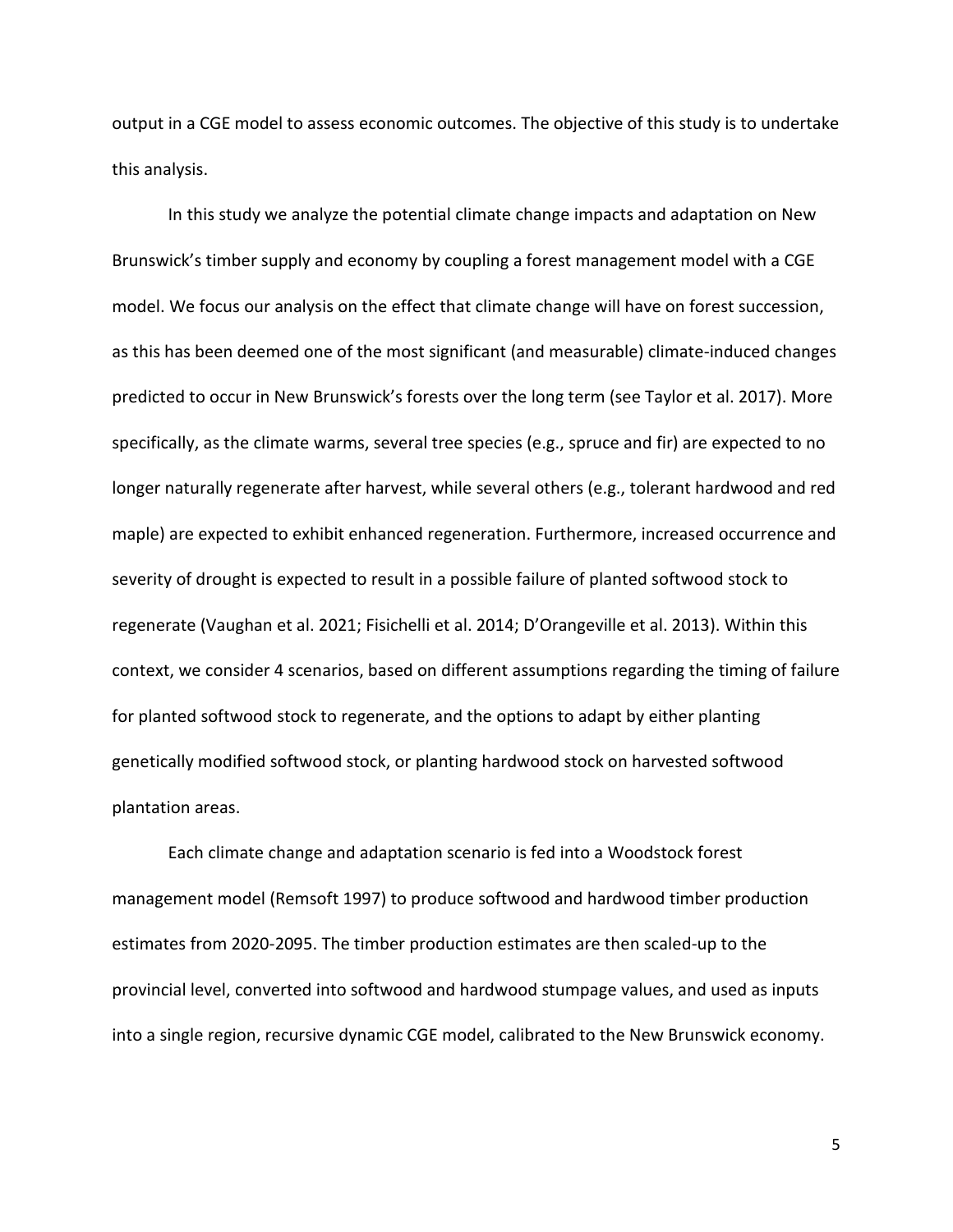output in a CGE model to assess economic outcomes. The objective of this study is to undertake this analysis.

In this study we analyze the potential climate change impacts and adaptation on New Brunswick's timber supply and economy by coupling a forest management model with a CGE model. We focus our analysis on the effect that climate change will have on forest succession, as this has been deemed one of the most significant (and measurable) climate-induced changes predicted to occur in New Brunswick's forests over the long term (see Taylor et al. 2017). More specifically, as the climate warms, several tree species (e.g., spruce and fir) are expected to no longer naturally regenerate after harvest, while several others (e.g., tolerant hardwood and red maple) are expected to exhibit enhanced regeneration. Furthermore, increased occurrence and severity of drought is expected to result in a possible failure of planted softwood stock to regenerate (Vaughan et al. 2021; Fisichelli et al. 2014; D'Orangeville et al. 2013). Within this context, we consider 4 scenarios, based on different assumptions regarding the timing of failure for planted softwood stock to regenerate, and the options to adapt by either planting genetically modified softwood stock, or planting hardwood stock on harvested softwood plantation areas.

Each climate change and adaptation scenario is fed into a Woodstock forest management model (Remsoft 1997) to produce softwood and hardwood timber production estimates from 2020-2095. The timber production estimates are then scaled-up to the provincial level, converted into softwood and hardwood stumpage values, and used as inputs into a single region, recursive dynamic CGE model, calibrated to the New Brunswick economy.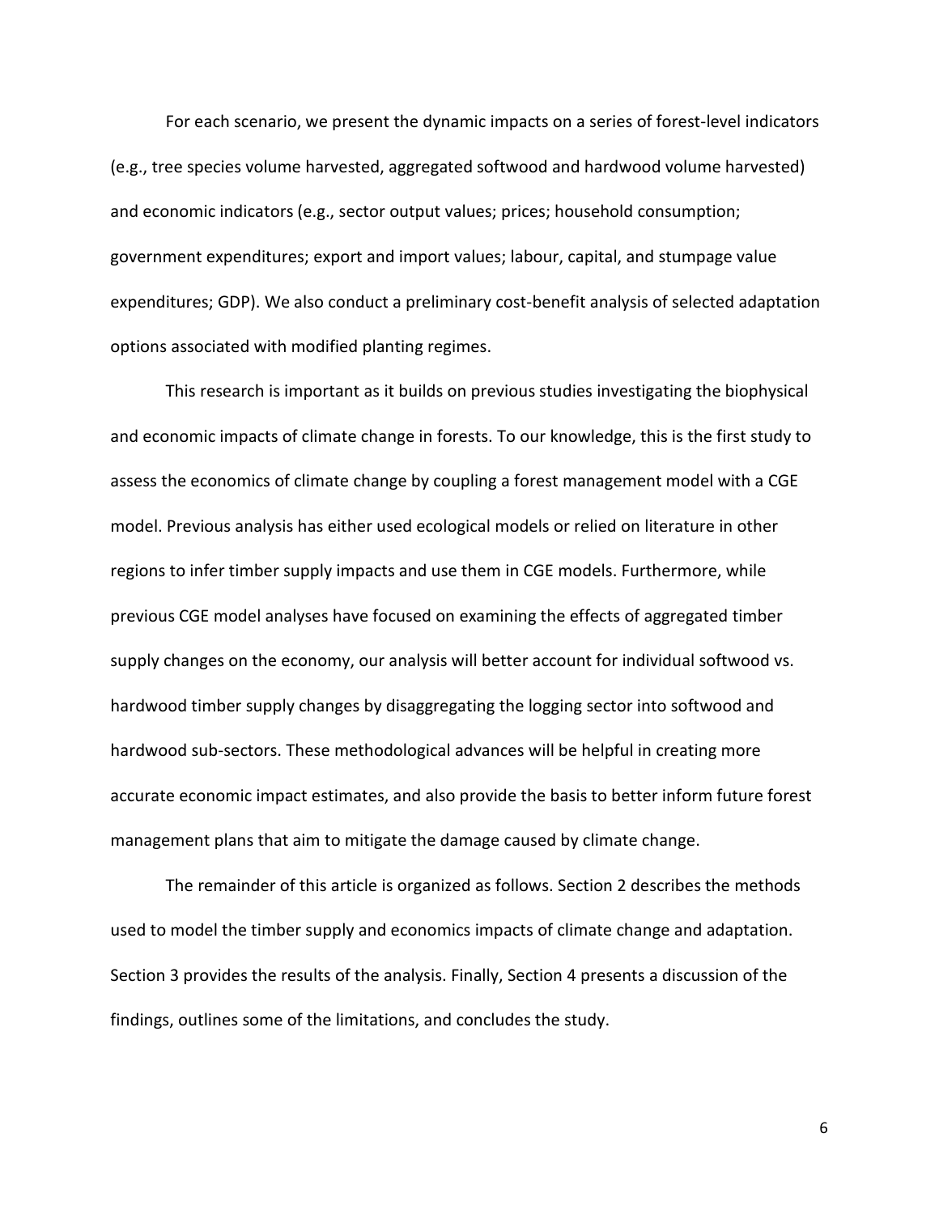For each scenario, we present the dynamic impacts on a series of forest-level indicators (e.g., tree species volume harvested, aggregated softwood and hardwood volume harvested) and economic indicators (e.g., sector output values; prices; household consumption; government expenditures; export and import values; labour, capital, and stumpage value expenditures; GDP). We also conduct a preliminary cost-benefit analysis of selected adaptation options associated with modified planting regimes.

This research is important as it builds on previous studies investigating the biophysical and economic impacts of climate change in forests. To our knowledge, this is the first study to assess the economics of climate change by coupling a forest management model with a CGE model. Previous analysis has either used ecological models or relied on literature in other regions to infer timber supply impacts and use them in CGE models. Furthermore, while previous CGE model analyses have focused on examining the effects of aggregated timber supply changes on the economy, our analysis will better account for individual softwood vs. hardwood timber supply changes by disaggregating the logging sector into softwood and hardwood sub-sectors. These methodological advances will be helpful in creating more accurate economic impact estimates, and also provide the basis to better inform future forest management plans that aim to mitigate the damage caused by climate change.

The remainder of this article is organized as follows. Section 2 describes the methods used to model the timber supply and economics impacts of climate change and adaptation. Section 3 provides the results of the analysis. Finally, Section 4 presents a discussion of the findings, outlines some of the limitations, and concludes the study.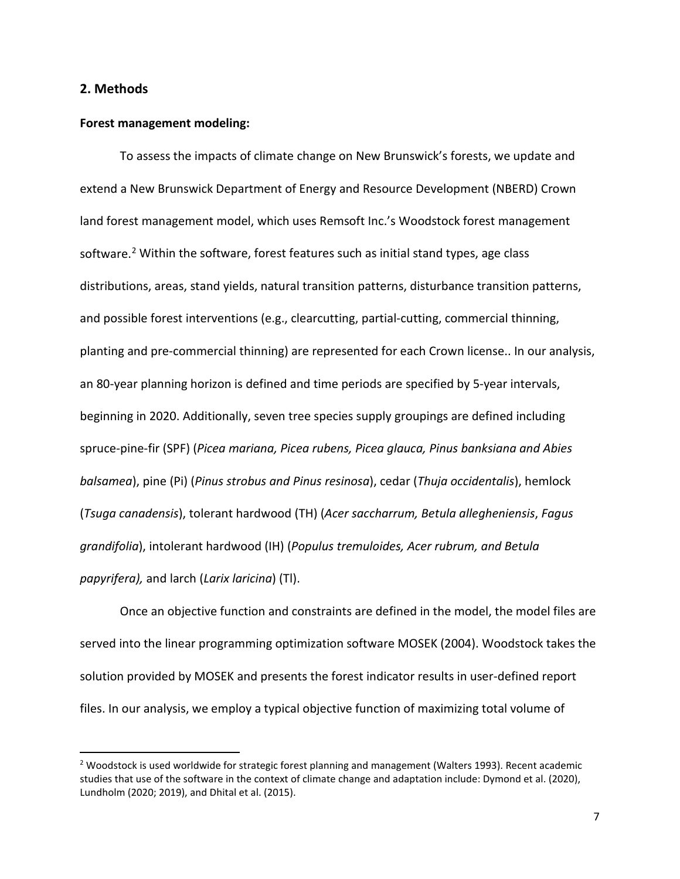## 2. Methods

### Forest management modeling:

To assess the impacts of climate change on New Brunswick's forests, we update and extend a New Brunswick Department of Energy and Resource Development (NBERD) Crown land forest management model, which uses Remsoft Inc.'s Woodstock forest management software.[2] Within the software, forest features such as initial stand types, age class distributions, areas, stand yields, natural transition patterns, disturbance transition patterns, and possible forest interventions (e.g., clearcutting, partial-cutting, commercial thinning, planting and pre-commercial thinning) are represented for each Crown license.. In our analysis, an 80-year planning horizon is defined and time periods are specified by 5-year intervals, beginning in 2020. Additionally, seven tree species supply groupings are defined including spruce-pine-fir (SPF) (*Picea mariana, Picea rubens, Picea glauca, Pinus banksiana and Abies balsamea*), pine (Pi) (*Pinus strobus and Pinus resinosa*), cedar (*Thuja occidentalis*), hemlock (*Tsuga canadensis*), tolerant hardwood (TH) (*Acer saccharrum, Betula allegheniensis*, *Fagus grandifolia*), intolerant hardwood (IH) (*Populus tremuloides, Acer rubrum, and Betula papyrifera),* and larch (*Larix laricina*) (Tl).

Once an objective function and constraints are defined in the model, the model files are served into the linear programming optimization software MOSEK (2004). Woodstock takes the solution provided by MOSEK and presents the forest indicator results in user-defined report files. In our analysis, we employ a typical objective function of maximizing total volume of

[2] Woodstock is used worldwide for strategic forest planning and management (Walters 1993). Recent academic studies that use of the software in the context of climate change and adaptation include: Dymond et al. (2020), Lundholm (2020; 2019), and Dhital et al. (2015).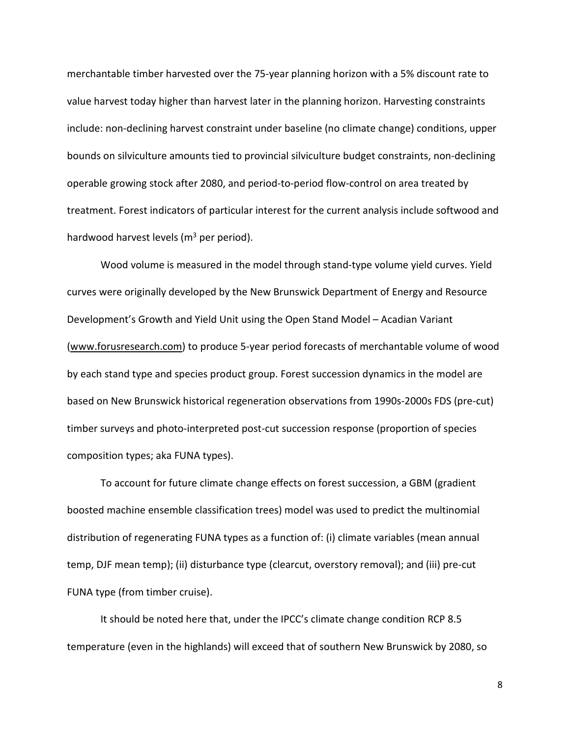merchantable timber harvested over the 75-year planning horizon with a 5% discount rate to value harvest today higher than harvest later in the planning horizon. Harvesting constraints include: non-declining harvest constraint under baseline (no climate change) conditions, upper bounds on silviculture amounts tied to provincial silviculture budget constraints, non-declining operable growing stock after 2080, and period-to-period flow-control on area treated by treatment. Forest indicators of particular interest for the current analysis include softwood and hardwood harvest levels ($m^3$ per period).

Wood volume is measured in the model through stand-type volume yield curves. Yield curves were originally developed by the New Brunswick Department of Energy and Resource Development's Growth and Yield Unit using the Open Stand Model – Acadian Variant (www.forusresearch.com) to produce 5-year period forecasts of merchantable volume of wood by each stand type and species product group. Forest succession dynamics in the model are based on New Brunswick historical regeneration observations from 1990s-2000s FDS (pre-cut) timber surveys and photo-interpreted post-cut succession response (proportion of species composition types; aka FUNA types).

To account for future climate change effects on forest succession, a GBM (gradient boosted machine ensemble classification trees) model was used to predict the multinomial distribution of regenerating FUNA types as a function of: (i) climate variables (mean annual temp, DJF mean temp); (ii) disturbance type (clearcut, overstory removal); and (iii) pre-cut FUNA type (from timber cruise).

It should be noted here that, under the IPCC's climate change condition RCP 8.5 temperature (even in the highlands) will exceed that of southern New Brunswick by 2080, so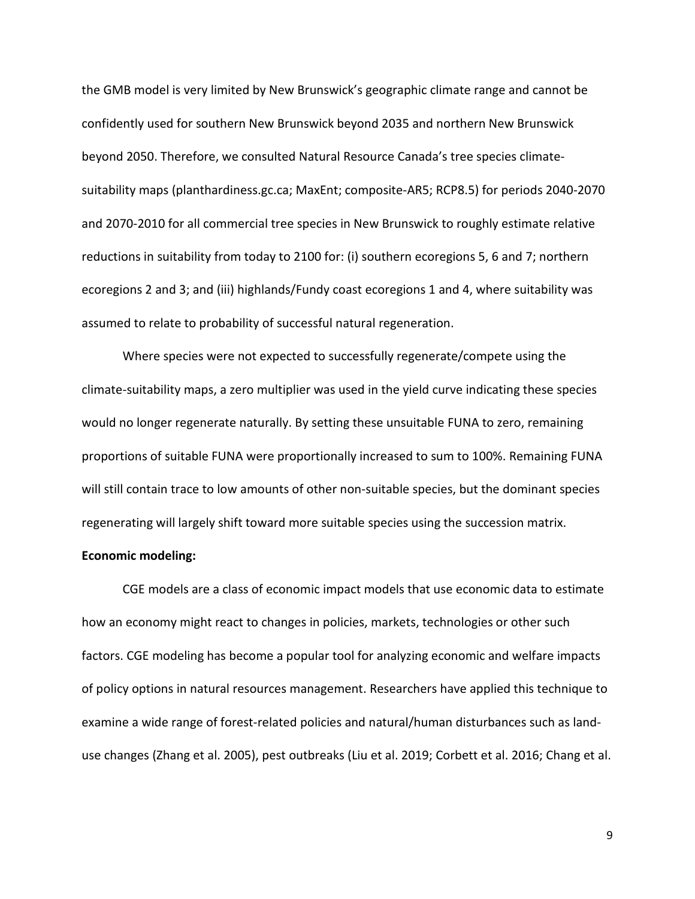the GMB model is very limited by New Brunswick's geographic climate range and cannot be confidently used for southern New Brunswick beyond 2035 and northern New Brunswick beyond 2050. Therefore, we consulted Natural Resource Canada's tree species climate-suitability maps (planthardiness.gc.ca; MaxEnt; composite-AR5; RCP8.5) for periods 2040-2070 and 2070-2010 for all commercial tree species in New Brunswick to roughly estimate relative reductions in suitability from today to 2100 for: (i) southern ecoregions 5, 6 and 7; northern ecoregions 2 and 3; and (iii) highlands/Fundy coast ecoregions 1 and 4, where suitability was assumed to relate to probability of successful natural regeneration.

Where species were not expected to successfully regenerate/compete using the climate-suitability maps, a zero multiplier was used in the yield curve indicating these species would no longer regenerate naturally. By setting these unsuitable FUNA to zero, remaining proportions of suitable FUNA were proportionally increased to sum to 100%. Remaining FUNA will still contain trace to low amounts of other non-suitable species, but the dominant species regenerating will largely shift toward more suitable species using the succession matrix.

**Economic modeling:**

CGE models are a class of economic impact models that use economic data to estimate how an economy might react to changes in policies, markets, technologies or other such factors. CGE modeling has become a popular tool for analyzing economic and welfare impacts of policy options in natural resources management. Researchers have applied this technique to examine a wide range of forest-related policies and natural/human disturbances such as land-use changes (Zhang et al. 2005), pest outbreaks (Liu et al. 2019; Corbett et al. 2016; Chang et al.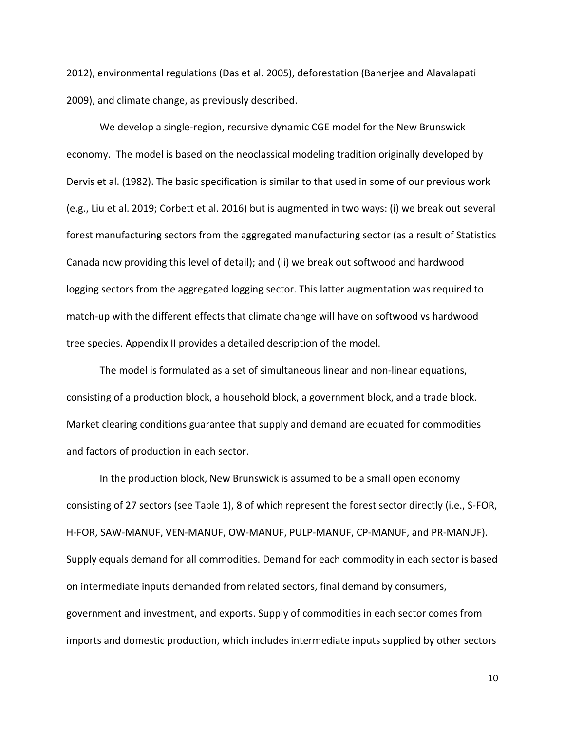2012), environmental regulations (Das et al. 2005), deforestation (Banerjee and Alavalapati 2009), and climate change, as previously described.

We develop a single-region, recursive dynamic CGE model for the New Brunswick economy. The model is based on the neoclassical modeling tradition originally developed by Dervis et al. (1982). The basic specification is similar to that used in some of our previous work (e.g., Liu et al. 2019; Corbett et al. 2016) but is augmented in two ways: (i) we break out several forest manufacturing sectors from the aggregated manufacturing sector (as a result of Statistics Canada now providing this level of detail); and (ii) we break out softwood and hardwood logging sectors from the aggregated logging sector. This latter augmentation was required to match-up with the different effects that climate change will have on softwood vs hardwood tree species. Appendix II provides a detailed description of the model.

The model is formulated as a set of simultaneous linear and non-linear equations, consisting of a production block, a household block, a government block, and a trade block. Market clearing conditions guarantee that supply and demand are equated for commodities and factors of production in each sector.

In the production block, New Brunswick is assumed to be a small open economy consisting of 27 sectors (see Table 1), 8 of which represent the forest sector directly (i.e., S-FOR, H-FOR, SAW-MANUF, VEN-MANUF, OW-MANUF, PULP-MANUF, CP-MANUF, and PR-MANUF). Supply equals demand for all commodities. Demand for each commodity in each sector is based on intermediate inputs demanded from related sectors, final demand by consumers, government and investment, and exports. Supply of commodities in each sector comes from imports and domestic production, which includes intermediate inputs supplied by other sectors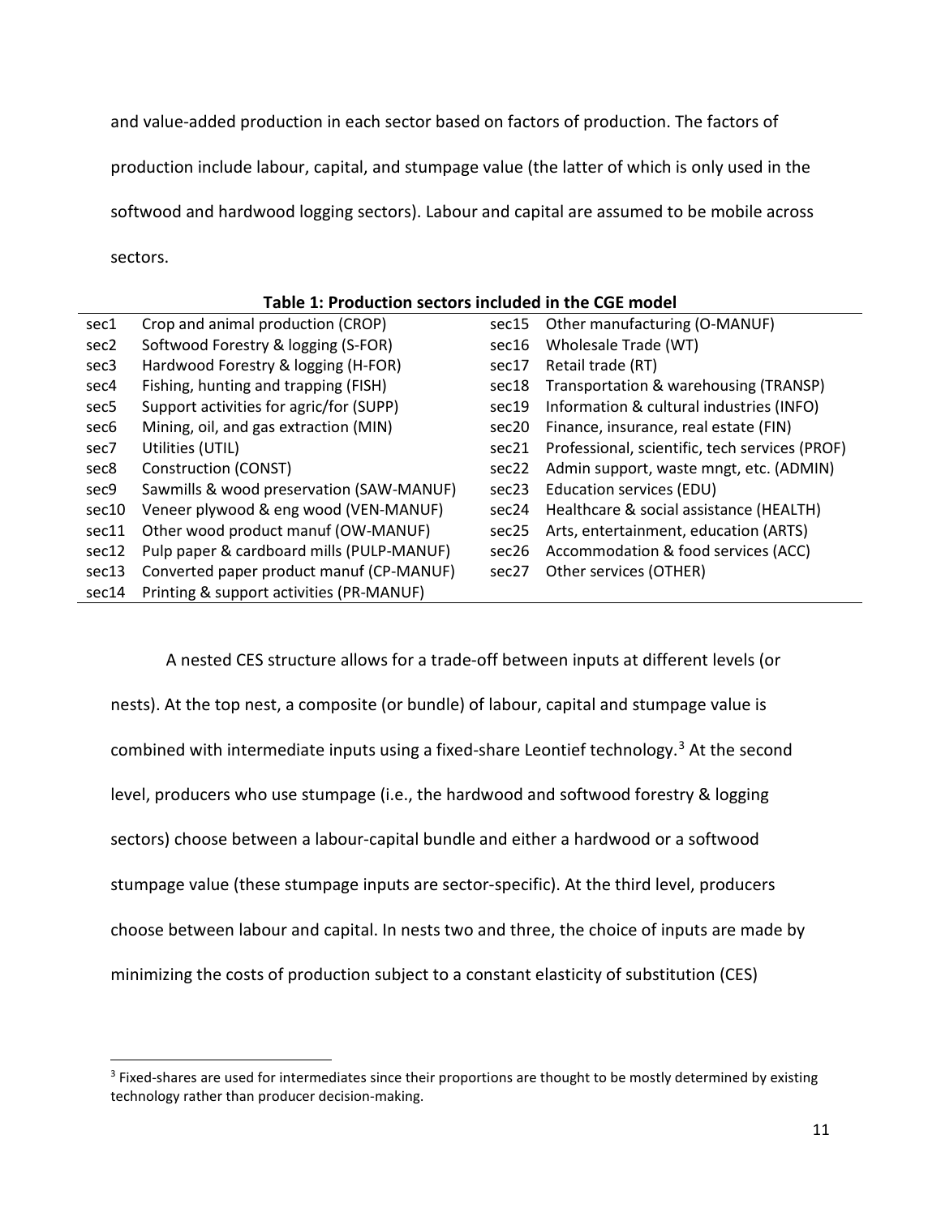and value-added production in each sector based on factors of production. The factors of production include labour, capital, and stumpage value (the latter of which is only used in the softwood and hardwood logging sectors). Labour and capital are assumed to be mobile across sectors.

**Table 1: Production sectors included in the CGE model**

| | | | |
|---|---|---|---|
| sec1 | Crop and animal production (CROP) | sec15 | Other manufacturing (O-MANUF) |
| sec2 | Softwood Forestry & logging (S-FOR) | sec16 | Wholesale Trade (WT) |
| sec3 | Hardwood Forestry & logging (H-FOR) | sec17 | Retail trade (RT) |
| sec4 | Fishing, hunting and trapping (FISH) | sec18 | Transportation & warehousing (TRANSP) |
| sec5 | Support activities for agric/for (SUPP) | sec19 | Information & cultural industries (INFO) |
| sec6 | Mining, oil, and gas extraction (MIN) | sec20 | Finance, insurance, real estate (FIN) |
| sec7 | Utilities (UTIL) | sec21 | Professional, scientific, tech services (PROF) |
| sec8 | Construction (CONST) | sec22 | Admin support, waste mngt, etc. (ADMIN) |
| sec9 | Sawmills & wood preservation (SAW-MANUF) | sec23 | Education services (EDU) |
| sec10 | Veneer plywood & eng wood (VEN-MANUF) | sec24 | Healthcare & social assistance (HEALTH) |
| sec11 | Other wood product manuf (OW-MANUF) | sec25 | Arts, entertainment, education (ARTS) |
| sec12 | Pulp paper & cardboard mills (PULP-MANUF) | sec26 | Accommodation & food services (ACC) |
| sec13 | Converted paper product manuf (CP-MANUF) | sec27 | Other services (OTHER) |
| sec14 | Printing & support activities (PR-MANUF) | | |

A nested CES structure allows for a trade-off between inputs at different levels (or nests). At the top nest, a composite (or bundle) of labour, capital and stumpage value is combined with intermediate inputs using a fixed-share Leontief technology.[3] At the second level, producers who use stumpage (i.e., the hardwood and softwood forestry & logging sectors) choose between a labour-capital bundle and either a hardwood or a softwood stumpage value (these stumpage inputs are sector-specific). At the third level, producers choose between labour and capital. In nests two and three, the choice of inputs are made by minimizing the costs of production subject to a constant elasticity of substitution (CES)

[3] Fixed-shares are used for intermediates since their proportions are thought to be mostly determined by existing technology rather than producer decision-making.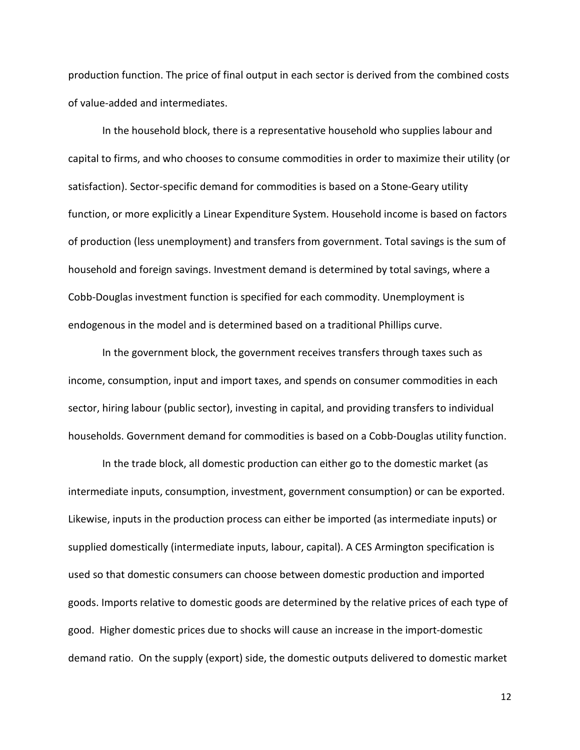production function. The price of final output in each sector is derived from the combined costs of value-added and intermediates.

In the household block, there is a representative household who supplies labour and capital to firms, and who chooses to consume commodities in order to maximize their utility (or satisfaction). Sector-specific demand for commodities is based on a Stone-Geary utility function, or more explicitly a Linear Expenditure System. Household income is based on factors of production (less unemployment) and transfers from government. Total savings is the sum of household and foreign savings. Investment demand is determined by total savings, where a Cobb-Douglas investment function is specified for each commodity. Unemployment is endogenous in the model and is determined based on a traditional Phillips curve.

In the government block, the government receives transfers through taxes such as income, consumption, input and import taxes, and spends on consumer commodities in each sector, hiring labour (public sector), investing in capital, and providing transfers to individual households. Government demand for commodities is based on a Cobb-Douglas utility function.

In the trade block, all domestic production can either go to the domestic market (as intermediate inputs, consumption, investment, government consumption) or can be exported. Likewise, inputs in the production process can either be imported (as intermediate inputs) or supplied domestically (intermediate inputs, labour, capital). A CES Armington specification is used so that domestic consumers can choose between domestic production and imported goods. Imports relative to domestic goods are determined by the relative prices of each type of good. Higher domestic prices due to shocks will cause an increase in the import-domestic demand ratio. On the supply (export) side, the domestic outputs delivered to domestic market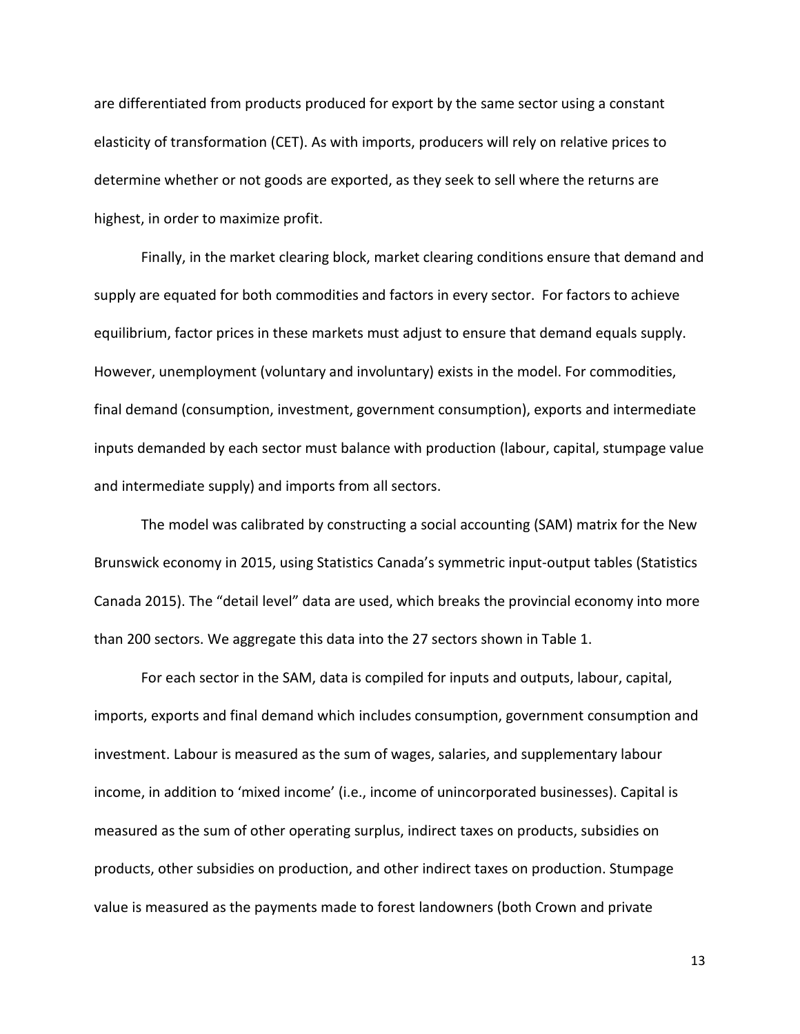are differentiated from products produced for export by the same sector using a constant elasticity of transformation (CET). As with imports, producers will rely on relative prices to determine whether or not goods are exported, as they seek to sell where the returns are highest, in order to maximize profit.

Finally, in the market clearing block, market clearing conditions ensure that demand and supply are equated for both commodities and factors in every sector. For factors to achieve equilibrium, factor prices in these markets must adjust to ensure that demand equals supply. However, unemployment (voluntary and involuntary) exists in the model. For commodities, final demand (consumption, investment, government consumption), exports and intermediate inputs demanded by each sector must balance with production (labour, capital, stumpage value and intermediate supply) and imports from all sectors.

The model was calibrated by constructing a social accounting (SAM) matrix for the New Brunswick economy in 2015, using Statistics Canada's symmetric input-output tables (Statistics Canada 2015). The "detail level" data are used, which breaks the provincial economy into more than 200 sectors. We aggregate this data into the 27 sectors shown in Table 1.

For each sector in the SAM, data is compiled for inputs and outputs, labour, capital, imports, exports and final demand which includes consumption, government consumption and investment. Labour is measured as the sum of wages, salaries, and supplementary labour income, in addition to 'mixed income' (i.e., income of unincorporated businesses). Capital is measured as the sum of other operating surplus, indirect taxes on products, subsidies on products, other subsidies on production, and other indirect taxes on production. Stumpage value is measured as the payments made to forest landowners (both Crown and private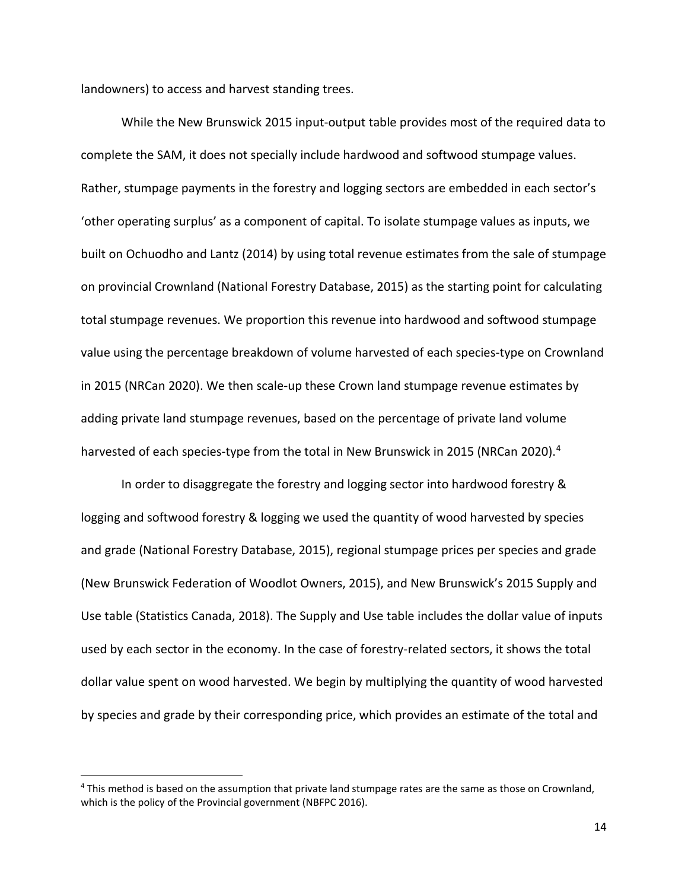landowners) to access and harvest standing trees.

While the New Brunswick 2015 input-output table provides most of the required data to complete the SAM, it does not specially include hardwood and softwood stumpage values. Rather, stumpage payments in the forestry and logging sectors are embedded in each sector's 'other operating surplus' as a component of capital. To isolate stumpage values as inputs, we built on Ochuodho and Lantz (2014) by using total revenue estimates from the sale of stumpage on provincial Crownland (National Forestry Database, 2015) as the starting point for calculating total stumpage revenues. We proportion this revenue into hardwood and softwood stumpage value using the percentage breakdown of volume harvested of each species-type on Crownland in 2015 (NRCan 2020). We then scale-up these Crown land stumpage revenue estimates by adding private land stumpage revenues, based on the percentage of private land volume harvested of each species-type from the total in New Brunswick in 2015 (NRCan 2020).[4]

In order to disaggregate the forestry and logging sector into hardwood forestry & logging and softwood forestry & logging we used the quantity of wood harvested by species and grade (National Forestry Database, 2015), regional stumpage prices per species and grade (New Brunswick Federation of Woodlot Owners, 2015), and New Brunswick's 2015 Supply and Use table (Statistics Canada, 2018). The Supply and Use table includes the dollar value of inputs used by each sector in the economy. In the case of forestry-related sectors, it shows the total dollar value spent on wood harvested. We begin by multiplying the quantity of wood harvested by species and grade by their corresponding price, which provides an estimate of the total and

[4] This method is based on the assumption that private land stumpage rates are the same as those on Crownland, which is the policy of the Provincial government (NBFPC 2016).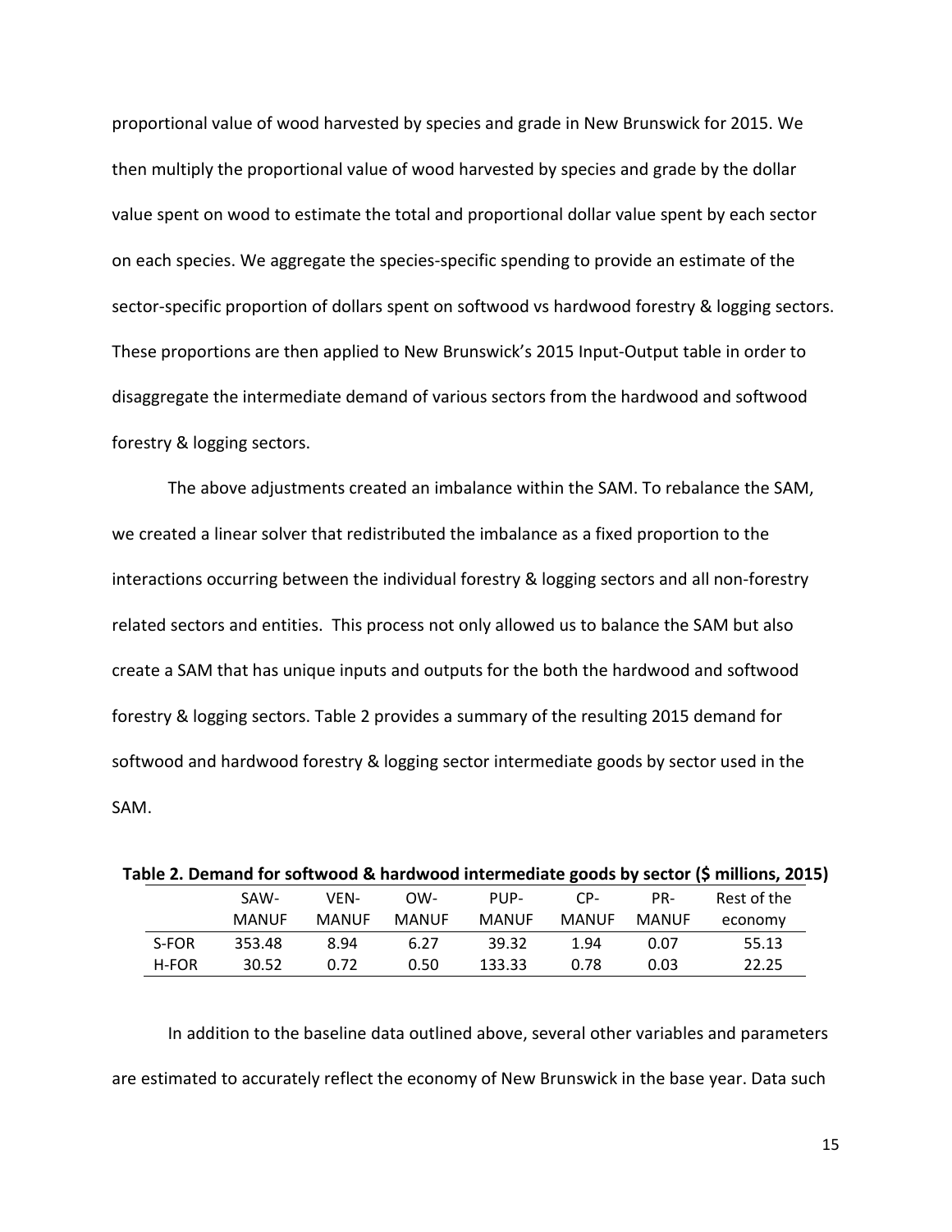proportional value of wood harvested by species and grade in New Brunswick for 2015. We then multiply the proportional value of wood harvested by species and grade by the dollar value spent on wood to estimate the total and proportional dollar value spent by each sector on each species. We aggregate the species-specific spending to provide an estimate of the sector-specific proportion of dollars spent on softwood vs hardwood forestry & logging sectors. These proportions are then applied to New Brunswick's 2015 Input-Output table in order to disaggregate the intermediate demand of various sectors from the hardwood and softwood forestry & logging sectors.

The above adjustments created an imbalance within the SAM. To rebalance the SAM, we created a linear solver that redistributed the imbalance as a fixed proportion to the interactions occurring between the individual forestry & logging sectors and all non-forestry related sectors and entities. This process not only allowed us to balance the SAM but also create a SAM that has unique inputs and outputs for the both the hardwood and softwood forestry & logging sectors. Table 2 provides a summary of the resulting 2015 demand for softwood and hardwood forestry & logging sector intermediate goods by sector used in the SAM.

**Table 2. Demand for softwood & hardwood intermediate goods by sector ($ millions, 2015)**

| | SAW-MANUF | VEN-MANUF | OW-MANUF | PUP-MANUF | CP-MANUF | PR-MANUF | Rest of the economy |
|---|---|---|---|---|---|---|---|
| S-FOR | 353.48 | 8.94 | 6.27 | 39.32 | 1.94 | 0.07 | 55.13 |
| H-FOR | 30.52 | 0.72 | 0.50 | 133.33 | 0.78 | 0.03 | 22.25 |

In addition to the baseline data outlined above, several other variables and parameters are estimated to accurately reflect the economy of New Brunswick in the base year. Data such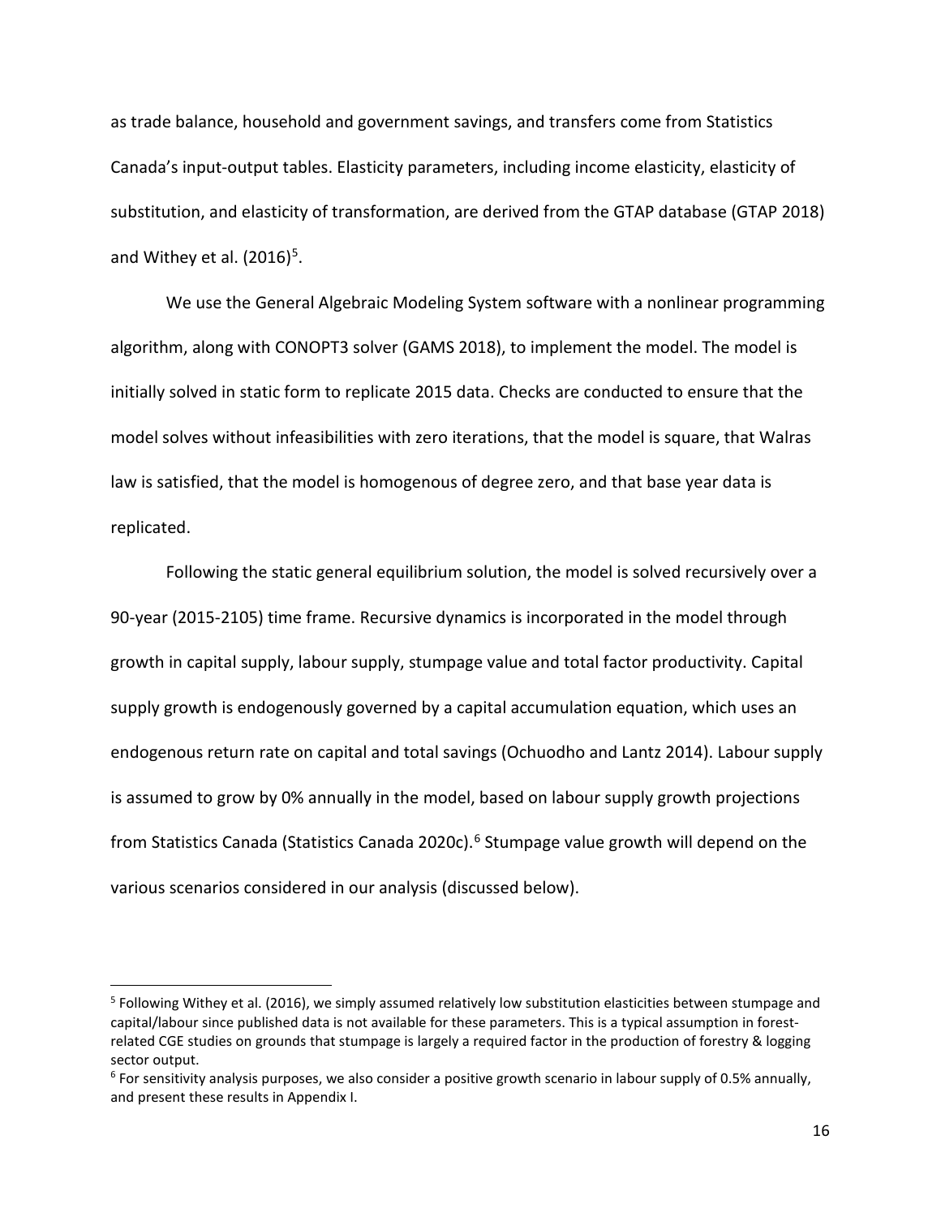as trade balance, household and government savings, and transfers come from Statistics Canada's input-output tables. Elasticity parameters, including income elasticity, elasticity of substitution, and elasticity of transformation, are derived from the GTAP database (GTAP 2018) and Withey et al. (2016)[5].

We use the General Algebraic Modeling System software with a nonlinear programming algorithm, along with CONOPT3 solver (GAMS 2018), to implement the model. The model is initially solved in static form to replicate 2015 data. Checks are conducted to ensure that the model solves without infeasibilities with zero iterations, that the model is square, that Walras law is satisfied, that the model is homogenous of degree zero, and that base year data is replicated.

Following the static general equilibrium solution, the model is solved recursively over a 90-year (2015-2105) time frame. Recursive dynamics is incorporated in the model through growth in capital supply, labour supply, stumpage value and total factor productivity. Capital supply growth is endogenously governed by a capital accumulation equation, which uses an endogenous return rate on capital and total savings (Ochuodho and Lantz 2014). Labour supply is assumed to grow by 0% annually in the model, based on labour supply growth projections from Statistics Canada (Statistics Canada 2020c).[6] Stumpage value growth will depend on the various scenarios considered in our analysis (discussed below).

---

[5] Following Withey et al. (2016), we simply assumed relatively low substitution elasticities between stumpage and capital/labour since published data is not available for these parameters. This is a typical assumption in forest-related CGE studies on grounds that stumpage is largely a required factor in the production of forestry & logging sector output.

[6] For sensitivity analysis purposes, we also consider a positive growth scenario in labour supply of 0.5% annually, and present these results in Appendix I.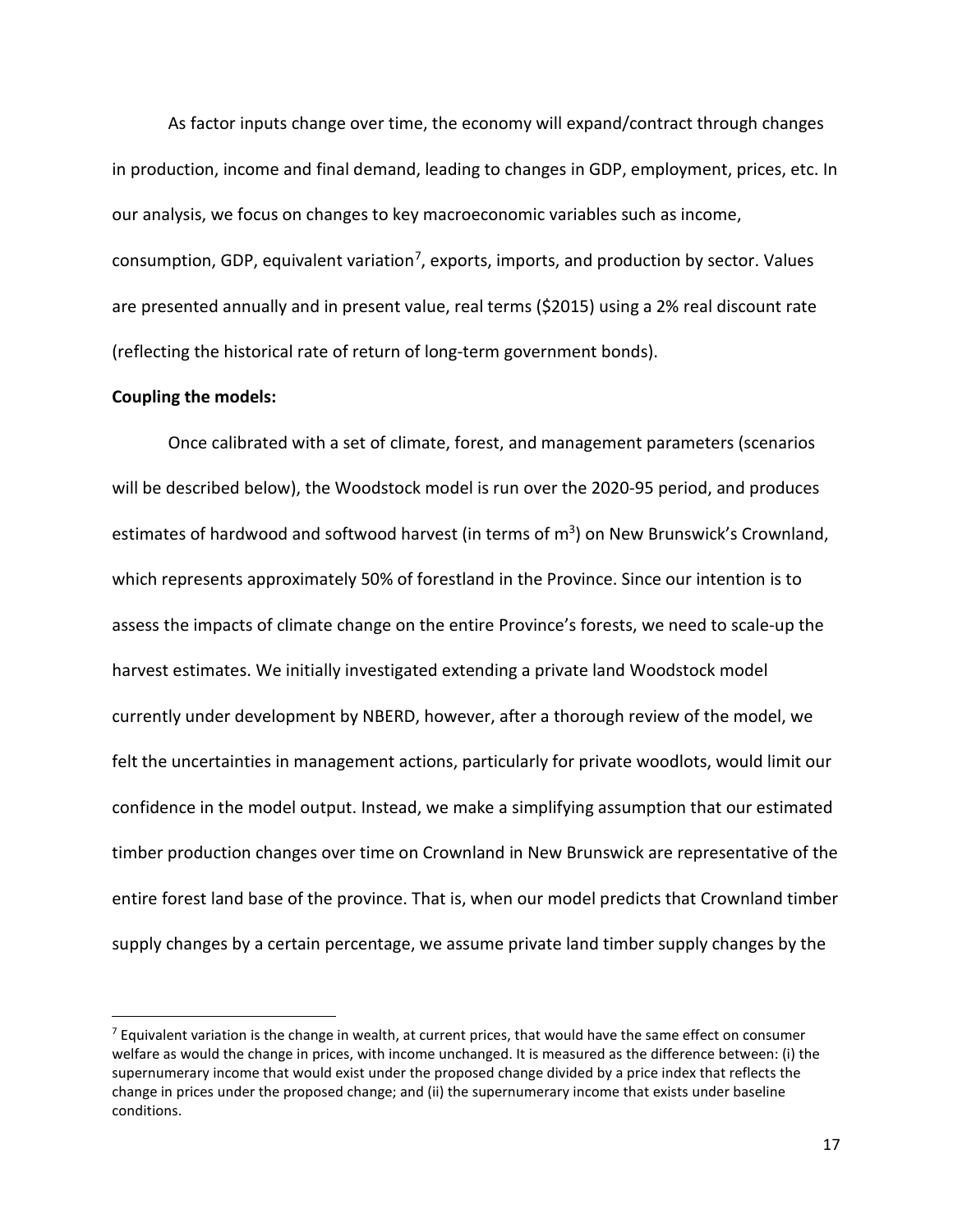As factor inputs change over time, the economy will expand/contract through changes in production, income and final demand, leading to changes in GDP, employment, prices, etc. In our analysis, we focus on changes to key macroeconomic variables such as income, consumption, GDP, equivalent variation[7], exports, imports, and production by sector. Values are presented annually and in present value, real terms ($2015) using a 2% real discount rate (reflecting the historical rate of return of long-term government bonds).

**Coupling the models:**

Once calibrated with a set of climate, forest, and management parameters (scenarios will be described below), the Woodstock model is run over the 2020-95 period, and produces estimates of hardwood and softwood harvest (in terms of $m^3$) on New Brunswick's Crownland, which represents approximately 50% of forestland in the Province. Since our intention is to assess the impacts of climate change on the entire Province's forests, we need to scale-up the harvest estimates. We initially investigated extending a private land Woodstock model currently under development by NBERD, however, after a thorough review of the model, we felt the uncertainties in management actions, particularly for private woodlots, would limit our confidence in the model output. Instead, we make a simplifying assumption that our estimated timber production changes over time on Crownland in New Brunswick are representative of the entire forest land base of the province. That is, when our model predicts that Crownland timber supply changes by a certain percentage, we assume private land timber supply changes by the

[7] Equivalent variation is the change in wealth, at current prices, that would have the same effect on consumer welfare as would the change in prices, with income unchanged. It is measured as the difference between: (i) the supernumerary income that would exist under the proposed change divided by a price index that reflects the change in prices under the proposed change; and (ii) the supernumerary income that exists under baseline conditions.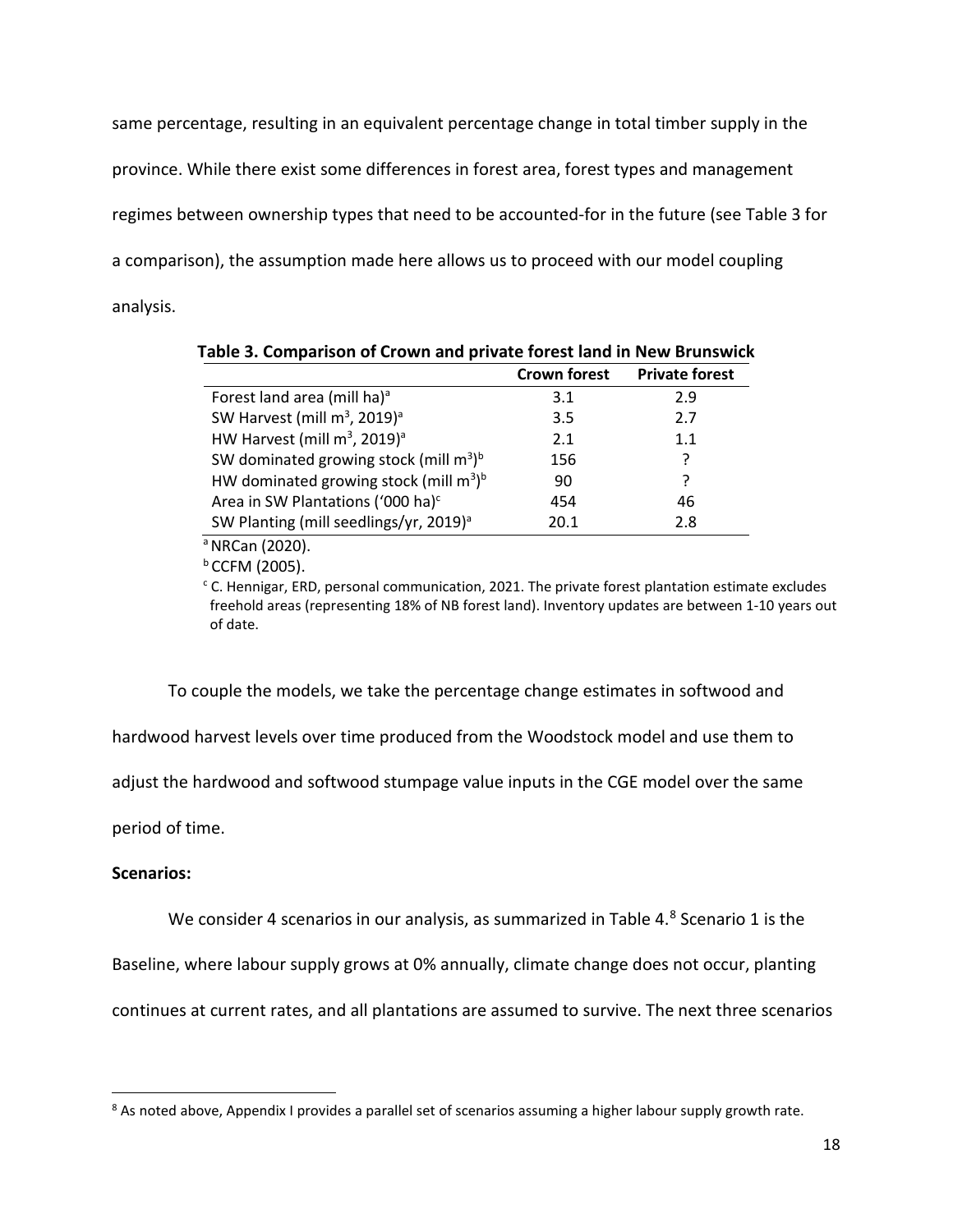same percentage, resulting in an equivalent percentage change in total timber supply in the province. While there exist some differences in forest area, forest types and management regimes between ownership types that need to be accounted-for in the future (see Table 3 for a comparison), the assumption made here allows us to proceed with our model coupling analysis.

**Table 3. Comparison of Crown and private forest land in New Brunswick**

| | Crown forest | Private forest |
|---|---|---|
| Forest land area (mill ha)[a] | 3.1 | 2.9 |
| SW Harvest (mill $m^3$, 2019)[a] | 3.5 | 2.7 |
| HW Harvest (mill $m^3$, 2019)[a] | 2.1 | 1.1 |
| SW dominated growing stock (mill $m^3$)[b] | 156 | ? |
| HW dominated growing stock (mill $m^3$)[b] | 90 | ? |
| Area in SW Plantations ('000 ha)[c] | 454 | 46 |
| SW Planting (mill seedlings/yr, 2019)[a] | 20.1 | 2.8 |

[a] NRCan (2020).

[b] CCFM (2005).

[c] C. Hennigar, ERD, personal communication, 2021. The private forest plantation estimate excludes freehold areas (representing 18% of NB forest land). Inventory updates are between 1-10 years out of date.

To couple the models, we take the percentage change estimates in softwood and hardwood harvest levels over time produced from the Woodstock model and use them to adjust the hardwood and softwood stumpage value inputs in the CGE model over the same period of time.

**Scenarios:**

We consider 4 scenarios in our analysis, as summarized in Table 4.[8] Scenario 1 is the Baseline, where labour supply grows at 0% annually, climate change does not occur, planting continues at current rates, and all plantations are assumed to survive. The next three scenarios

[8] As noted above, Appendix I provides a parallel set of scenarios assuming a higher labour supply growth rate.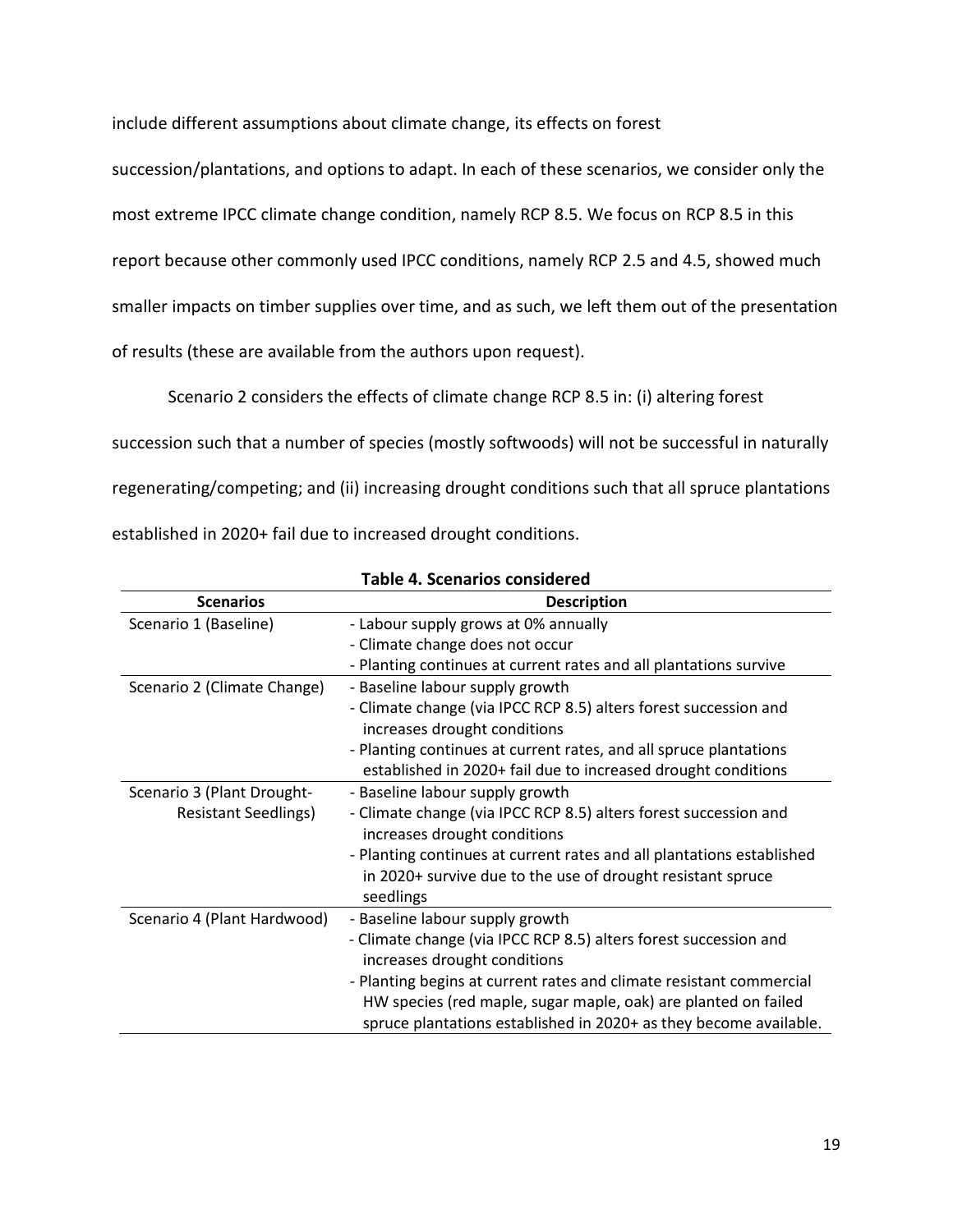include different assumptions about climate change, its effects on forest succession/plantations, and options to adapt. In each of these scenarios, we consider only the most extreme IPCC climate change condition, namely RCP 8.5. We focus on RCP 8.5 in this report because other commonly used IPCC conditions, namely RCP 2.5 and 4.5, showed much smaller impacts on timber supplies over time, and as such, we left them out of the presentation of results (these are available from the authors upon request).

Scenario 2 considers the effects of climate change RCP 8.5 in: (i) altering forest succession such that a number of species (mostly softwoods) will not be successful in naturally regenerating/competing; and (ii) increasing drought conditions such that all spruce plantations established in 2020+ fail due to increased drought conditions.

**Table 4. Scenarios considered**

| Scenarios | Description |
|---|---|
| Scenario 1 (Baseline) | - Labour supply grows at 0% annually<br>- Climate change does not occur<br>- Planting continues at current rates and all plantations survive |
| Scenario 2 (Climate Change) | - Baseline labour supply growth<br>- Climate change (via IPCC RCP 8.5) alters forest succession and increases drought conditions<br>- Planting continues at current rates, and all spruce plantations established in 2020+ fail due to increased drought conditions |
| Scenario 3 (Plant Drought-Resistant Seedlings) | - Baseline labour supply growth<br>- Climate change (via IPCC RCP 8.5) alters forest succession and increases drought conditions<br>- Planting continues at current rates and all plantations established in 2020+ survive due to the use of drought resistant spruce seedlings |
| Scenario 4 (Plant Hardwood) | - Baseline labour supply growth<br>- Climate change (via IPCC RCP 8.5) alters forest succession and increases drought conditions<br>- Planting begins at current rates and climate resistant commercial HW species (red maple, sugar maple, oak) are planted on failed spruce plantations established in 2020+ as they become available. |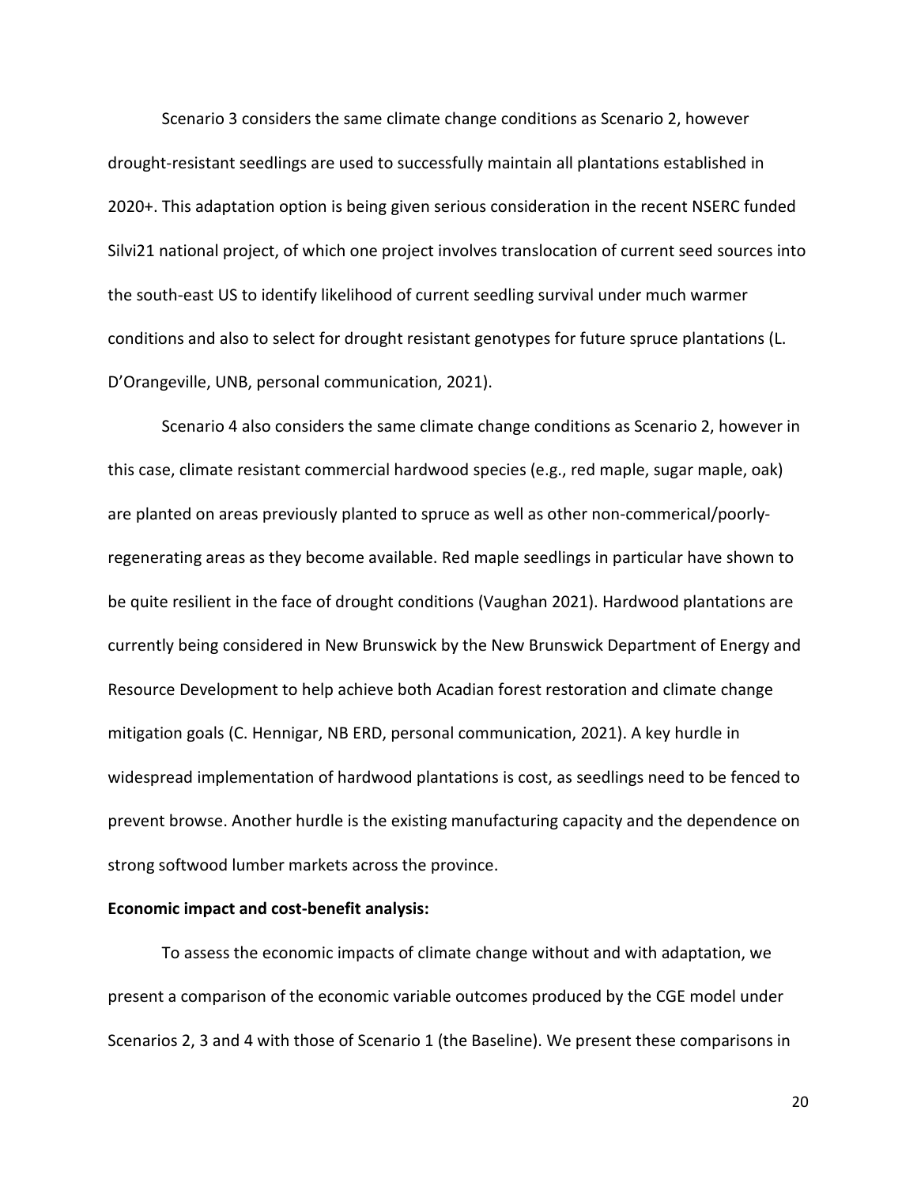Scenario 3 considers the same climate change conditions as Scenario 2, however drought-resistant seedlings are used to successfully maintain all plantations established in 2020+. This adaptation option is being given serious consideration in the recent NSERC funded Silvi21 national project, of which one project involves translocation of current seed sources into the south-east US to identify likelihood of current seedling survival under much warmer conditions and also to select for drought resistant genotypes for future spruce plantations (L. D'Orangeville, UNB, personal communication, 2021).

Scenario 4 also considers the same climate change conditions as Scenario 2, however in this case, climate resistant commercial hardwood species (e.g., red maple, sugar maple, oak) are planted on areas previously planted to spruce as well as other non-commerical/poorly-regenerating areas as they become available. Red maple seedlings in particular have shown to be quite resilient in the face of drought conditions (Vaughan 2021). Hardwood plantations are currently being considered in New Brunswick by the New Brunswick Department of Energy and Resource Development to help achieve both Acadian forest restoration and climate change mitigation goals (C. Hennigar, NB ERD, personal communication, 2021). A key hurdle in widespread implementation of hardwood plantations is cost, as seedlings need to be fenced to prevent browse. Another hurdle is the existing manufacturing capacity and the dependence on strong softwood lumber markets across the province.

**Economic impact and cost-benefit analysis:**

To assess the economic impacts of climate change without and with adaptation, we present a comparison of the economic variable outcomes produced by the CGE model under Scenarios 2, 3 and 4 with those of Scenario 1 (the Baseline). We present these comparisons in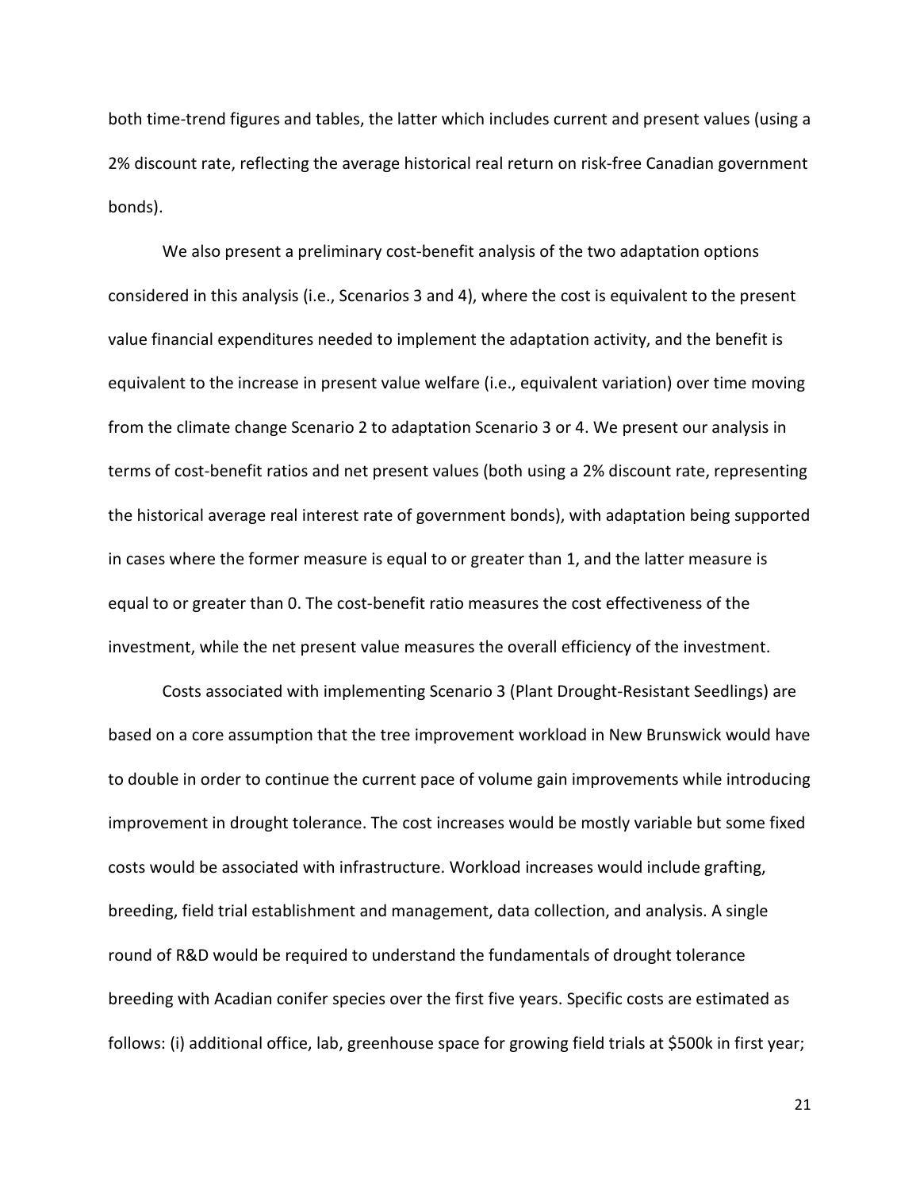both time-trend figures and tables, the latter which includes current and present values (using a 2% discount rate, reflecting the average historical real return on risk-free Canadian government bonds).

We also present a preliminary cost-benefit analysis of the two adaptation options considered in this analysis (i.e., Scenarios 3 and 4), where the cost is equivalent to the present value financial expenditures needed to implement the adaptation activity, and the benefit is equivalent to the increase in present value welfare (i.e., equivalent variation) over time moving from the climate change Scenario 2 to adaptation Scenario 3 or 4. We present our analysis in terms of cost-benefit ratios and net present values (both using a 2% discount rate, representing the historical average real interest rate of government bonds), with adaptation being supported in cases where the former measure is equal to or greater than 1, and the latter measure is equal to or greater than 0. The cost-benefit ratio measures the cost effectiveness of the investment, while the net present value measures the overall efficiency of the investment.

Costs associated with implementing Scenario 3 (Plant Drought-Resistant Seedlings) are based on a core assumption that the tree improvement workload in New Brunswick would have to double in order to continue the current pace of volume gain improvements while introducing improvement in drought tolerance. The cost increases would be mostly variable but some fixed costs would be associated with infrastructure. Workload increases would include grafting, breeding, field trial establishment and management, data collection, and analysis. A single round of R&D would be required to understand the fundamentals of drought tolerance breeding with Acadian conifer species over the first five years. Specific costs are estimated as follows: (i) additional office, lab, greenhouse space for growing field trials at $500k in first year;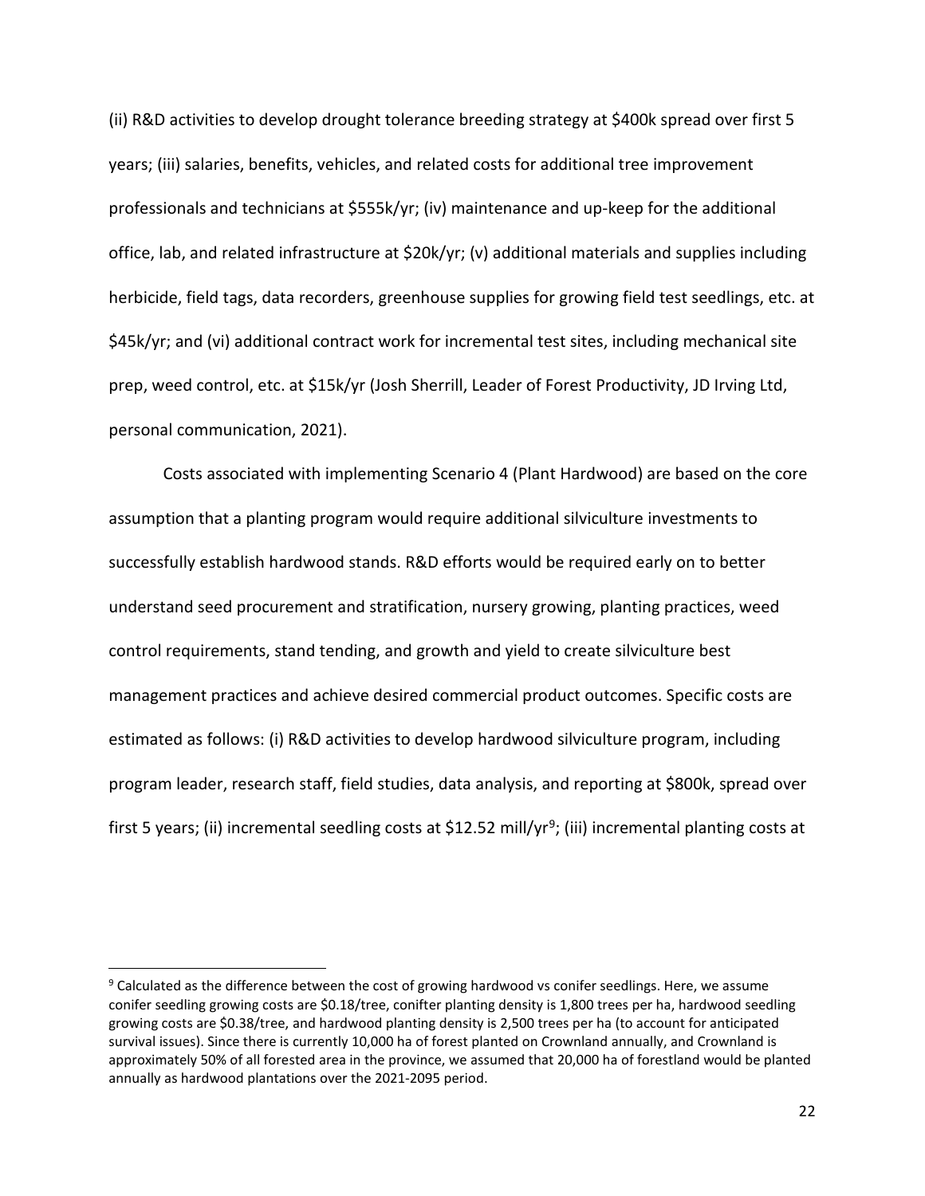(ii) R&D activities to develop drought tolerance breeding strategy at $400k spread over first 5 years; (iii) salaries, benefits, vehicles, and related costs for additional tree improvement professionals and technicians at $555k/yr; (iv) maintenance and up-keep for the additional office, lab, and related infrastructure at $20k/yr; (v) additional materials and supplies including herbicide, field tags, data recorders, greenhouse supplies for growing field test seedlings, etc. at $45k/yr; and (vi) additional contract work for incremental test sites, including mechanical site prep, weed control, etc. at $15k/yr (Josh Sherrill, Leader of Forest Productivity, JD Irving Ltd, personal communication, 2021).

Costs associated with implementing Scenario 4 (Plant Hardwood) are based on the core assumption that a planting program would require additional silviculture investments to successfully establish hardwood stands. R&D efforts would be required early on to better understand seed procurement and stratification, nursery growing, planting practices, weed control requirements, stand tending, and growth and yield to create silviculture best management practices and achieve desired commercial product outcomes. Specific costs are estimated as follows: (i) R&D activities to develop hardwood silviculture program, including program leader, research staff, field studies, data analysis, and reporting at $800k, spread over first 5 years; (ii) incremental seedling costs at $12.52 mill/yr[9]; (iii) incremental planting costs at

[9] Calculated as the difference between the cost of growing hardwood vs conifer seedlings. Here, we assume conifer seedling growing costs are $0.18/tree, conifter planting density is 1,800 trees per ha, hardwood seedling growing costs are $0.38/tree, and hardwood planting density is 2,500 trees per ha (to account for anticipated survival issues). Since there is currently 10,000 ha of forest planted on Crownland annually, and Crownland is approximately 50% of all forested area in the province, we assumed that 20,000 ha of forestland would be planted annually as hardwood plantations over the 2021-2095 period.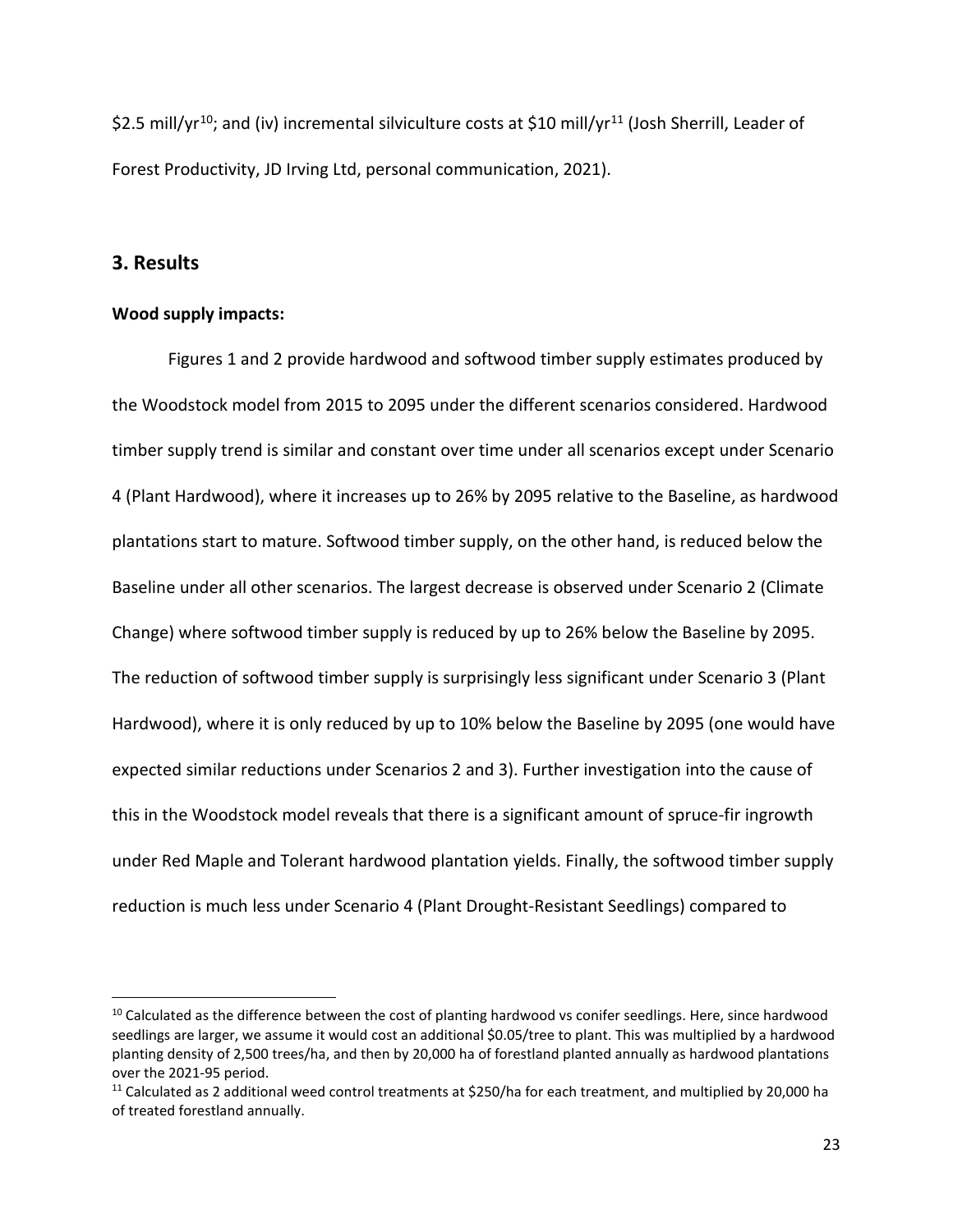\$2.5 mill/yr[10]; and (iv) incremental silviculture costs at \$10 mill/yr[11] (Josh Sherrill, Leader of Forest Productivity, JD Irving Ltd, personal communication, 2021).

## 3. Results

**Wood supply impacts:**

Figures 1 and 2 provide hardwood and softwood timber supply estimates produced by the Woodstock model from 2015 to 2095 under the different scenarios considered. Hardwood timber supply trend is similar and constant over time under all scenarios except under Scenario 4 (Plant Hardwood), where it increases up to 26% by 2095 relative to the Baseline, as hardwood plantations start to mature. Softwood timber supply, on the other hand, is reduced below the Baseline under all other scenarios. The largest decrease is observed under Scenario 2 (Climate Change) where softwood timber supply is reduced by up to 26% below the Baseline by 2095. The reduction of softwood timber supply is surprisingly less significant under Scenario 3 (Plant Hardwood), where it is only reduced by up to 10% below the Baseline by 2095 (one would have expected similar reductions under Scenarios 2 and 3). Further investigation into the cause of this in the Woodstock model reveals that there is a significant amount of spruce-fir ingrowth under Red Maple and Tolerant hardwood plantation yields. Finally, the softwood timber supply reduction is much less under Scenario 4 (Plant Drought-Resistant Seedlings) compared to

[10] Calculated as the difference between the cost of planting hardwood vs conifer seedlings. Here, since hardwood seedlings are larger, we assume it would cost an additional \$0.05/tree to plant. This was multiplied by a hardwood planting density of 2,500 trees/ha, and then by 20,000 ha of forestland planted annually as hardwood plantations over the 2021-95 period.

[11] Calculated as 2 additional weed control treatments at \$250/ha for each treatment, and multiplied by 20,000 ha of treated forestland annually.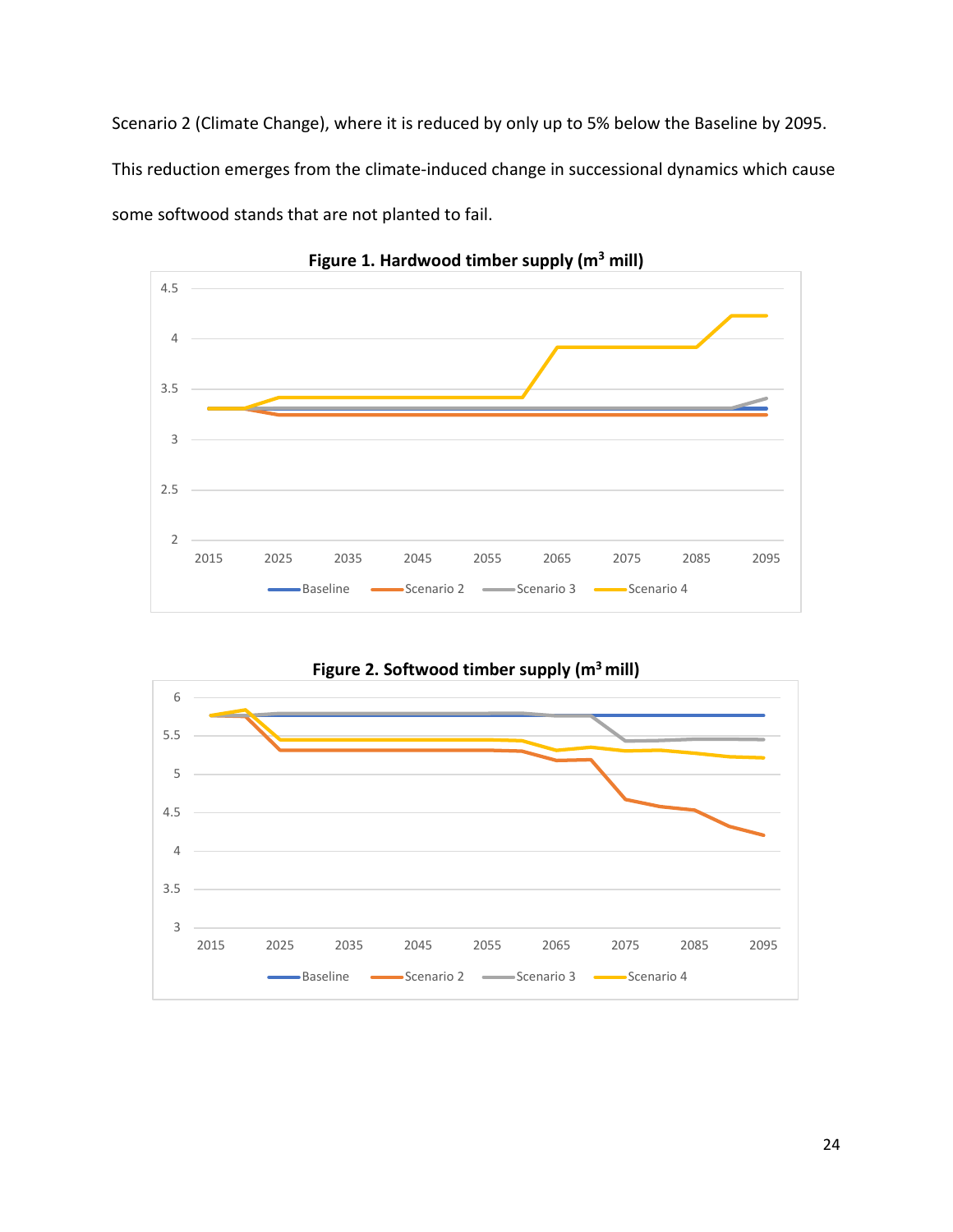Scenario 2 (Climate Change), where it is reduced by only up to 5% below the Baseline by 2095. This reduction emerges from the climate-induced change in successional dynamics which cause some softwood stands that are not planted to fail.

**Figure 1. Hardwood timber supply ($m^3$ mill)**

**Figure 2. Softwood timber supply ($m^3$ mill)**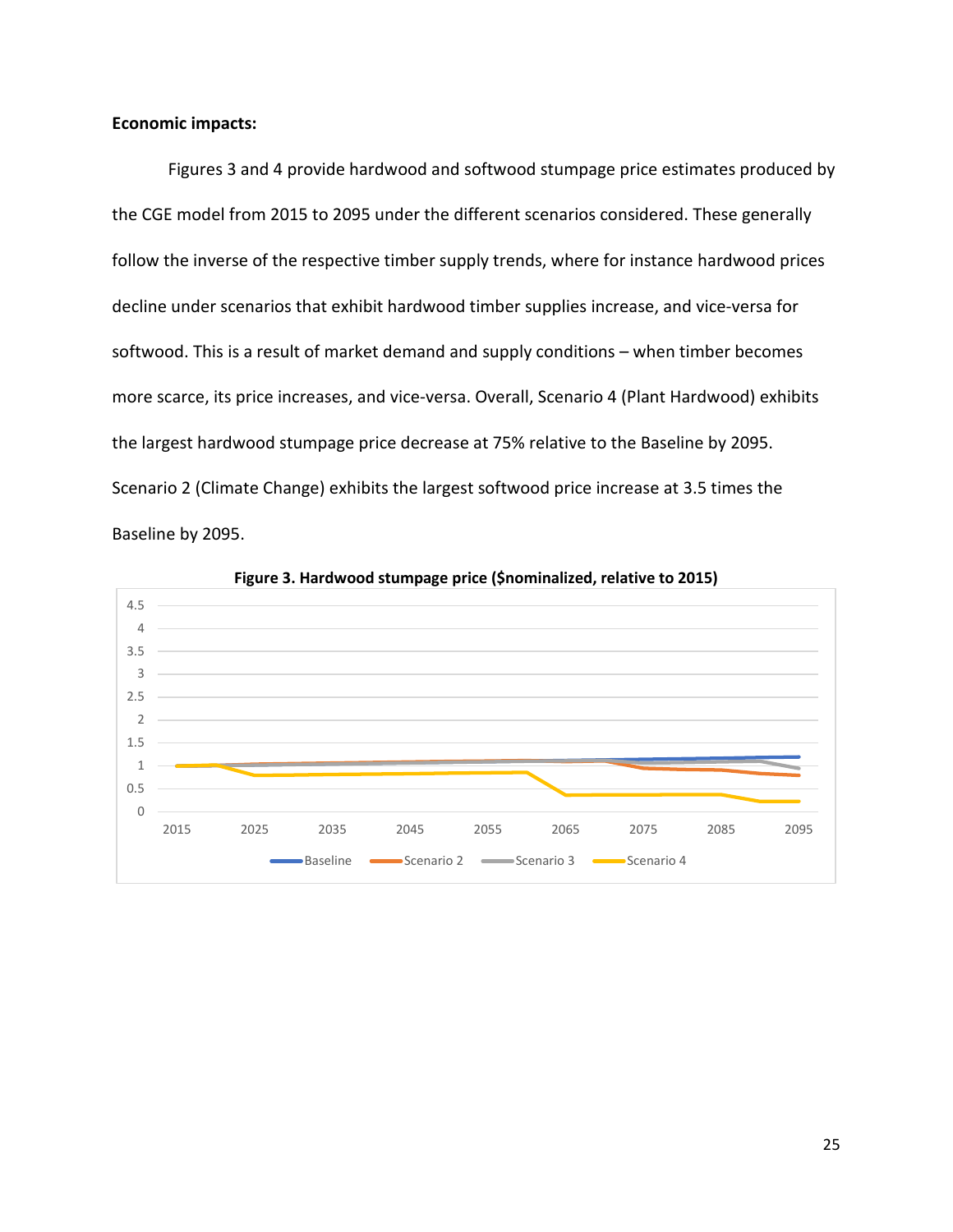**Economic impacts:**

Figures 3 and 4 provide hardwood and softwood stumpage price estimates produced by the CGE model from 2015 to 2095 under the different scenarios considered. These generally follow the inverse of the respective timber supply trends, where for instance hardwood prices decline under scenarios that exhibit hardwood timber supplies increase, and vice-versa for softwood. This is a result of market demand and supply conditions – when timber becomes more scarce, its price increases, and vice-versa. Overall, Scenario 4 (Plant Hardwood) exhibits the largest hardwood stumpage price decrease at 75% relative to the Baseline by 2095. Scenario 2 (Climate Change) exhibits the largest softwood price increase at 3.5 times the Baseline by 2095.

**Figure 3. Hardwood stumpage price ($nominalized, relative to 2015)**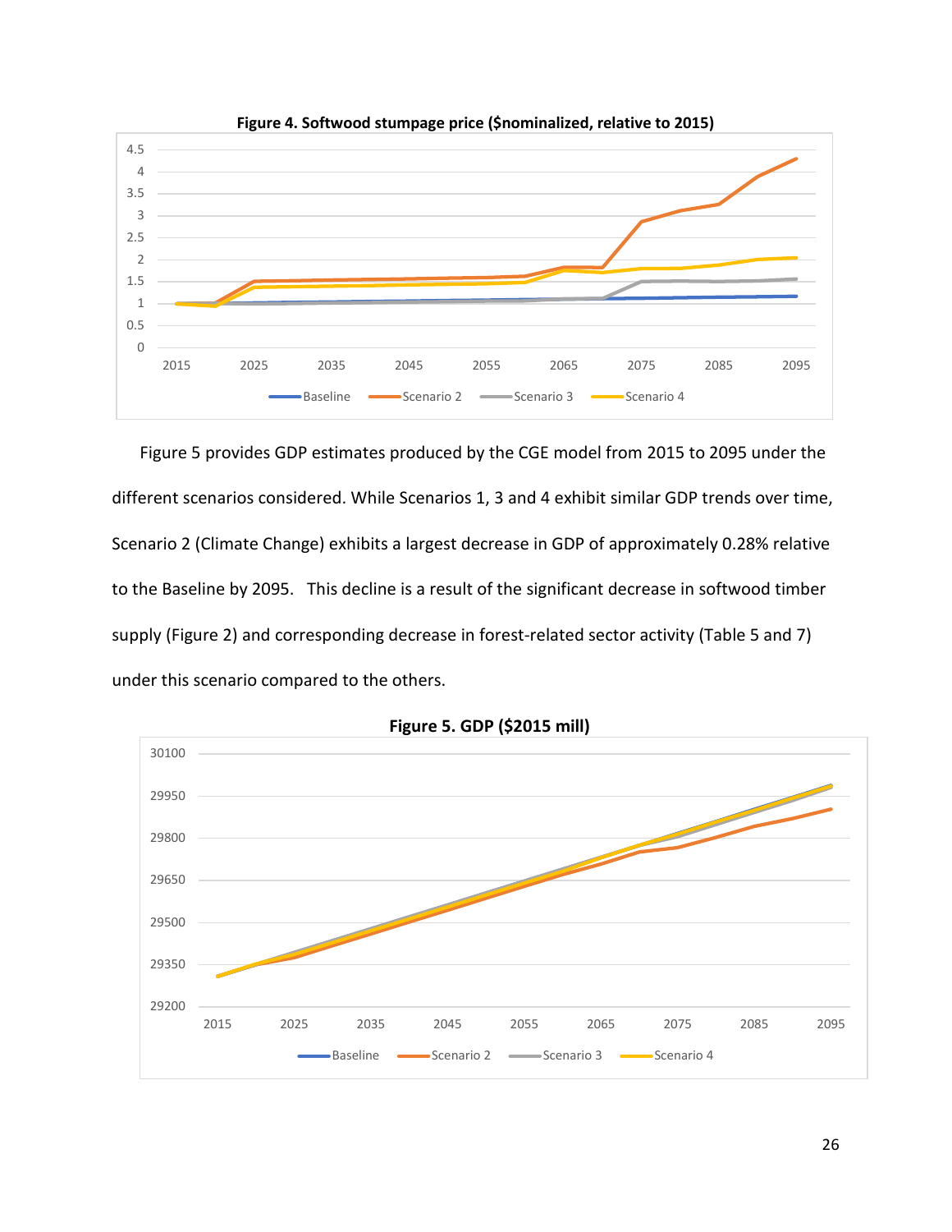**Figure 4. Softwood stumpage price ($nominalized, relative to 2015)**

Figure 5 provides GDP estimates produced by the CGE model from 2015 to 2095 under the different scenarios considered. While Scenarios 1, 3 and 4 exhibit similar GDP trends over time, Scenario 2 (Climate Change) exhibits a largest decrease in GDP of approximately 0.28% relative to the Baseline by 2095. This decline is a result of the significant decrease in softwood timber supply (Figure 2) and corresponding decrease in forest-related sector activity (Table 5 and 7) under this scenario compared to the others.

**Figure 5. GDP ($2015 mill)**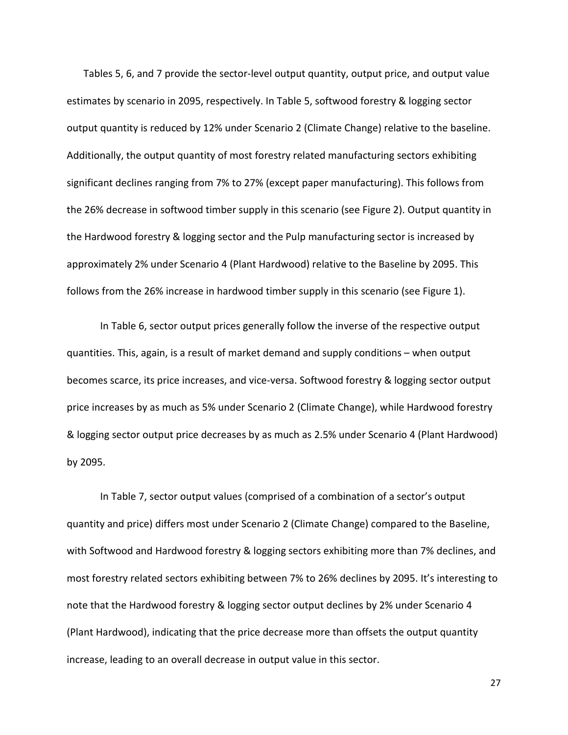Tables 5, 6, and 7 provide the sector-level output quantity, output price, and output value estimates by scenario in 2095, respectively. In Table 5, softwood forestry & logging sector output quantity is reduced by 12% under Scenario 2 (Climate Change) relative to the baseline. Additionally, the output quantity of most forestry related manufacturing sectors exhibiting significant declines ranging from 7% to 27% (except paper manufacturing). This follows from the 26% decrease in softwood timber supply in this scenario (see Figure 2). Output quantity in the Hardwood forestry & logging sector and the Pulp manufacturing sector is increased by approximately 2% under Scenario 4 (Plant Hardwood) relative to the Baseline by 2095. This follows from the 26% increase in hardwood timber supply in this scenario (see Figure 1).

In Table 6, sector output prices generally follow the inverse of the respective output quantities. This, again, is a result of market demand and supply conditions – when output becomes scarce, its price increases, and vice-versa. Softwood forestry & logging sector output price increases by as much as 5% under Scenario 2 (Climate Change), while Hardwood forestry & logging sector output price decreases by as much as 2.5% under Scenario 4 (Plant Hardwood) by 2095.

In Table 7, sector output values (comprised of a combination of a sector's output quantity and price) differs most under Scenario 2 (Climate Change) compared to the Baseline, with Softwood and Hardwood forestry & logging sectors exhibiting more than 7% declines, and most forestry related sectors exhibiting between 7% to 26% declines by 2095. It's interesting to note that the Hardwood forestry & logging sector output declines by 2% under Scenario 4 (Plant Hardwood), indicating that the price decrease more than offsets the output quantity increase, leading to an overall decrease in output value in this sector.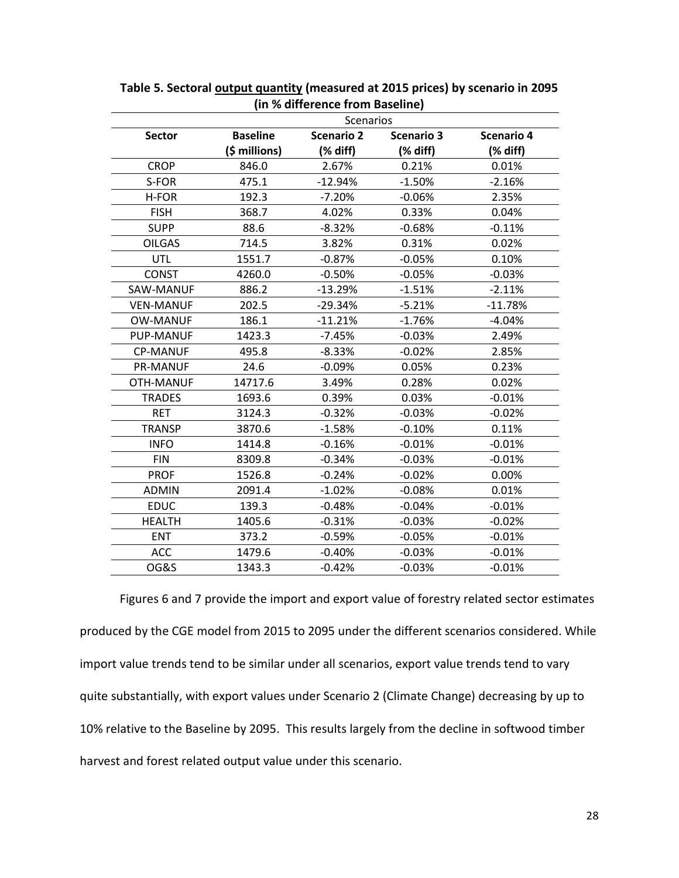**Table 5. Sectoral <u>output quantity</u> (measured at 2015 prices) by scenario in 2095 (in % difference from Baseline)**

| | Scenarios | | | |
|---|---|---|---|---|
| **Sector** | **Baseline ($ millions)** | **Scenario 2 (% diff)** | **Scenario 3 (% diff)** | **Scenario 4 (% diff)** |
| CROP | 846.0 | 2.67% | 0.21% | 0.01% |
| S-FOR | 475.1 | -12.94% | -1.50% | -2.16% |
| H-FOR | 192.3 | -7.20% | -0.06% | 2.35% |
| FISH | 368.7 | 4.02% | 0.33% | 0.04% |
| SUPP | 88.6 | -8.32% | -0.68% | -0.11% |
| OILGAS | 714.5 | 3.82% | 0.31% | 0.02% |
| UTL | 1551.7 | -0.87% | -0.05% | 0.10% |
| CONST | 4260.0 | -0.50% | -0.05% | -0.03% |
| SAW-MANUF | 886.2 | -13.29% | -1.51% | -2.11% |
| VEN-MANUF | 202.5 | -29.34% | -5.21% | -11.78% |
| OW-MANUF | 186.1 | -11.21% | -1.76% | -4.04% |
| PUP-MANUF | 1423.3 | -7.45% | -0.03% | 2.49% |
| CP-MANUF | 495.8 | -8.33% | -0.02% | 2.85% |
| PR-MANUF | 24.6 | -0.09% | 0.05% | 0.23% |
| OTH-MANUF | 14717.6 | 3.49% | 0.28% | 0.02% |
| TRADES | 1693.6 | 0.39% | 0.03% | -0.01% |
| RET | 3124.3 | -0.32% | -0.03% | -0.02% |
| TRANSP | 3870.6 | -1.58% | -0.10% | 0.11% |
| INFO | 1414.8 | -0.16% | -0.01% | -0.01% |
| FIN | 8309.8 | -0.34% | -0.03% | -0.01% |
| PROF | 1526.8 | -0.24% | -0.02% | 0.00% |
| ADMIN | 2091.4 | -1.02% | -0.08% | 0.01% |
| EDUC | 139.3 | -0.48% | -0.04% | -0.01% |
| HEALTH | 1405.6 | -0.31% | -0.03% | -0.02% |
| ENT | 373.2 | -0.59% | -0.05% | -0.01% |
| ACC | 1479.6 | -0.40% | -0.03% | -0.01% |
| OG&S | 1343.3 | -0.42% | -0.03% | -0.01% |

Figures 6 and 7 provide the import and export value of forestry related sector estimates produced by the CGE model from 2015 to 2095 under the different scenarios considered. While import value trends tend to be similar under all scenarios, export value trends tend to vary quite substantially, with export values under Scenario 2 (Climate Change) decreasing by up to 10% relative to the Baseline by 2095. This results largely from the decline in softwood timber harvest and forest related output value under this scenario.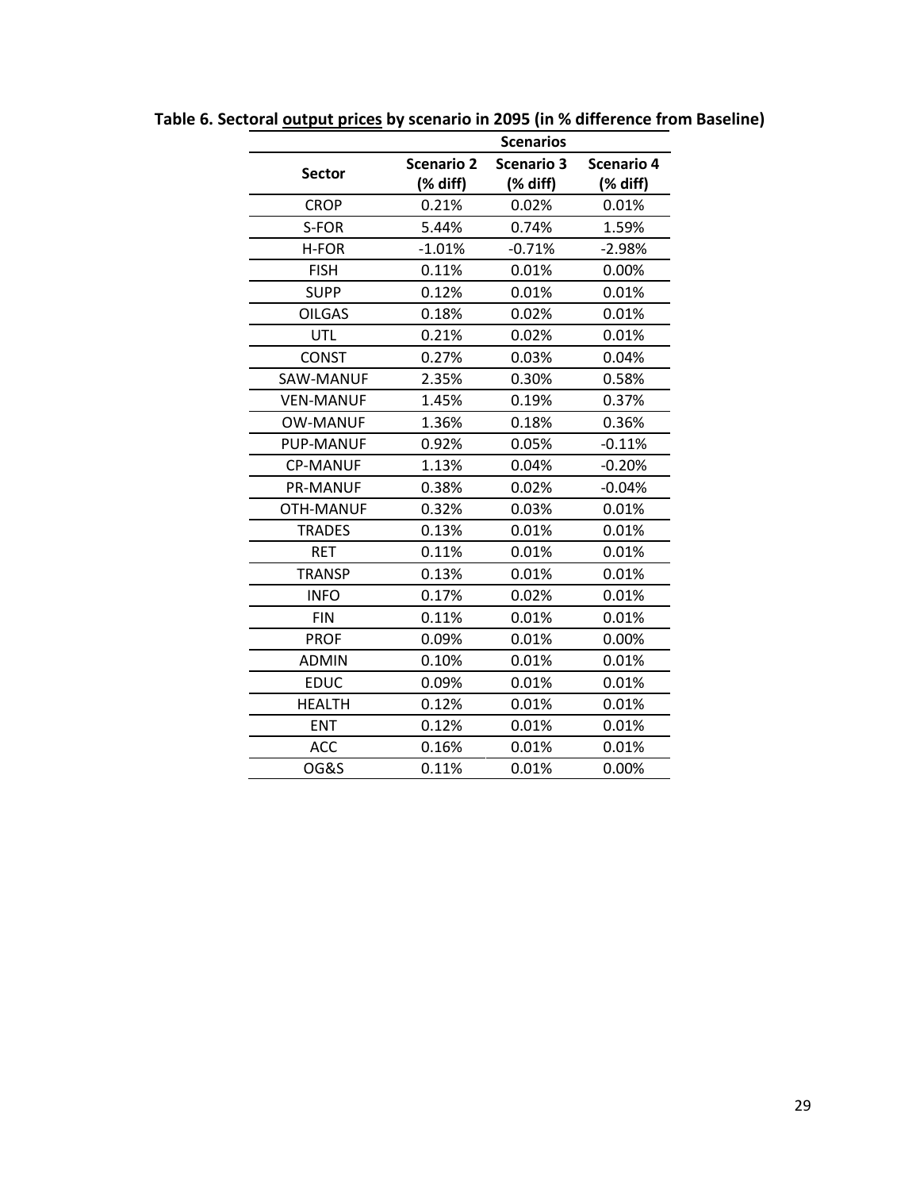**Table 6. Sectoral <u>output prices</u> by scenario in 2095 (in % difference from Baseline)**

| Sector | Scenarios | | |
|---|---|---|---|
| | Scenario 2 (% diff) | Scenario 3 (% diff) | Scenario 4 (% diff) |
| CROP | 0.21% | 0.02% | 0.01% |
| S-FOR | 5.44% | 0.74% | 1.59% |
| H-FOR | -1.01% | -0.71% | -2.98% |
| FISH | 0.11% | 0.01% | 0.00% |
| SUPP | 0.12% | 0.01% | 0.01% |
| OILGAS | 0.18% | 0.02% | 0.01% |
| UTL | 0.21% | 0.02% | 0.01% |
| CONST | 0.27% | 0.03% | 0.04% |
| SAW-MANUF | 2.35% | 0.30% | 0.58% |
| VEN-MANUF | 1.45% | 0.19% | 0.37% |
| OW-MANUF | 1.36% | 0.18% | 0.36% |
| PUP-MANUF | 0.92% | 0.05% | -0.11% |
| CP-MANUF | 1.13% | 0.04% | -0.20% |
| PR-MANUF | 0.38% | 0.02% | -0.04% |
| OTH-MANUF | 0.32% | 0.03% | 0.01% |
| TRADES | 0.13% | 0.01% | 0.01% |
| RET | 0.11% | 0.01% | 0.01% |
| TRANSP | 0.13% | 0.01% | 0.01% |
| INFO | 0.17% | 0.02% | 0.01% |
| FIN | 0.11% | 0.01% | 0.01% |
| PROF | 0.09% | 0.01% | 0.00% |
| ADMIN | 0.10% | 0.01% | 0.01% |
| EDUC | 0.09% | 0.01% | 0.01% |
| HEALTH | 0.12% | 0.01% | 0.01% |
| ENT | 0.12% | 0.01% | 0.01% |
| ACC | 0.16% | 0.01% | 0.01% |
| OG&S | 0.11% | 0.01% | 0.00% |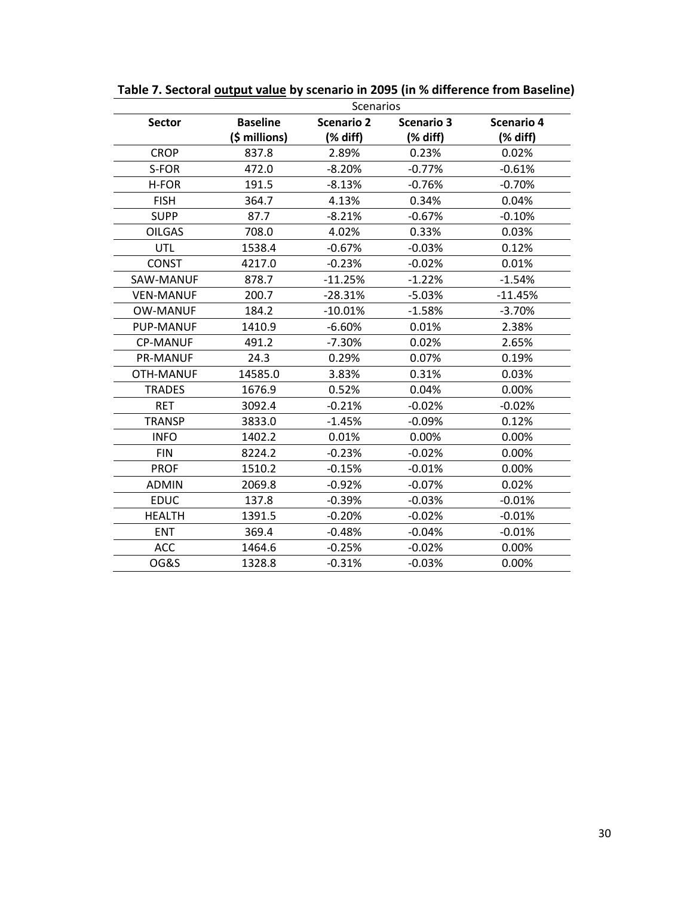**Table 7. Sectoral output value by scenario in 2095 (in % difference from Baseline)**

| | | Scenarios | | |
|---|---|---|---|---|
| **Sector** | **Baseline ($ millions)** | **Scenario 2 (% diff)** | **Scenario 3 (% diff)** | **Scenario 4 (% diff)** |
| CROP | 837.8 | 2.89% | 0.23% | 0.02% |
| S-FOR | 472.0 | -8.20% | -0.77% | -0.61% |
| H-FOR | 191.5 | -8.13% | -0.76% | -0.70% |
| FISH | 364.7 | 4.13% | 0.34% | 0.04% |
| SUPP | 87.7 | -8.21% | -0.67% | -0.10% |
| OILGAS | 708.0 | 4.02% | 0.33% | 0.03% |
| UTL | 1538.4 | -0.67% | -0.03% | 0.12% |
| CONST | 4217.0 | -0.23% | -0.02% | 0.01% |
| SAW-MANUF | 878.7 | -11.25% | -1.22% | -1.54% |
| VEN-MANUF | 200.7 | -28.31% | -5.03% | -11.45% |
| OW-MANUF | 184.2 | -10.01% | -1.58% | -3.70% |
| PUP-MANUF | 1410.9 | -6.60% | 0.01% | 2.38% |
| CP-MANUF | 491.2 | -7.30% | 0.02% | 2.65% |
| PR-MANUF | 24.3 | 0.29% | 0.07% | 0.19% |
| OTH-MANUF | 14585.0 | 3.83% | 0.31% | 0.03% |
| TRADES | 1676.9 | 0.52% | 0.04% | 0.00% |
| RET | 3092.4 | -0.21% | -0.02% | -0.02% |
| TRANSP | 3833.0 | -1.45% | -0.09% | 0.12% |
| INFO | 1402.2 | 0.01% | 0.00% | 0.00% |
| FIN | 8224.2 | -0.23% | -0.02% | 0.00% |
| PROF | 1510.2 | -0.15% | -0.01% | 0.00% |
| ADMIN | 2069.8 | -0.92% | -0.07% | 0.02% |
| EDUC | 137.8 | -0.39% | -0.03% | -0.01% |
| HEALTH | 1391.5 | -0.20% | -0.02% | -0.01% |
| ENT | 369.4 | -0.48% | -0.04% | -0.01% |
| ACC | 1464.6 | -0.25% | -0.02% | 0.00% |
| OG&S | 1328.8 | -0.31% | -0.03% | 0.00% |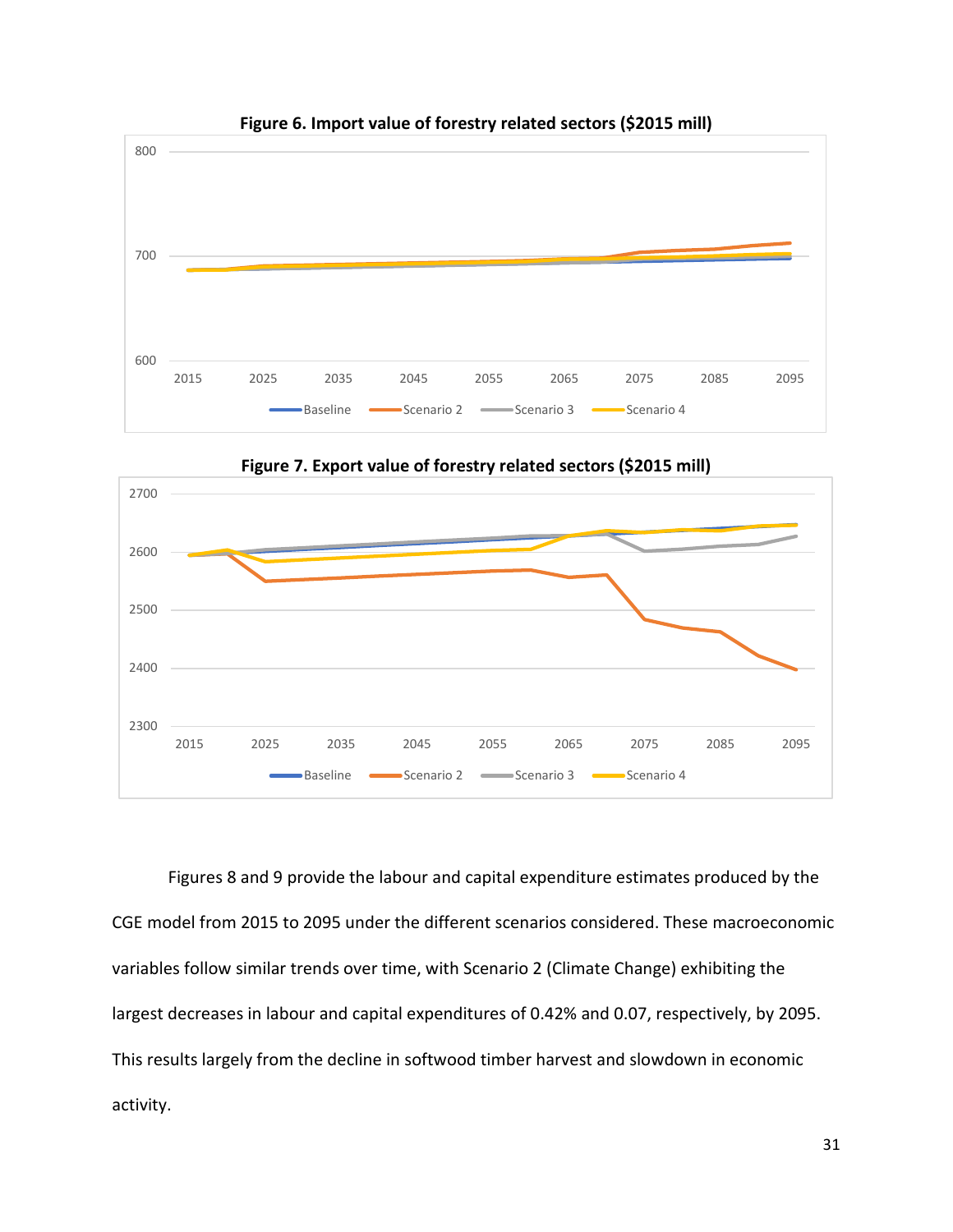**Figure 6. Import value of forestry related sectors ($2015 mill)**

**Figure 7. Export value of forestry related sectors ($2015 mill)**

Figures 8 and 9 provide the labour and capital expenditure estimates produced by the CGE model from 2015 to 2095 under the different scenarios considered. These macroeconomic variables follow similar trends over time, with Scenario 2 (Climate Change) exhibiting the largest decreases in labour and capital expenditures of 0.42% and 0.07, respectively, by 2095. This results largely from the decline in softwood timber harvest and slowdown in economic activity.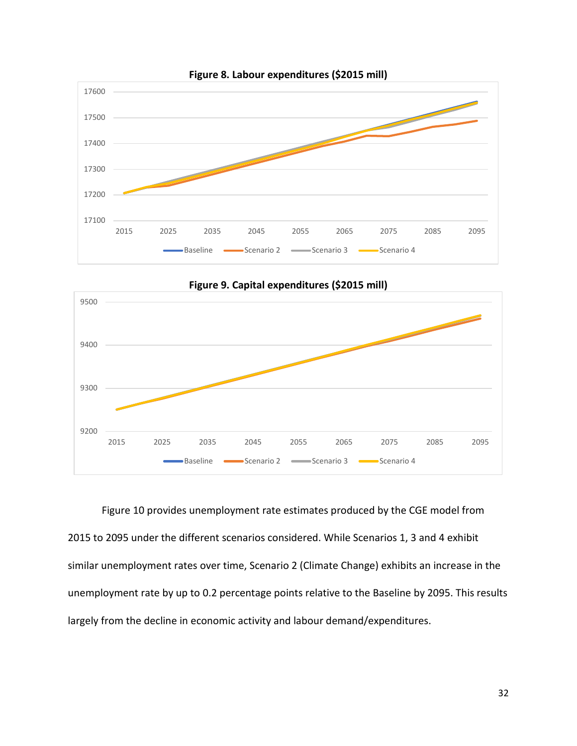**Figure 8. Labour expenditures ($2015 mill)**

**Figure 9. Capital expenditures ($2015 mill)**

Figure 10 provides unemployment rate estimates produced by the CGE model from 2015 to 2095 under the different scenarios considered. While Scenarios 1, 3 and 4 exhibit similar unemployment rates over time, Scenario 2 (Climate Change) exhibits an increase in the unemployment rate by up to 0.2 percentage points relative to the Baseline by 2095. This results largely from the decline in economic activity and labour demand/expenditures.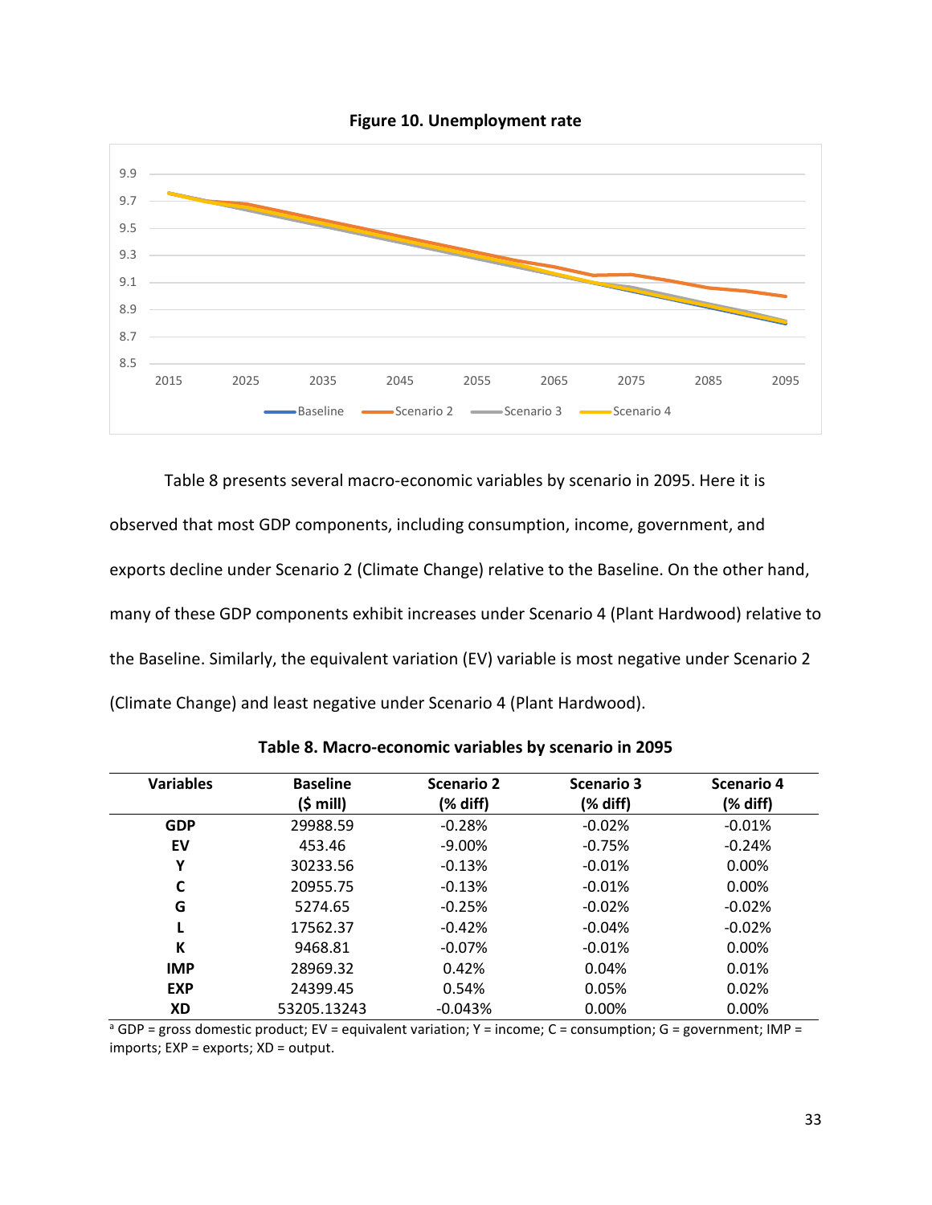**Figure 10. Unemployment rate**

Table 8 presents several macro-economic variables by scenario in 2095. Here it is observed that most GDP components, including consumption, income, government, and exports decline under Scenario 2 (Climate Change) relative to the Baseline. On the other hand, many of these GDP components exhibit increases under Scenario 4 (Plant Hardwood) relative to the Baseline. Similarly, the equivalent variation (EV) variable is most negative under Scenario 2 (Climate Change) and least negative under Scenario 4 (Plant Hardwood).

**Table 8. Macro-economic variables by scenario in 2095**

| Variables | Baseline ($ mill) | Scenario 2 (% diff) | Scenario 3 (% diff) | Scenario 4 (% diff) |
|---|---|---|---|---|
| **GDP** | 29988.59 | -0.28% | -0.02% | -0.01% |
| **EV** | 453.46 | -9.00% | -0.75% | -0.24% |
| **Y** | 30233.56 | -0.13% | -0.01% | 0.00% |
| **C** | 20955.75 | -0.13% | -0.01% | 0.00% |
| **G** | 5274.65 | -0.25% | -0.02% | -0.02% |
| **L** | 17562.37 | -0.42% | -0.04% | -0.02% |
| **K** | 9468.81 | -0.07% | -0.01% | 0.00% |
| **IMP** | 28969.32 | 0.42% | 0.04% | 0.01% |
| **EXP** | 24399.45 | 0.54% | 0.05% | 0.02% |
| **XD** | 53205.13243 | -0.043% | 0.00% | 0.00% |

[a] GDP = gross domestic product; EV = equivalent variation; Y = income; C = consumption; G = government; IMP = imports; EXP = exports; XD = output.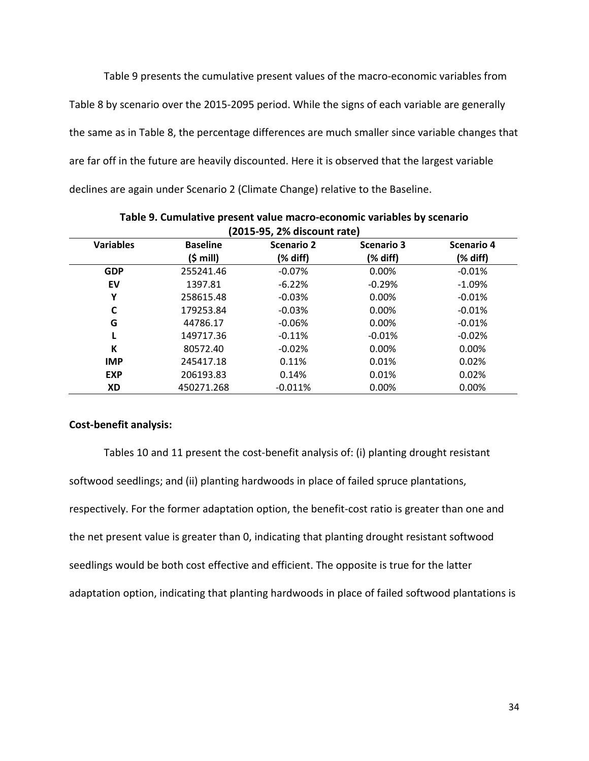Table 9 presents the cumulative present values of the macro-economic variables from Table 8 by scenario over the 2015-2095 period. While the signs of each variable are generally the same as in Table 8, the percentage differences are much smaller since variable changes that are far off in the future are heavily discounted. Here it is observed that the largest variable declines are again under Scenario 2 (Climate Change) relative to the Baseline.

**Table 9. Cumulative present value macro-economic variables by scenario (2015-95, 2% discount rate)**

| Variables | Baseline ($ mill) | Scenario 2 (% diff) | Scenario 3 (% diff) | Scenario 4 (% diff) |
|---|---|---|---|---|
| **GDP** | 255241.46 | -0.07% | 0.00% | -0.01% |
| **EV** | 1397.81 | -6.22% | -0.29% | -1.09% |
| **Y** | 258615.48 | -0.03% | 0.00% | -0.01% |
| **C** | 179253.84 | -0.03% | 0.00% | -0.01% |
| **G** | 44786.17 | -0.06% | 0.00% | -0.01% |
| **L** | 149717.36 | -0.11% | -0.01% | -0.02% |
| **K** | 80572.40 | -0.02% | 0.00% | 0.00% |
| **IMP** | 245417.18 | 0.11% | 0.01% | 0.02% |
| **EXP** | 206193.83 | 0.14% | 0.01% | 0.02% |
| **XD** | 450271.268 | -0.011% | 0.00% | 0.00% |

**Cost-benefit analysis:**

Tables 10 and 11 present the cost-benefit analysis of: (i) planting drought resistant softwood seedlings; and (ii) planting hardwoods in place of failed spruce plantations, respectively. For the former adaptation option, the benefit-cost ratio is greater than one and the net present value is greater than 0, indicating that planting drought resistant softwood seedlings would be both cost effective and efficient. The opposite is true for the latter adaptation option, indicating that planting hardwoods in place of failed softwood plantations is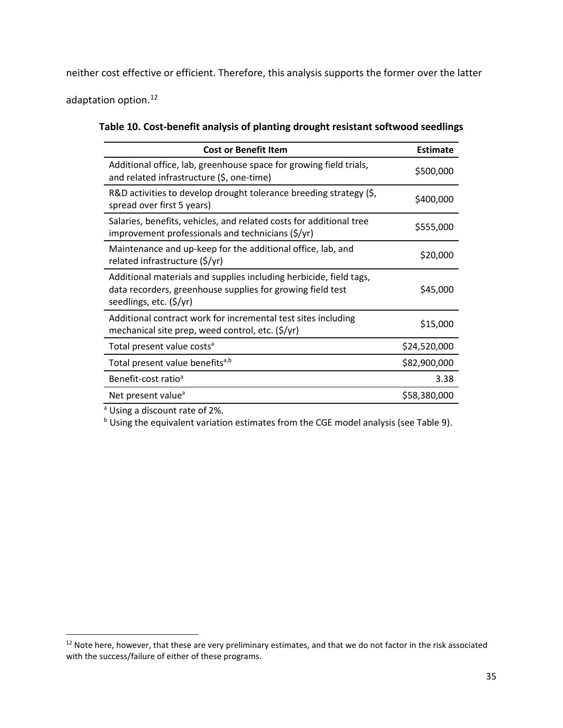neither cost effective or efficient. Therefore, this analysis supports the former over the latter adaptation option.[12]

**Table 10. Cost-benefit analysis of planting drought resistant softwood seedlings**

| Cost or Benefit Item | Estimate |
|---|---:|
| Additional office, lab, greenhouse space for growing field trials, and related infrastructure ($, one-time) | $500,000 |
| R&D activities to develop drought tolerance breeding strategy ($, spread over first 5 years) | $400,000 |
| Salaries, benefits, vehicles, and related costs for additional tree improvement professionals and technicians ($/yr) | $555,000 |
| Maintenance and up-keep for the additional office, lab, and related infrastructure ($/yr) | $20,000 |
| Additional materials and supplies including herbicide, field tags, data recorders, greenhouse supplies for growing field test seedlings, etc. ($/yr) | $45,000 |
| Additional contract work for incremental test sites including mechanical site prep, weed control, etc. ($/yr) | $15,000 |
| Total present value costs[a] | $24,520,000 |
| Total present value benefits[a,b] | $82,900,000 |
| Benefit-cost ratio[a] | 3.38 |
| Net present value[a] | $58,380,000 |

[a] Using a discount rate of 2%.
[b] Using the equivalent variation estimates from the CGE model analysis (see Table 9).

[12] Note here, however, that these are very preliminary estimates, and that we do not factor in the risk associated with the success/failure of either of these programs.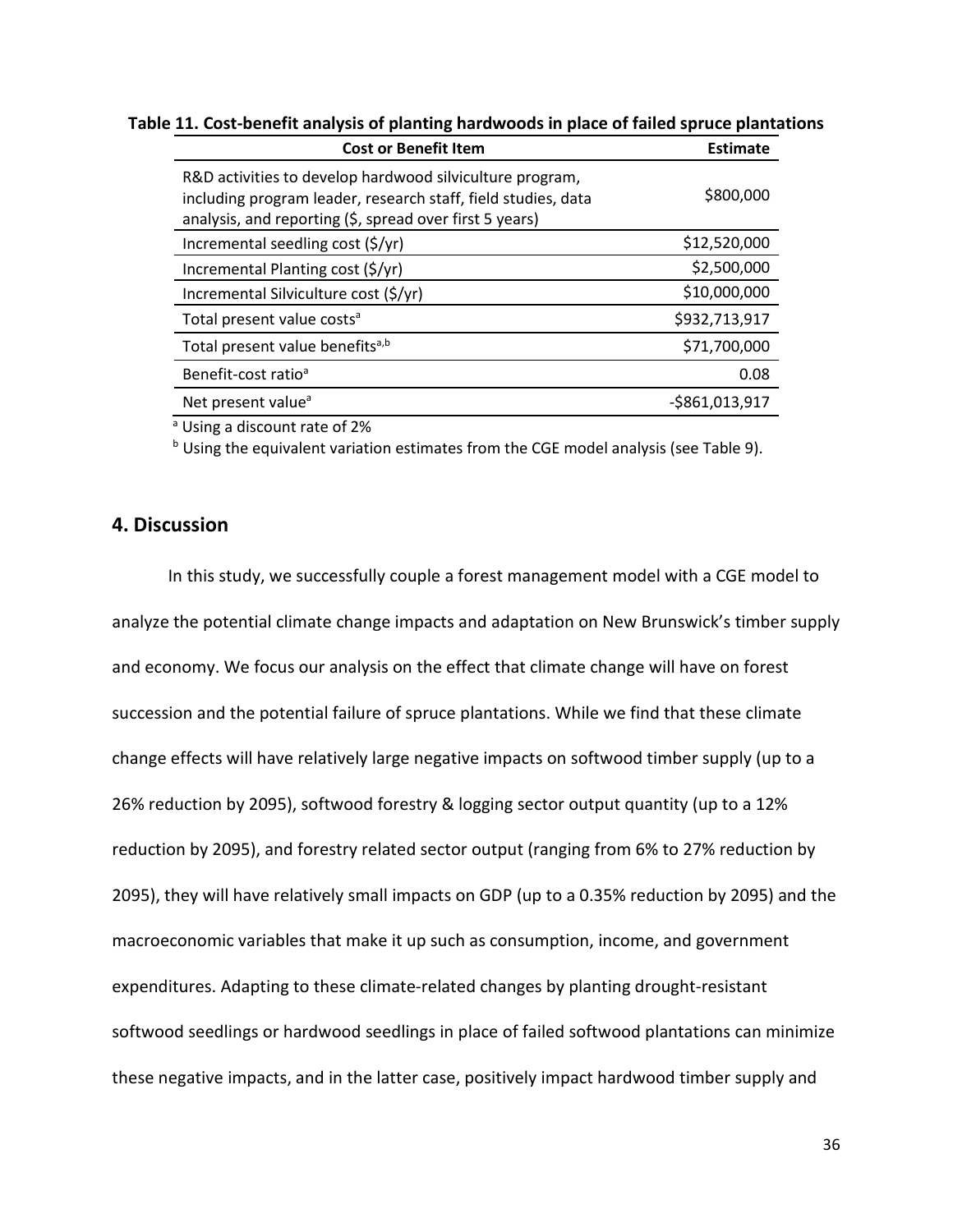**Table 11. Cost-benefit analysis of planting hardwoods in place of failed spruce plantations**

| Cost or Benefit Item | Estimate |
|---|---|
| R&D activities to develop hardwood silviculture program, including program leader, research staff, field studies, data analysis, and reporting ($, spread over first 5 years) | $800,000 |
| Incremental seedling cost ($/yr) | $12,520,000 |
| Incremental Planting cost ($/yr) | $2,500,000 |
| Incremental Silviculture cost ($/yr) | $10,000,000 |
| Total present value costs[a] | $932,713,917 |
| Total present value benefits[a,b] | $71,700,000 |
| Benefit-cost ratio[a] | 0.08 |
| Net present value[a] | -$861,013,917 |

[a] Using a discount rate of 2%

[b] Using the equivalent variation estimates from the CGE model analysis (see Table 9).

## 4. Discussion

In this study, we successfully couple a forest management model with a CGE model to analyze the potential climate change impacts and adaptation on New Brunswick's timber supply and economy. We focus our analysis on the effect that climate change will have on forest succession and the potential failure of spruce plantations. While we find that these climate change effects will have relatively large negative impacts on softwood timber supply (up to a 26% reduction by 2095), softwood forestry & logging sector output quantity (up to a 12% reduction by 2095), and forestry related sector output (ranging from 6% to 27% reduction by 2095), they will have relatively small impacts on GDP (up to a 0.35% reduction by 2095) and the macroeconomic variables that make it up such as consumption, income, and government expenditures. Adapting to these climate-related changes by planting drought-resistant softwood seedlings or hardwood seedlings in place of failed softwood plantations can minimize these negative impacts, and in the latter case, positively impact hardwood timber supply and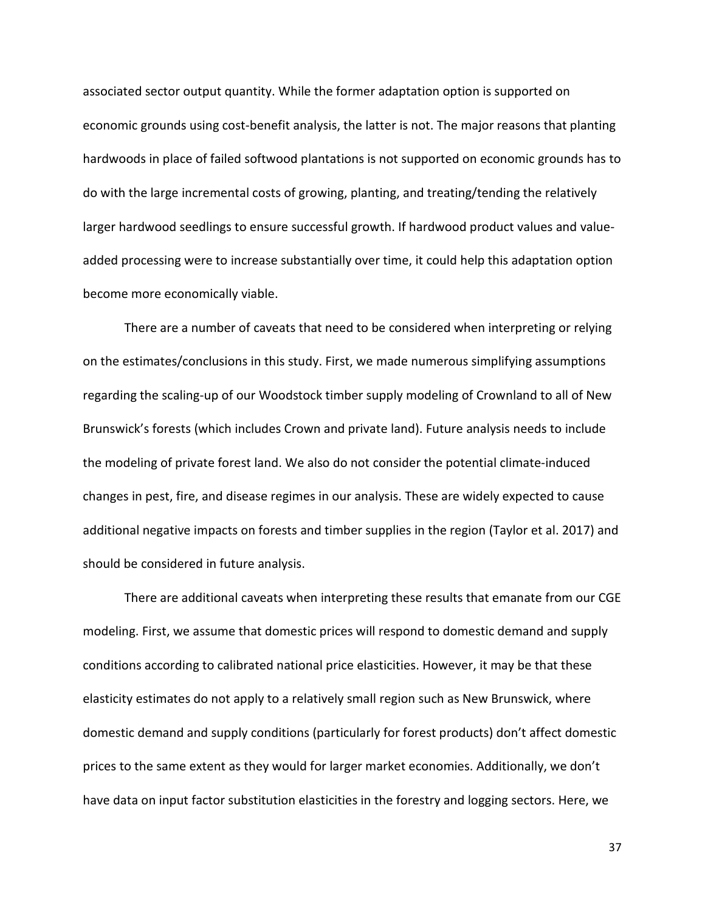associated sector output quantity. While the former adaptation option is supported on economic grounds using cost-benefit analysis, the latter is not. The major reasons that planting hardwoods in place of failed softwood plantations is not supported on economic grounds has to do with the large incremental costs of growing, planting, and treating/tending the relatively larger hardwood seedlings to ensure successful growth. If hardwood product values and value-added processing were to increase substantially over time, it could help this adaptation option become more economically viable.

There are a number of caveats that need to be considered when interpreting or relying on the estimates/conclusions in this study. First, we made numerous simplifying assumptions regarding the scaling-up of our Woodstock timber supply modeling of Crownland to all of New Brunswick's forests (which includes Crown and private land). Future analysis needs to include the modeling of private forest land. We also do not consider the potential climate-induced changes in pest, fire, and disease regimes in our analysis. These are widely expected to cause additional negative impacts on forests and timber supplies in the region (Taylor et al. 2017) and should be considered in future analysis.

There are additional caveats when interpreting these results that emanate from our CGE modeling. First, we assume that domestic prices will respond to domestic demand and supply conditions according to calibrated national price elasticities. However, it may be that these elasticity estimates do not apply to a relatively small region such as New Brunswick, where domestic demand and supply conditions (particularly for forest products) don't affect domestic prices to the same extent as they would for larger market economies. Additionally, we don't have data on input factor substitution elasticities in the forestry and logging sectors. Here, we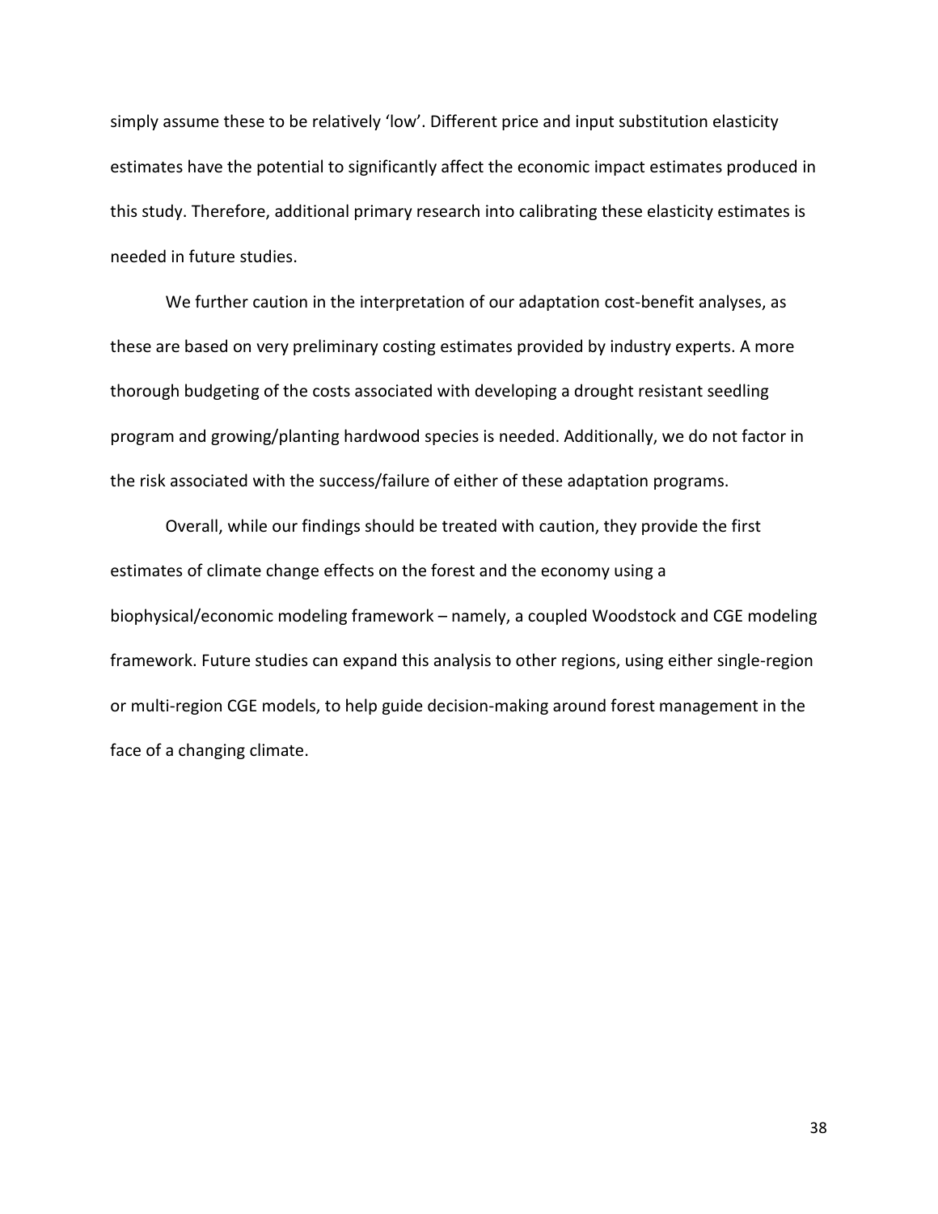simply assume these to be relatively 'low'. Different price and input substitution elasticity estimates have the potential to significantly affect the economic impact estimates produced in this study. Therefore, additional primary research into calibrating these elasticity estimates is needed in future studies.

We further caution in the interpretation of our adaptation cost-benefit analyses, as these are based on very preliminary costing estimates provided by industry experts. A more thorough budgeting of the costs associated with developing a drought resistant seedling program and growing/planting hardwood species is needed. Additionally, we do not factor in the risk associated with the success/failure of either of these adaptation programs.

Overall, while our findings should be treated with caution, they provide the first estimates of climate change effects on the forest and the economy using a biophysical/economic modeling framework – namely, a coupled Woodstock and CGE modeling framework. Future studies can expand this analysis to other regions, using either single-region or multi-region CGE models, to help guide decision-making around forest management in the face of a changing climate.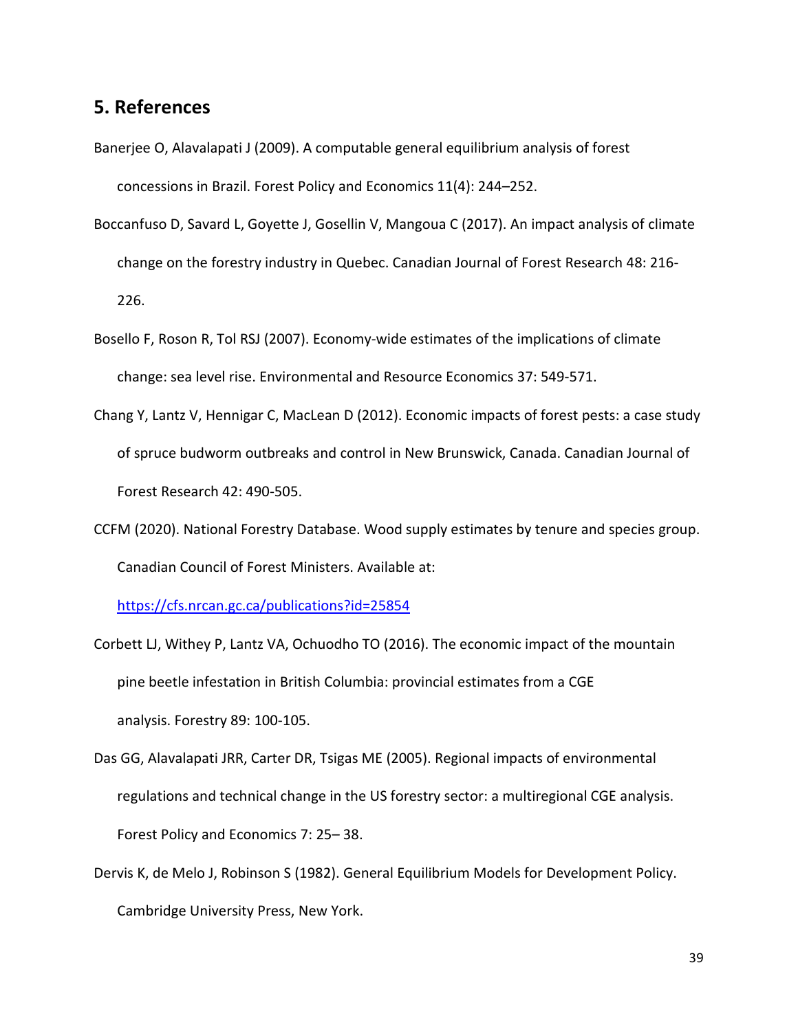## 5. References

Banerjee O, Alavalapati J (2009). A computable general equilibrium analysis of forest concessions in Brazil. Forest Policy and Economics 11(4): 244–252.

Boccanfuso D, Savard L, Goyette J, Gosellin V, Mangoua C (2017). An impact analysis of climate change on the forestry industry in Quebec. Canadian Journal of Forest Research 48: 216-226.

Bosello F, Roson R, Tol RSJ (2007). Economy-wide estimates of the implications of climate change: sea level rise. Environmental and Resource Economics 37: 549-571.

Chang Y, Lantz V, Hennigar C, MacLean D (2012). Economic impacts of forest pests: a case study of spruce budworm outbreaks and control in New Brunswick, Canada. Canadian Journal of Forest Research 42: 490-505.

CCFM (2020). National Forestry Database. Wood supply estimates by tenure and species group. Canadian Council of Forest Ministers. Available at: https://cfs.nrcan.gc.ca/publications?id=25854

Corbett LJ, Withey P, Lantz VA, Ochuodho TO (2016). The economic impact of the mountain pine beetle infestation in British Columbia: provincial estimates from a CGE analysis. Forestry 89: 100-105.

Das GG, Alavalapati JRR, Carter DR, Tsigas ME (2005). Regional impacts of environmental regulations and technical change in the US forestry sector: a multiregional CGE analysis. Forest Policy and Economics 7: 25– 38.

Dervis K, de Melo J, Robinson S (1982). General Equilibrium Models for Development Policy. Cambridge University Press, New York.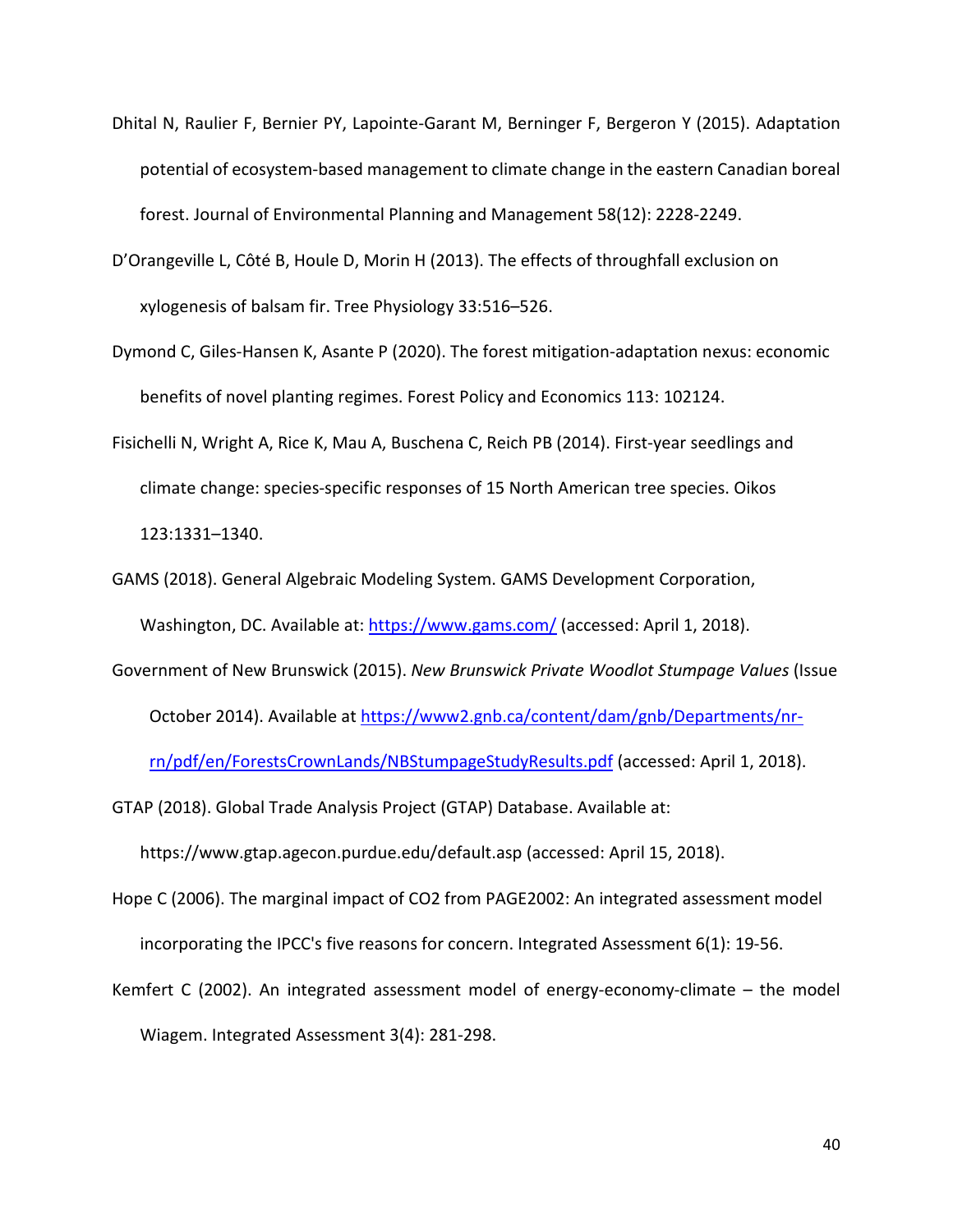Dhital N, Raulier F, Bernier PY, Lapointe-Garant M, Berninger F, Bergeron Y (2015). Adaptation potential of ecosystem-based management to climate change in the eastern Canadian boreal forest. Journal of Environmental Planning and Management 58(12): 2228-2249.

D'Orangeville L, Côté B, Houle D, Morin H (2013). The effects of throughfall exclusion on xylogenesis of balsam fir. Tree Physiology 33:516–526.

Dymond C, Giles-Hansen K, Asante P (2020). The forest mitigation-adaptation nexus: economic benefits of novel planting regimes. Forest Policy and Economics 113: 102124.

Fisichelli N, Wright A, Rice K, Mau A, Buschena C, Reich PB (2014). First-year seedlings and climate change: species-specific responses of 15 North American tree species. Oikos 123:1331–1340.

GAMS (2018). General Algebraic Modeling System. GAMS Development Corporation, Washington, DC. Available at: https://www.gams.com/ (accessed: April 1, 2018).

Government of New Brunswick (2015). *New Brunswick Private Woodlot Stumpage Values* (Issue October 2014). Available at https://www2.gnb.ca/content/dam/gnb/Departments/nr-rn/pdf/en/ForestsCrownLands/NBStumpageStudyResults.pdf (accessed: April 1, 2018).

GTAP (2018). Global Trade Analysis Project (GTAP) Database. Available at: https://www.gtap.agecon.purdue.edu/default.asp (accessed: April 15, 2018).

Hope C (2006). The marginal impact of CO2 from PAGE2002: An integrated assessment model incorporating the IPCC's five reasons for concern. Integrated Assessment 6(1): 19-56.

Kemfert C (2002). An integrated assessment model of energy-economy-climate – the model Wiagem. Integrated Assessment 3(4): 281-298.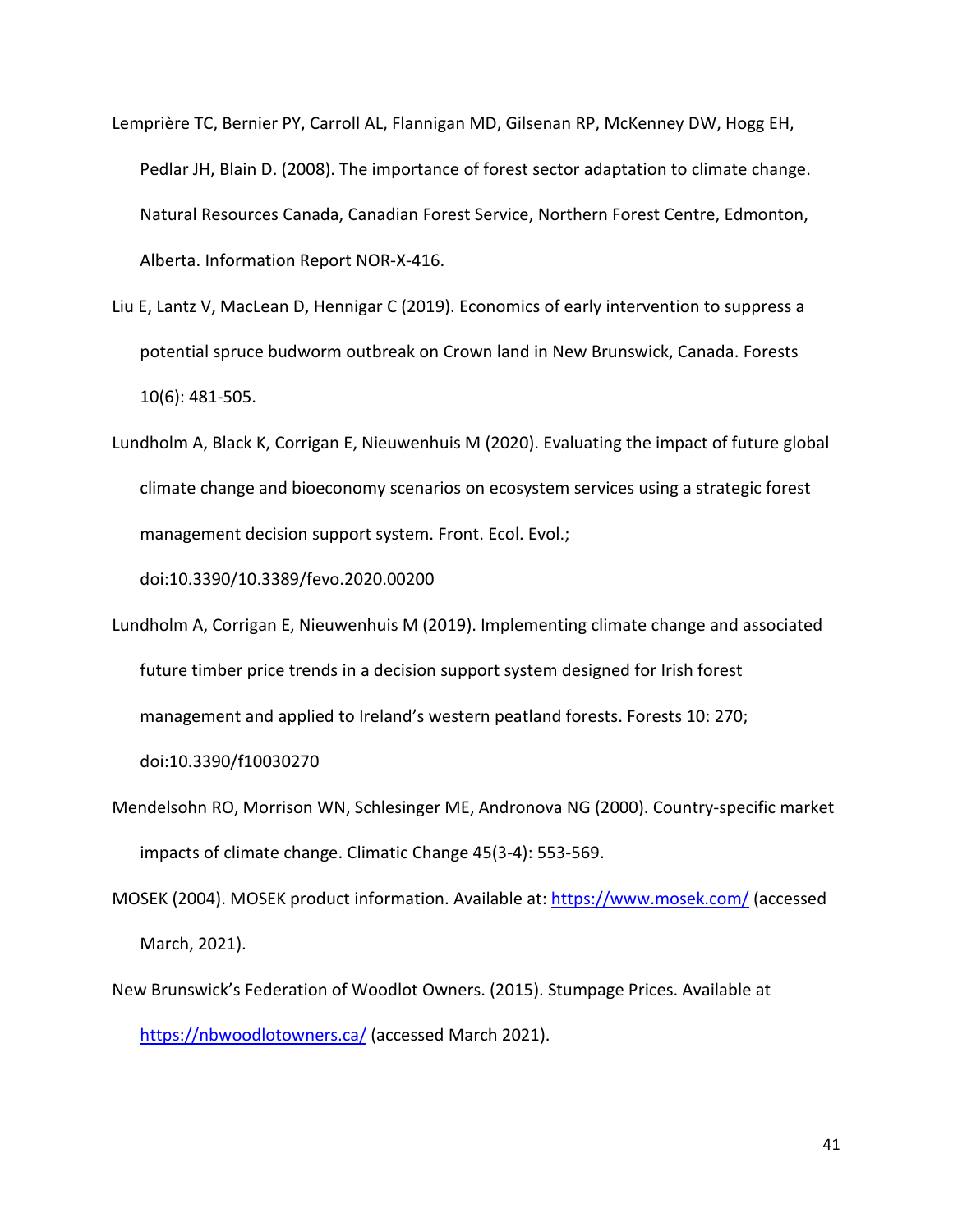Lemprière TC, Bernier PY, Carroll AL, Flannigan MD, Gilsenan RP, McKenney DW, Hogg EH, Pedlar JH, Blain D. (2008). The importance of forest sector adaptation to climate change. Natural Resources Canada, Canadian Forest Service, Northern Forest Centre, Edmonton, Alberta. Information Report NOR-X-416.

Liu E, Lantz V, MacLean D, Hennigar C (2019). Economics of early intervention to suppress a potential spruce budworm outbreak on Crown land in New Brunswick, Canada. Forests 10(6): 481-505.

Lundholm A, Black K, Corrigan E, Nieuwenhuis M (2020). Evaluating the impact of future global climate change and bioeconomy scenarios on ecosystem services using a strategic forest management decision support system. Front. Ecol. Evol.; doi:10.3390/10.3389/fevo.2020.00200

Lundholm A, Corrigan E, Nieuwenhuis M (2019). Implementing climate change and associated future timber price trends in a decision support system designed for Irish forest management and applied to Ireland's western peatland forests. Forests 10: 270; doi:10.3390/f10030270

Mendelsohn RO, Morrison WN, Schlesinger ME, Andronova NG (2000). Country-specific market impacts of climate change. Climatic Change 45(3-4): 553-569.

MOSEK (2004). MOSEK product information. Available at: https://www.mosek.com/ (accessed March, 2021).

New Brunswick's Federation of Woodlot Owners. (2015). Stumpage Prices. Available at https://nbwoodlotowners.ca/ (accessed March 2021).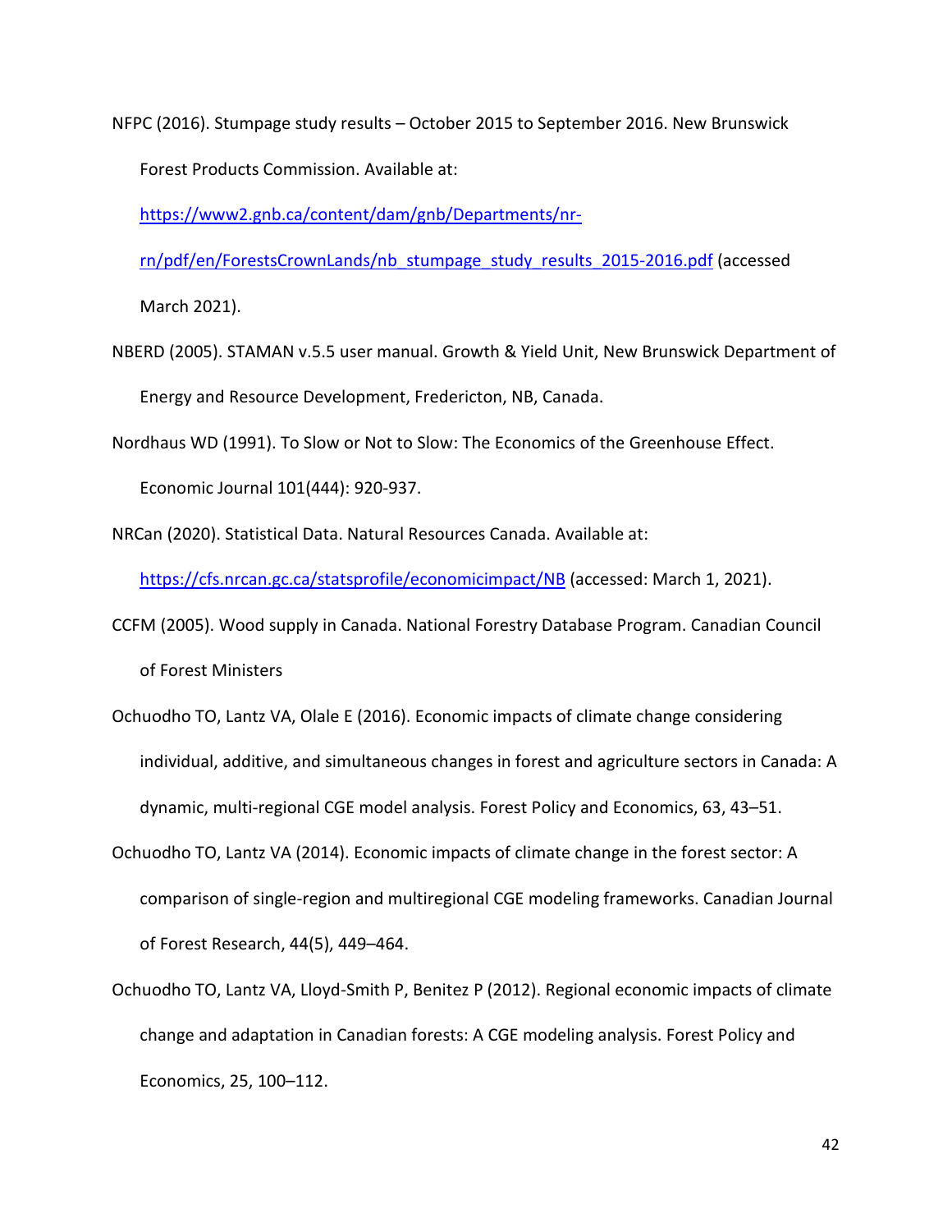NFPC (2016). Stumpage study results – October 2015 to September 2016. New Brunswick Forest Products Commission. Available at: https://www2.gnb.ca/content/dam/gnb/Departments/nr-rn/pdf/en/ForestsCrownLands/nb_stumpage_study_results_2015-2016.pdf (accessed March 2021).

NBERD (2005). STAMAN v.5.5 user manual. Growth & Yield Unit, New Brunswick Department of Energy and Resource Development, Fredericton, NB, Canada.

Nordhaus WD (1991). To Slow or Not to Slow: The Economics of the Greenhouse Effect. Economic Journal 101(444): 920-937.

NRCan (2020). Statistical Data. Natural Resources Canada. Available at: https://cfs.nrcan.gc.ca/statsprofile/economicimpact/NB (accessed: March 1, 2021).

CCFM (2005). Wood supply in Canada. National Forestry Database Program. Canadian Council of Forest Ministers

Ochuodho TO, Lantz VA, Olale E (2016). Economic impacts of climate change considering individual, additive, and simultaneous changes in forest and agriculture sectors in Canada: A dynamic, multi-regional CGE model analysis. Forest Policy and Economics, 63, 43–51.

Ochuodho TO, Lantz VA (2014). Economic impacts of climate change in the forest sector: A comparison of single-region and multiregional CGE modeling frameworks. Canadian Journal of Forest Research, 44(5), 449–464.

Ochuodho TO, Lantz VA, Lloyd-Smith P, Benitez P (2012). Regional economic impacts of climate change and adaptation in Canadian forests: A CGE modeling analysis. Forest Policy and Economics, 25, 100–112.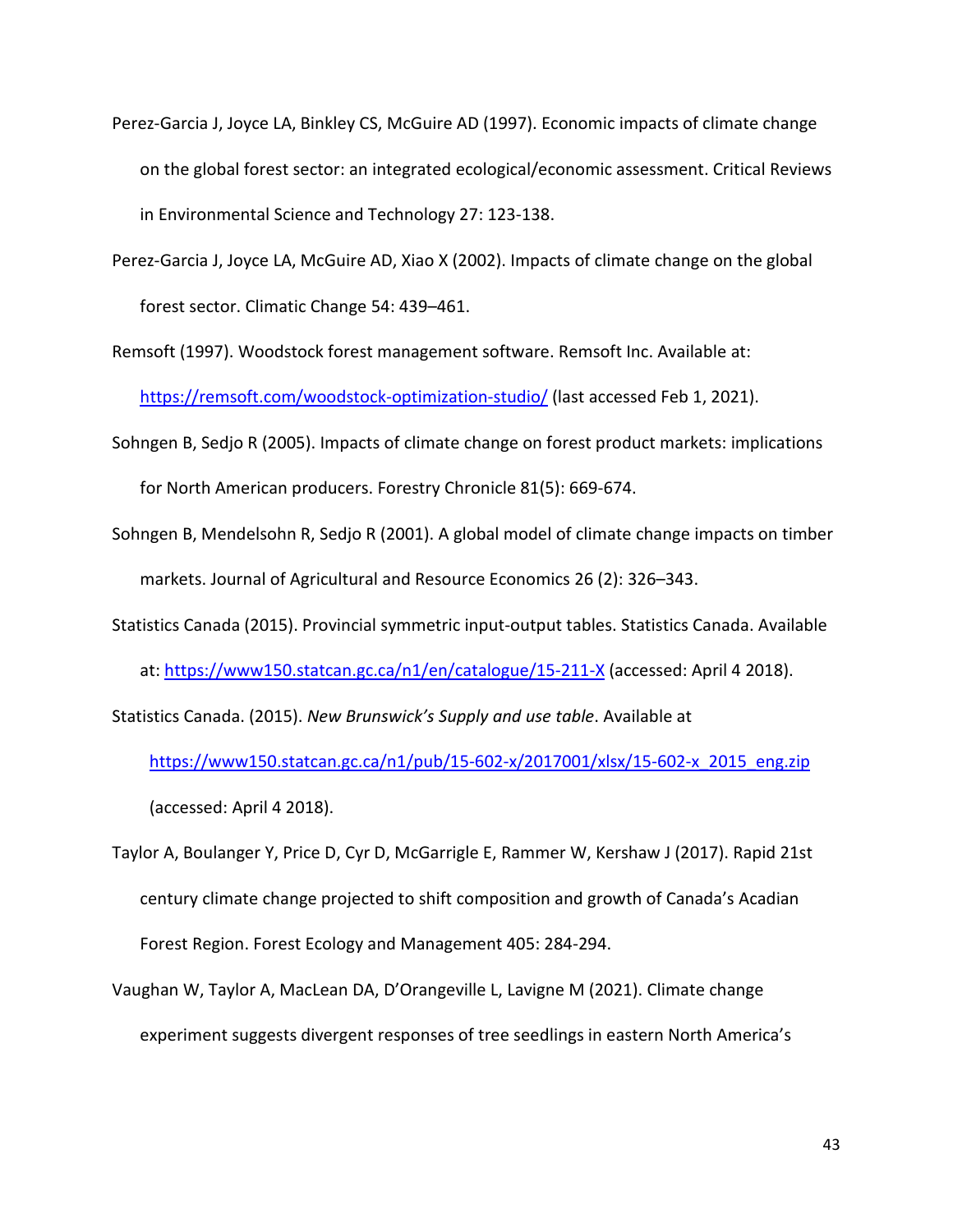Perez-Garcia J, Joyce LA, Binkley CS, McGuire AD (1997). Economic impacts of climate change on the global forest sector: an integrated ecological/economic assessment. Critical Reviews in Environmental Science and Technology 27: 123-138.

Perez-Garcia J, Joyce LA, McGuire AD, Xiao X (2002). Impacts of climate change on the global forest sector. Climatic Change 54: 439–461.

Remsoft (1997). Woodstock forest management software. Remsoft Inc. Available at: https://remsoft.com/woodstock-optimization-studio/ (last accessed Feb 1, 2021).

Sohngen B, Sedjo R (2005). Impacts of climate change on forest product markets: implications for North American producers. Forestry Chronicle 81(5): 669-674.

Sohngen B, Mendelsohn R, Sedjo R (2001). A global model of climate change impacts on timber markets. Journal of Agricultural and Resource Economics 26 (2): 326–343.

Statistics Canada (2015). Provincial symmetric input-output tables. Statistics Canada. Available at: https://www150.statcan.gc.ca/n1/en/catalogue/15-211-X (accessed: April 4 2018).

Statistics Canada. (2015). *New Brunswick's Supply and use table*. Available at https://www150.statcan.gc.ca/n1/pub/15-602-x/2017001/xlsx/15-602-x_2015_eng.zip (accessed: April 4 2018).

Taylor A, Boulanger Y, Price D, Cyr D, McGarrigle E, Rammer W, Kershaw J (2017). Rapid 21st century climate change projected to shift composition and growth of Canada's Acadian Forest Region. Forest Ecology and Management 405: 284-294.

Vaughan W, Taylor A, MacLean DA, D'Orangeville L, Lavigne M (2021). Climate change experiment suggests divergent responses of tree seedlings in eastern North America's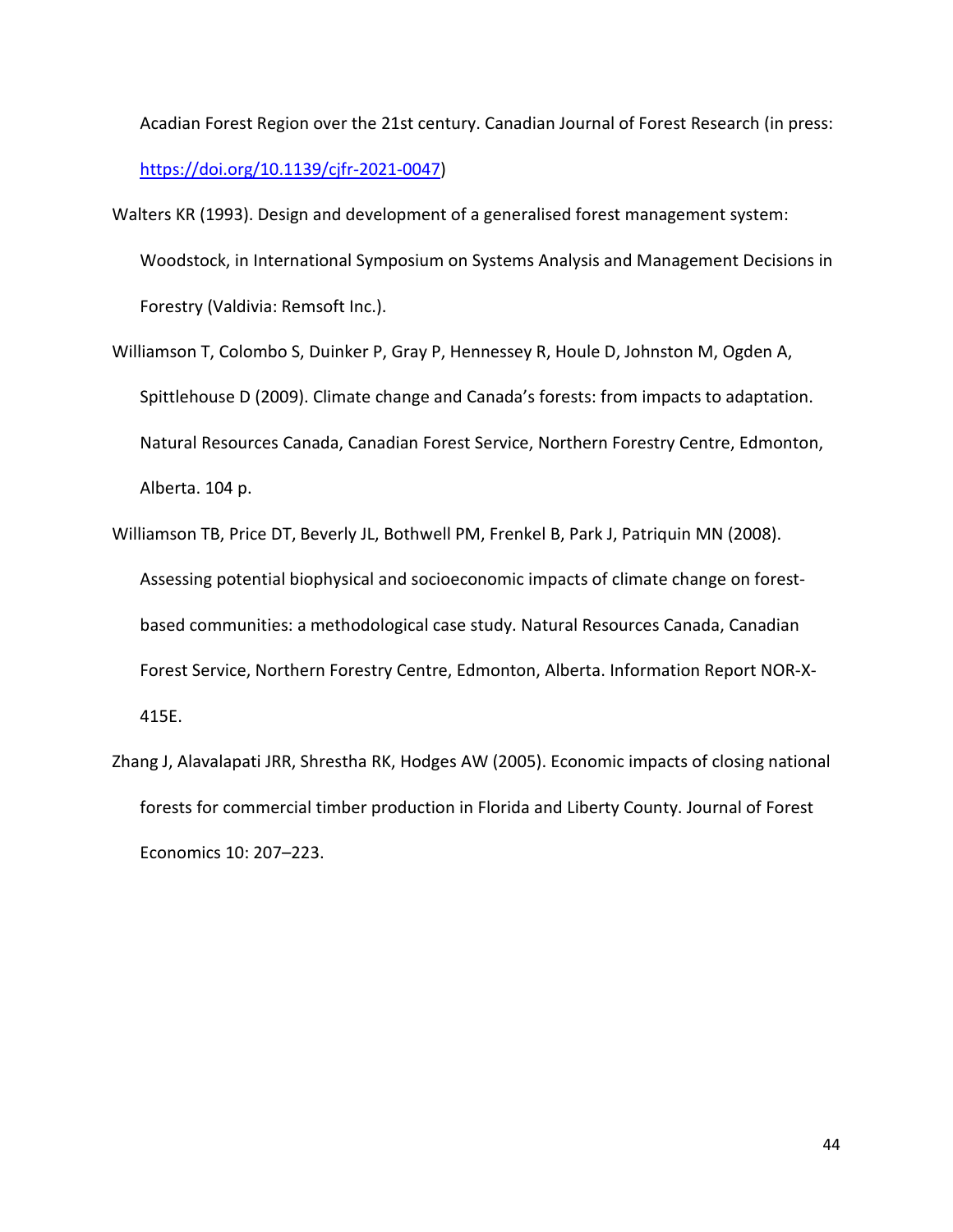Acadian Forest Region over the 21st century. Canadian Journal of Forest Research (in press: https://doi.org/10.1139/cjfr-2021-0047)

Walters KR (1993). Design and development of a generalised forest management system: Woodstock, in International Symposium on Systems Analysis and Management Decisions in Forestry (Valdivia: Remsoft Inc.).

Williamson T, Colombo S, Duinker P, Gray P, Hennessey R, Houle D, Johnston M, Ogden A, Spittlehouse D (2009). Climate change and Canada's forests: from impacts to adaptation. Natural Resources Canada, Canadian Forest Service, Northern Forestry Centre, Edmonton, Alberta. 104 p.

Williamson TB, Price DT, Beverly JL, Bothwell PM, Frenkel B, Park J, Patriquin MN (2008). Assessing potential biophysical and socioeconomic impacts of climate change on forest-based communities: a methodological case study. Natural Resources Canada, Canadian Forest Service, Northern Forestry Centre, Edmonton, Alberta. Information Report NOR-X-415E.

Zhang J, Alavalapati JRR, Shrestha RK, Hodges AW (2005). Economic impacts of closing national forests for commercial timber production in Florida and Liberty County. Journal of Forest Economics 10: 207–223.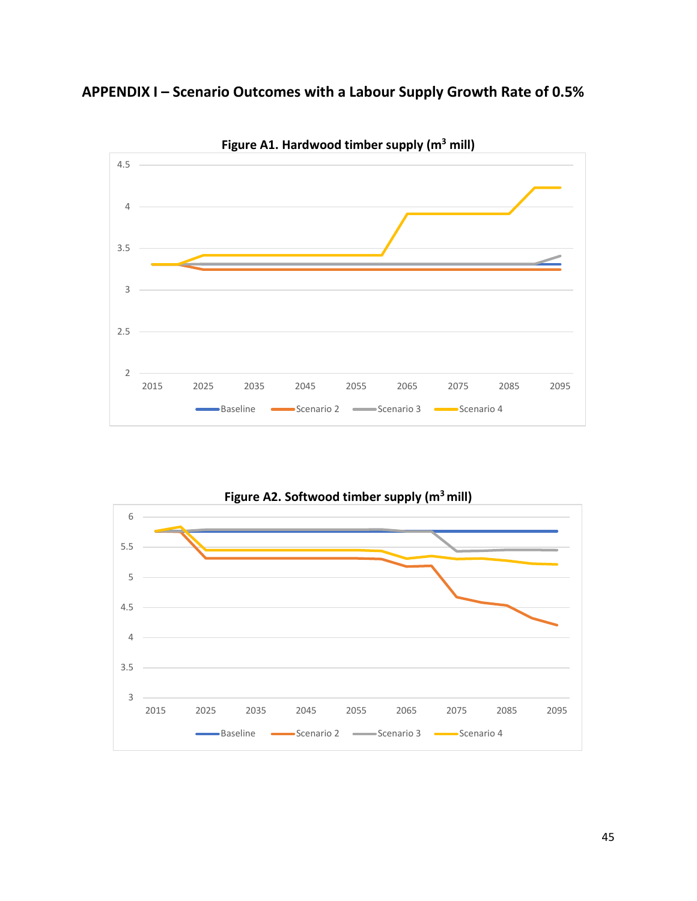## APPENDIX I – Scenario Outcomes with a Labour Supply Growth Rate of 0.5%

**Figure A1. Hardwood timber supply ($m^3$ mill)**

**Figure A2. Softwood timber supply ($m^3$ mill)**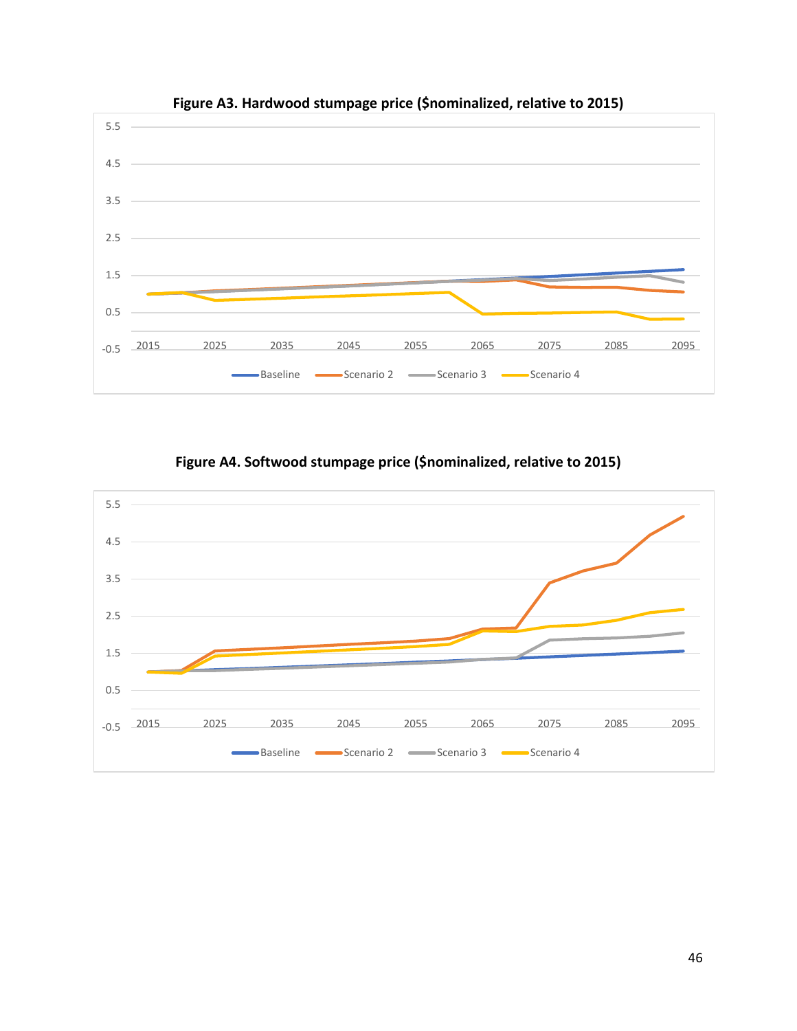**Figure A3. Hardwood stumpage price ($nominalized, relative to 2015)**

**Figure A4. Softwood stumpage price ($nominalized, relative to 2015)**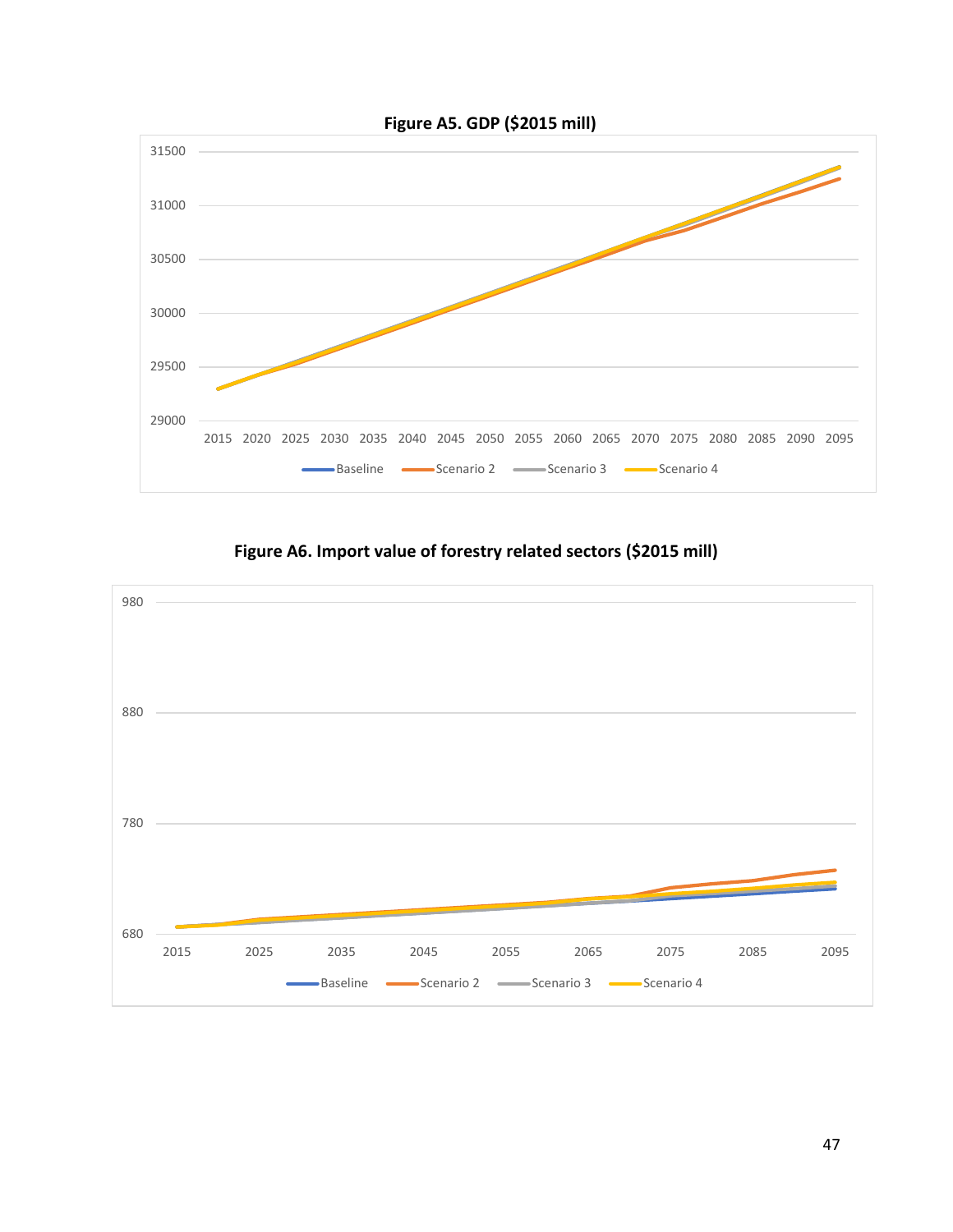**Figure A5. GDP ($2015 mill)**

**Figure A6. Import value of forestry related sectors ($2015 mill)**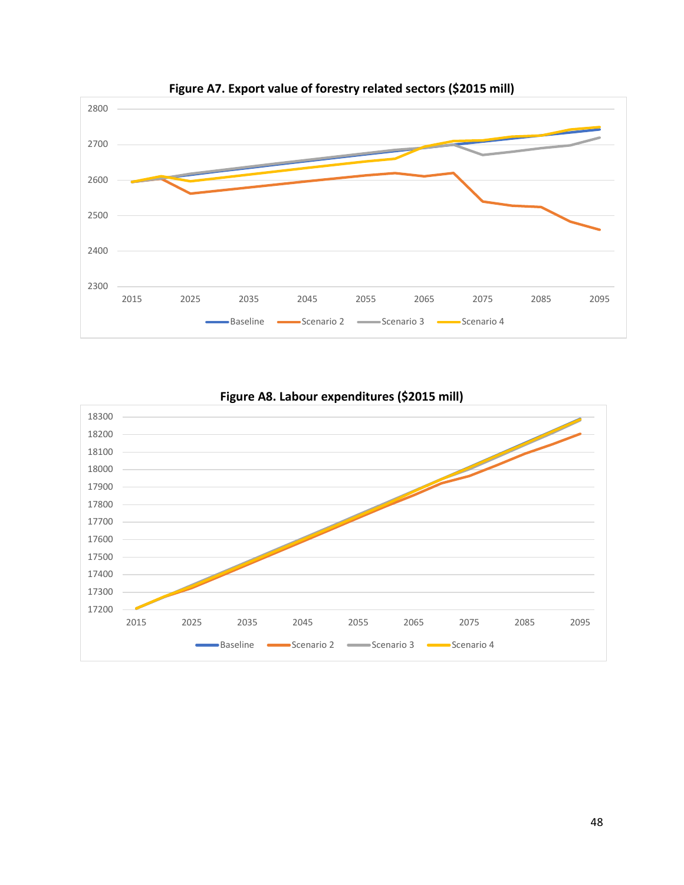**Figure A7. Export value of forestry related sectors ($2015 mill)**

**Figure A8. Labour expenditures ($2015 mill)**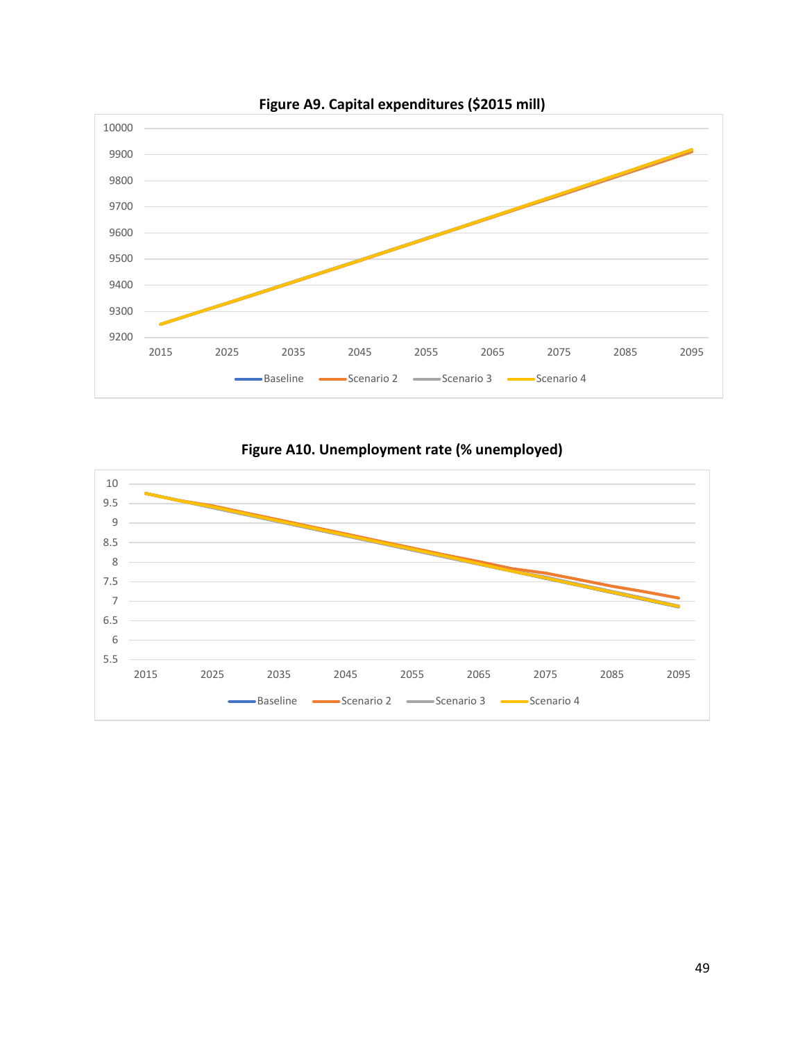**Figure A9. Capital expenditures ($2015 mill)**

**Figure A10. Unemployment rate (% unemployed)**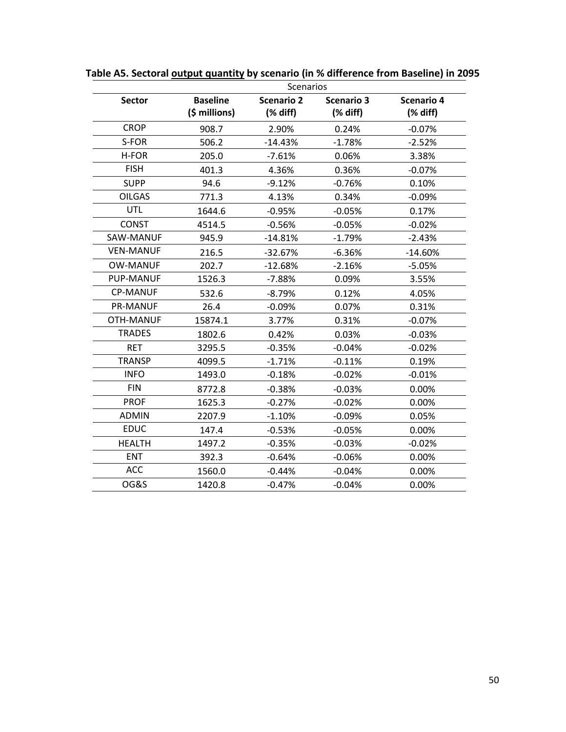**Table A5. Sectoral <u>output quantity</u> by scenario (in % difference from Baseline) in 2095**

| | Scenarios | | | |
|---|---|---|---|---|
| **Sector** | **Baseline ($ millions)** | **Scenario 2 (% diff)** | **Scenario 3 (% diff)** | **Scenario 4 (% diff)** |
| CROP | 908.7 | 2.90% | 0.24% | -0.07% |
| S-FOR | 506.2 | -14.43% | -1.78% | -2.52% |
| H-FOR | 205.0 | -7.61% | 0.06% | 3.38% |
| FISH | 401.3 | 4.36% | 0.36% | -0.07% |
| SUPP | 94.6 | -9.12% | -0.76% | 0.10% |
| OILGAS | 771.3 | 4.13% | 0.34% | -0.09% |
| UTL | 1644.6 | -0.95% | -0.05% | 0.17% |
| CONST | 4514.5 | -0.56% | -0.05% | -0.02% |
| SAW-MANUF | 945.9 | -14.81% | -1.79% | -2.43% |
| VEN-MANUF | 216.5 | -32.67% | -6.36% | -14.60% |
| OW-MANUF | 202.7 | -12.68% | -2.16% | -5.05% |
| PUP-MANUF | 1526.3 | -7.88% | 0.09% | 3.55% |
| CP-MANUF | 532.6 | -8.79% | 0.12% | 4.05% |
| PR-MANUF | 26.4 | -0.09% | 0.07% | 0.31% |
| OTH-MANUF | 15874.1 | 3.77% | 0.31% | -0.07% |
| TRADES | 1802.6 | 0.42% | 0.03% | -0.03% |
| RET | 3295.5 | -0.35% | -0.04% | -0.02% |
| TRANSP | 4099.5 | -1.71% | -0.11% | 0.19% |
| INFO | 1493.0 | -0.18% | -0.02% | -0.01% |
| FIN | 8772.8 | -0.38% | -0.03% | 0.00% |
| PROF | 1625.3 | -0.27% | -0.02% | 0.00% |
| ADMIN | 2207.9 | -1.10% | -0.09% | 0.05% |
| EDUC | 147.4 | -0.53% | -0.05% | 0.00% |
| HEALTH | 1497.2 | -0.35% | -0.03% | -0.02% |
| ENT | 392.3 | -0.64% | -0.06% | 0.00% |
| ACC | 1560.0 | -0.44% | -0.04% | 0.00% |
| OG&S | 1420.8 | -0.47% | -0.04% | 0.00% |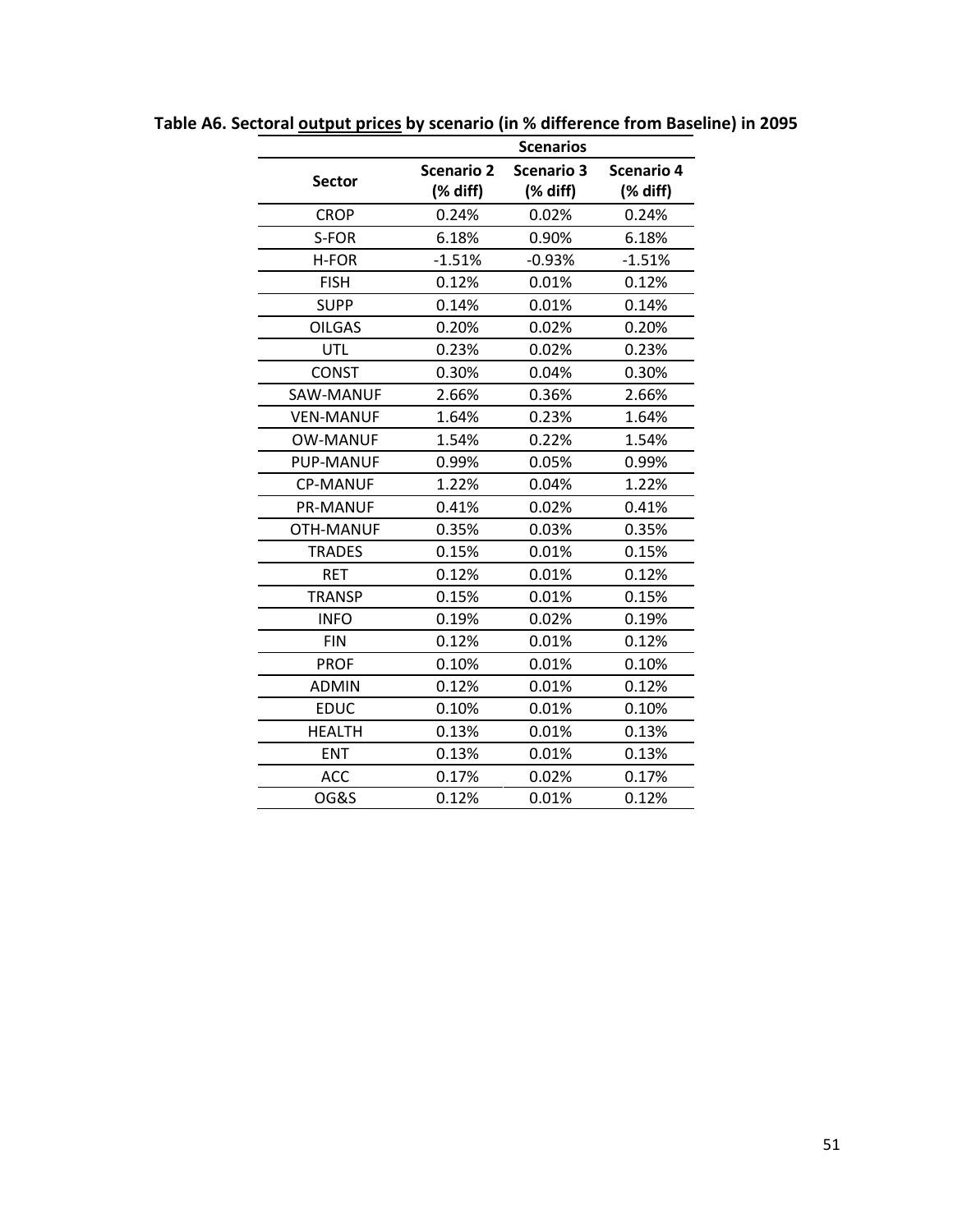**Table A6. Sectoral output prices by scenario (in % difference from Baseline) in 2095**

| Sector | Scenarios | | |
|---|---|---|---|
| | Scenario 2 (% diff) | Scenario 3 (% diff) | Scenario 4 (% diff) |
| CROP | 0.24% | 0.02% | 0.24% |
| S-FOR | 6.18% | 0.90% | 6.18% |
| H-FOR | -1.51% | -0.93% | -1.51% |
| FISH | 0.12% | 0.01% | 0.12% |
| SUPP | 0.14% | 0.01% | 0.14% |
| OILGAS | 0.20% | 0.02% | 0.20% |
| UTL | 0.23% | 0.02% | 0.23% |
| CONST | 0.30% | 0.04% | 0.30% |
| SAW-MANUF | 2.66% | 0.36% | 2.66% |
| VEN-MANUF | 1.64% | 0.23% | 1.64% |
| OW-MANUF | 1.54% | 0.22% | 1.54% |
| PUP-MANUF | 0.99% | 0.05% | 0.99% |
| CP-MANUF | 1.22% | 0.04% | 1.22% |
| PR-MANUF | 0.41% | 0.02% | 0.41% |
| OTH-MANUF | 0.35% | 0.03% | 0.35% |
| TRADES | 0.15% | 0.01% | 0.15% |
| RET | 0.12% | 0.01% | 0.12% |
| TRANSP | 0.15% | 0.01% | 0.15% |
| INFO | 0.19% | 0.02% | 0.19% |
| FIN | 0.12% | 0.01% | 0.12% |
| PROF | 0.10% | 0.01% | 0.10% |
| ADMIN | 0.12% | 0.01% | 0.12% |
| EDUC | 0.10% | 0.01% | 0.10% |
| HEALTH | 0.13% | 0.01% | 0.13% |
| ENT | 0.13% | 0.01% | 0.13% |
| ACC | 0.17% | 0.02% | 0.17% |
| OG&S | 0.12% | 0.01% | 0.12% |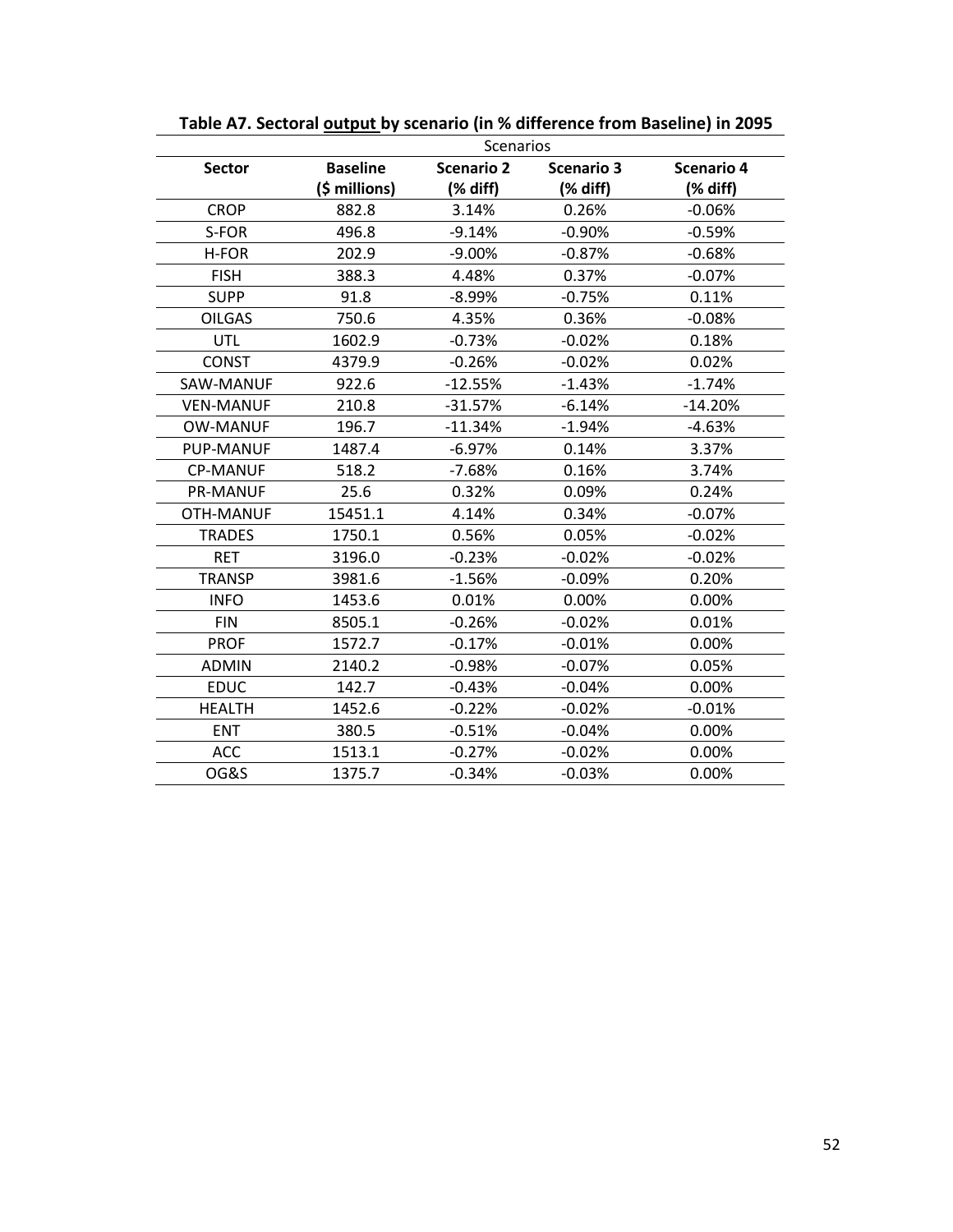**Table A7. Sectoral output by scenario (in % difference from Baseline) in 2095**

| | Scenarios | | | |
|---|---|---|---|---|
| **Sector** | **Baseline ($ millions)** | **Scenario 2 (% diff)** | **Scenario 3 (% diff)** | **Scenario 4 (% diff)** |
| CROP | 882.8 | 3.14% | 0.26% | -0.06% |
| S-FOR | 496.8 | -9.14% | -0.90% | -0.59% |
| H-FOR | 202.9 | -9.00% | -0.87% | -0.68% |
| FISH | 388.3 | 4.48% | 0.37% | -0.07% |
| SUPP | 91.8 | -8.99% | -0.75% | 0.11% |
| OILGAS | 750.6 | 4.35% | 0.36% | -0.08% |
| UTL | 1602.9 | -0.73% | -0.02% | 0.18% |
| CONST | 4379.9 | -0.26% | -0.02% | 0.02% |
| SAW-MANUF | 922.6 | -12.55% | -1.43% | -1.74% |
| VEN-MANUF | 210.8 | -31.57% | -6.14% | -14.20% |
| OW-MANUF | 196.7 | -11.34% | -1.94% | -4.63% |
| PUP-MANUF | 1487.4 | -6.97% | 0.14% | 3.37% |
| CP-MANUF | 518.2 | -7.68% | 0.16% | 3.74% |
| PR-MANUF | 25.6 | 0.32% | 0.09% | 0.24% |
| OTH-MANUF | 15451.1 | 4.14% | 0.34% | -0.07% |
| TRADES | 1750.1 | 0.56% | 0.05% | -0.02% |
| RET | 3196.0 | -0.23% | -0.02% | -0.02% |
| TRANSP | 3981.6 | -1.56% | -0.09% | 0.20% |
| INFO | 1453.6 | 0.01% | 0.00% | 0.00% |
| FIN | 8505.1 | -0.26% | -0.02% | 0.01% |
| PROF | 1572.7 | -0.17% | -0.01% | 0.00% |
| ADMIN | 2140.2 | -0.98% | -0.07% | 0.05% |
| EDUC | 142.7 | -0.43% | -0.04% | 0.00% |
| HEALTH | 1452.6 | -0.22% | -0.02% | -0.01% |
| ENT | 380.5 | -0.51% | -0.04% | 0.00% |
| ACC | 1513.1 | -0.27% | -0.02% | 0.00% |
| OG&S | 1375.7 | -0.34% | -0.03% | 0.00% |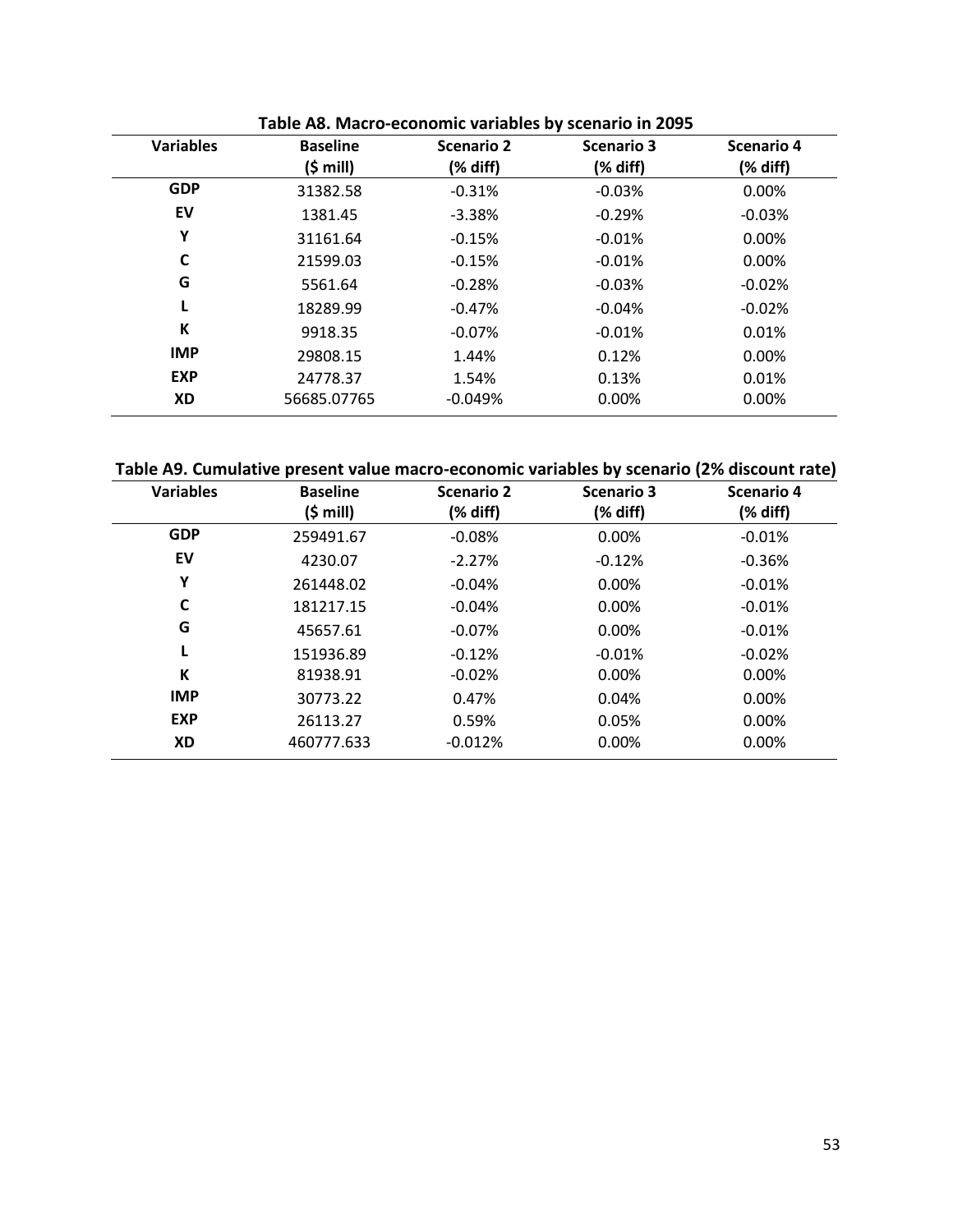**Table A8. Macro-economic variables by scenario in 2095**

| Variables | Baseline ($ mill) | Scenario 2 (% diff) | Scenario 3 (% diff) | Scenario 4 (% diff) |
|---|---|---|---|---|
| **GDP** | 31382.58 | -0.31% | -0.03% | 0.00% |
| **EV** | 1381.45 | -3.38% | -0.29% | -0.03% |
| **Y** | 31161.64 | -0.15% | -0.01% | 0.00% |
| **C** | 21599.03 | -0.15% | -0.01% | 0.00% |
| **G** | 5561.64 | -0.28% | -0.03% | -0.02% |
| **L** | 18289.99 | -0.47% | -0.04% | -0.02% |
| **K** | 9918.35 | -0.07% | -0.01% | 0.01% |
| **IMP** | 29808.15 | 1.44% | 0.12% | 0.00% |
| **EXP** | 24778.37 | 1.54% | 0.13% | 0.01% |
| **XD** | 56685.07765 | -0.049% | 0.00% | 0.00% |

**Table A9. Cumulative present value macro-economic variables by scenario (2% discount rate)**

| Variables | Baseline ($ mill) | Scenario 2 (% diff) | Scenario 3 (% diff) | Scenario 4 (% diff) |
|---|---|---|---|---|
| **GDP** | 259491.67 | -0.08% | 0.00% | -0.01% |
| **EV** | 4230.07 | -2.27% | -0.12% | -0.36% |
| **Y** | 261448.02 | -0.04% | 0.00% | -0.01% |
| **C** | 181217.15 | -0.04% | 0.00% | -0.01% |
| **G** | 45657.61 | -0.07% | 0.00% | -0.01% |
| **L** | 151936.89 | -0.12% | -0.01% | -0.02% |
| **K** | 81938.91 | -0.02% | 0.00% | 0.00% |
| **IMP** | 30773.22 | 0.47% | 0.04% | 0.00% |
| **EXP** | 26113.27 | 0.59% | 0.05% | 0.00% |
| **XD** | 460777.633 | -0.012% | 0.00% | 0.00% |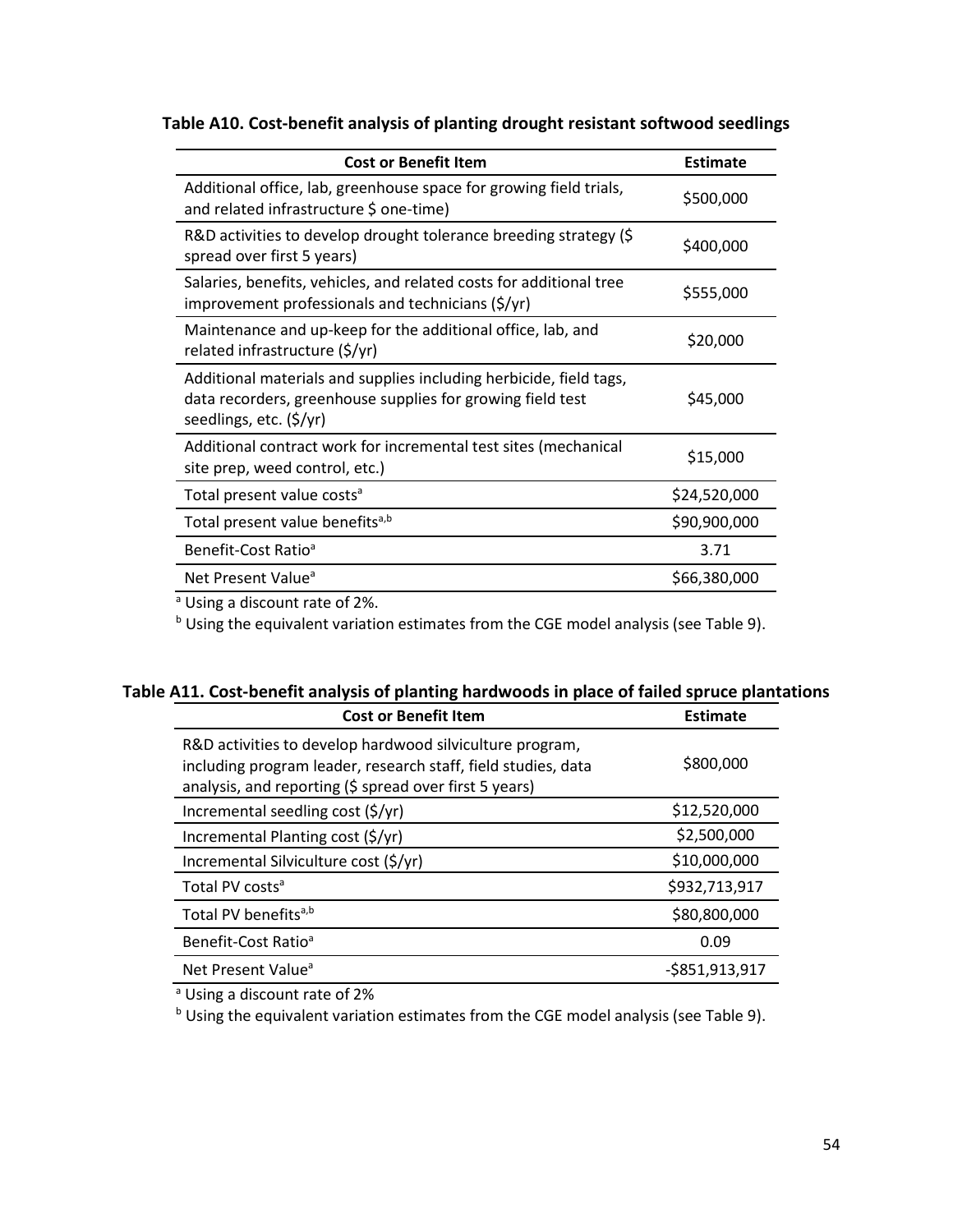**Table A10. Cost-benefit analysis of planting drought resistant softwood seedlings**

| Cost or Benefit Item | Estimate |
|---|---|
| Additional office, lab, greenhouse space for growing field trials, and related infrastructure $ one-time) | $500,000 |
| R&D activities to develop drought tolerance breeding strategy ($ spread over first 5 years) | $400,000 |
| Salaries, benefits, vehicles, and related costs for additional tree improvement professionals and technicians ($/yr) | $555,000 |
| Maintenance and up-keep for the additional office, lab, and related infrastructure ($/yr) | $20,000 |
| Additional materials and supplies including herbicide, field tags, data recorders, greenhouse supplies for growing field test seedlings, etc. ($/yr) | $45,000 |
| Additional contract work for incremental test sites (mechanical site prep, weed control, etc.) | $15,000 |
| Total present value costs[a] | $24,520,000 |
| Total present value benefits[a,b] | $90,900,000 |
| Benefit-Cost Ratio[a] | 3.71 |
| Net Present Value[a] | $66,380,000 |

[a] Using a discount rate of 2%.

[b] Using the equivalent variation estimates from the CGE model analysis (see Table 9).

**Table A11. Cost-benefit analysis of planting hardwoods in place of failed spruce plantations**

| Cost or Benefit Item | Estimate |
|---|---|
| R&D activities to develop hardwood silviculture program, including program leader, research staff, field studies, data analysis, and reporting ($ spread over first 5 years) | $800,000 |
| Incremental seedling cost ($/yr) | $12,520,000 |
| Incremental Planting cost ($/yr) | $2,500,000 |
| Incremental Silviculture cost ($/yr) | $10,000,000 |
| Total PV costs[a] | $932,713,917 |
| Total PV benefits[a,b] | $80,800,000 |
| Benefit-Cost Ratio[a] | 0.09 |
| Net Present Value[a] | -$851,913,917 |

[a] Using a discount rate of 2%

[b] Using the equivalent variation estimates from the CGE model analysis (see Table 9).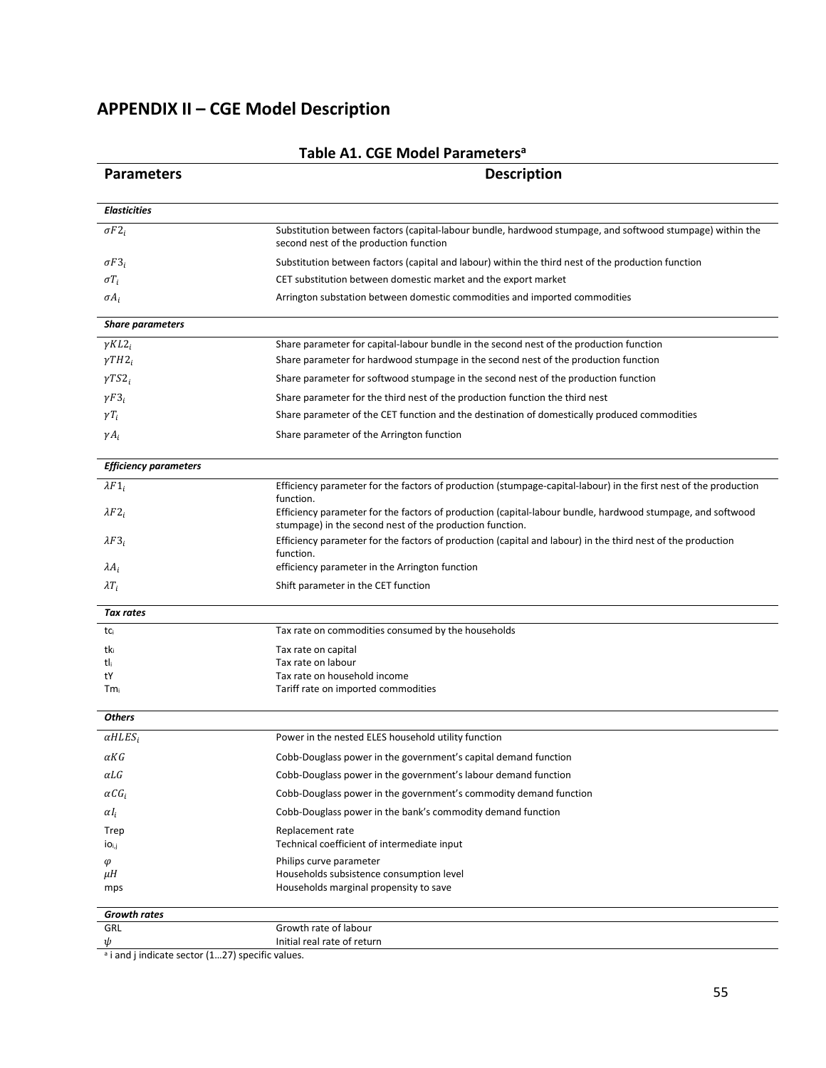## APPENDIX II – CGE Model Description

**Table A1. CGE Model Parameters[a]**

| Parameters | Description |
|---|---|
| ***Elasticities*** | |
| $\sigma F2_i$ | Substitution between factors (capital-labour bundle, hardwood stumpage, and softwood stumpage) within the second nest of the production function |
| $\sigma F3_i$ | Substitution between factors (capital and labour) within the third nest of the production function |
| $\sigma T_i$ | CET substitution between domestic market and the export market |
| $\sigma A_i$ | Arrington substation between domestic commodities and imported commodities |
| ***Share parameters*** | |
| $\gamma KL2_i$ | Share parameter for capital-labour bundle in the second nest of the production function |
| $\gamma TH2_i$ | Share parameter for hardwood stumpage in the second nest of the production function |
| $\gamma TS2_i$ | Share parameter for softwood stumpage in the second nest of the production function |
| $\gamma F3_i$ | Share parameter for the third nest of the production function the third nest |
| $\gamma T_i$ | Share parameter of the CET function and the destination of domestically produced commodities |
| $\gamma A_i$ | Share parameter of the Arrington function |
| ***Efficiency parameters*** | |
| $\lambda F1_i$ | Efficiency parameter for the factors of production (stumpage-capital-labour) in the first nest of the production function. |
| $\lambda F2_i$ | Efficiency parameter for the factors of production (capital-labour bundle, hardwood stumpage, and softwood stumpage) in the second nest of the production function. |
| $\lambda F3_i$ | Efficiency parameter for the factors of production (capital and labour) in the third nest of the production function. |
| $\lambda A_i$ | efficiency parameter in the Arrington function |
| $\lambda T_i$ | Shift parameter in the CET function |
| ***Tax rates*** | |
| $tc_i$ | Tax rate on commodities consumed by the households |
| $tk_i$ | Tax rate on capital |
| $tl_i$ | Tax rate on labour |
| tY | Tax rate on household income |
| $Tm_i$ | Tariff rate on imported commodities |
| ***Others*** | |
| $\alpha HLES_i$ | Power in the nested ELES household utility function |
| $\alpha KG$ | Cobb-Douglass power in the government's capital demand function |
| $\alpha LG$ | Cobb-Douglass power in the government's labour demand function |
| $\alpha CG_i$ | Cobb-Douglass power in the government's commodity demand function |
| $\alpha I_i$ | Cobb-Douglass power in the bank's commodity demand function |
| Trep | Replacement rate |
| $io_{i,j}$ | Technical coefficient of intermediate input |
| $\varphi$ | Philips curve parameter |
| $\mu H$ | Households subsistence consumption level |
| mps | Households marginal propensity to save |
| ***Growth rates*** | |
| GRL | Growth rate of labour |
| $\psi$ | Initial real rate of return |

[a] i and j indicate sector (1…27) specific values.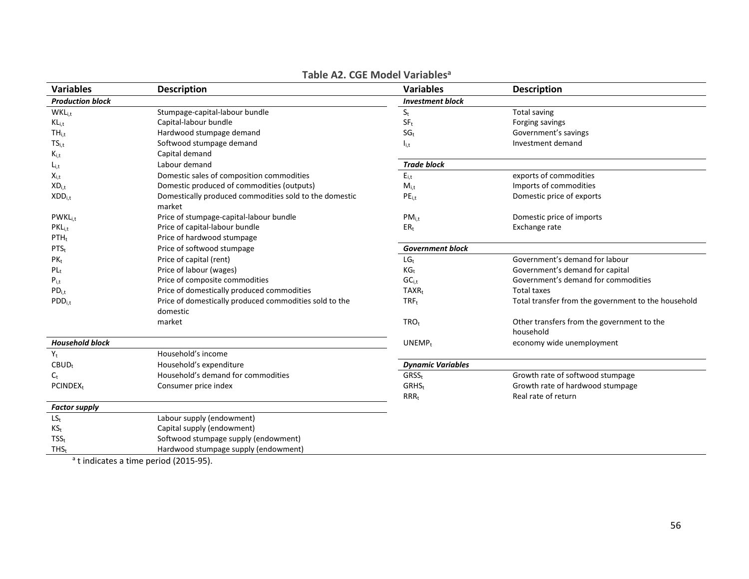**Table A2. CGE Model Variables[a]**

| Variables | Description | Variables | Description |
|---|---|---|---|
| ***Production block*** | | ***Investment block*** | |
| $WKL_{i,t}$ | Stumpage-capital-labour bundle | $S_t$ | Total saving |
| $KL_{i,t}$ | Capital-labour bundle | $SF_t$ | Forging savings |
| $TH_{i,t}$ | Hardwood stumpage demand | $SG_t$ | Government's savings |
| $TS_{i,t}$ | Softwood stumpage demand | $I_{i,t}$ | Investment demand |
| $K_{i,t}$ | Capital demand | | |
| $L_{i,t}$ | Labour demand | ***Trade block*** | |
| $X_{i,t}$ | Domestic sales of composition commodities | $E_{i,t}$ | exports of commodities |
| $XD_{i,t}$ | Domestic produced of commodities (outputs) | $M_{i,t}$ | Imports of commodities |
| $XDD_{i,t}$ | Domestically produced commodities sold to the domestic market | $PE_{i,t}$ | Domestic price of exports |
| $PWKL_{i,t}$ | Price of stumpage-capital-labour bundle | $PM_{i,t}$ | Domestic price of imports |
| $PKL_{i,t}$ | Price of capital-labour bundle | $ER_t$ | Exchange rate |
| $PTH_t$ | Price of hardwood stumpage | | |
| $PTS_t$ | Price of softwood stumpage | ***Government block*** | |
| $PK_t$ | Price of capital (rent) | $LG_t$ | Government's demand for labour |
| $PL_t$ | Price of labour (wages) | $KG_t$ | Government's demand for capital |
| $P_{i,t}$ | Price of composite commodities | $GC_{i,t}$ | Government's demand for commodities |
| $PD_{i,t}$ | Price of domestically produced commodities | $TAXR_t$ | Total taxes |
| $PDD_{i,t}$ | Price of domestically produced commodities sold to the domestic market | $TRF_t$ | Total transfer from the government to the household |
| | | $TRO_t$ | Other transfers from the government to the household |
| ***Household block*** | | $UNEMP_t$ | economy wide unemployment |
| $Y_t$ | Household's income | | |
| $CBUD_t$ | Household's expenditure | ***Dynamic Variables*** | |
| $C_t$ | Household's demand for commodities | $GRSS_t$ | Growth rate of softwood stumpage |
| $PCINDEX_t$ | Consumer price index | $GRHS_t$ | Growth rate of hardwood stumpage |
| | | $RRR_t$ | Real rate of return |
| ***Factor supply*** | | | |
| $LS_t$ | Labour supply (endowment) | | |
| $KS_t$ | Capital supply (endowment) | | |
| $TSS_t$ | Softwood stumpage supply (endowment) | | |
| $THS_t$ | Hardwood stumpage supply (endowment) | | |

[a] t indicates a time period (2015-95).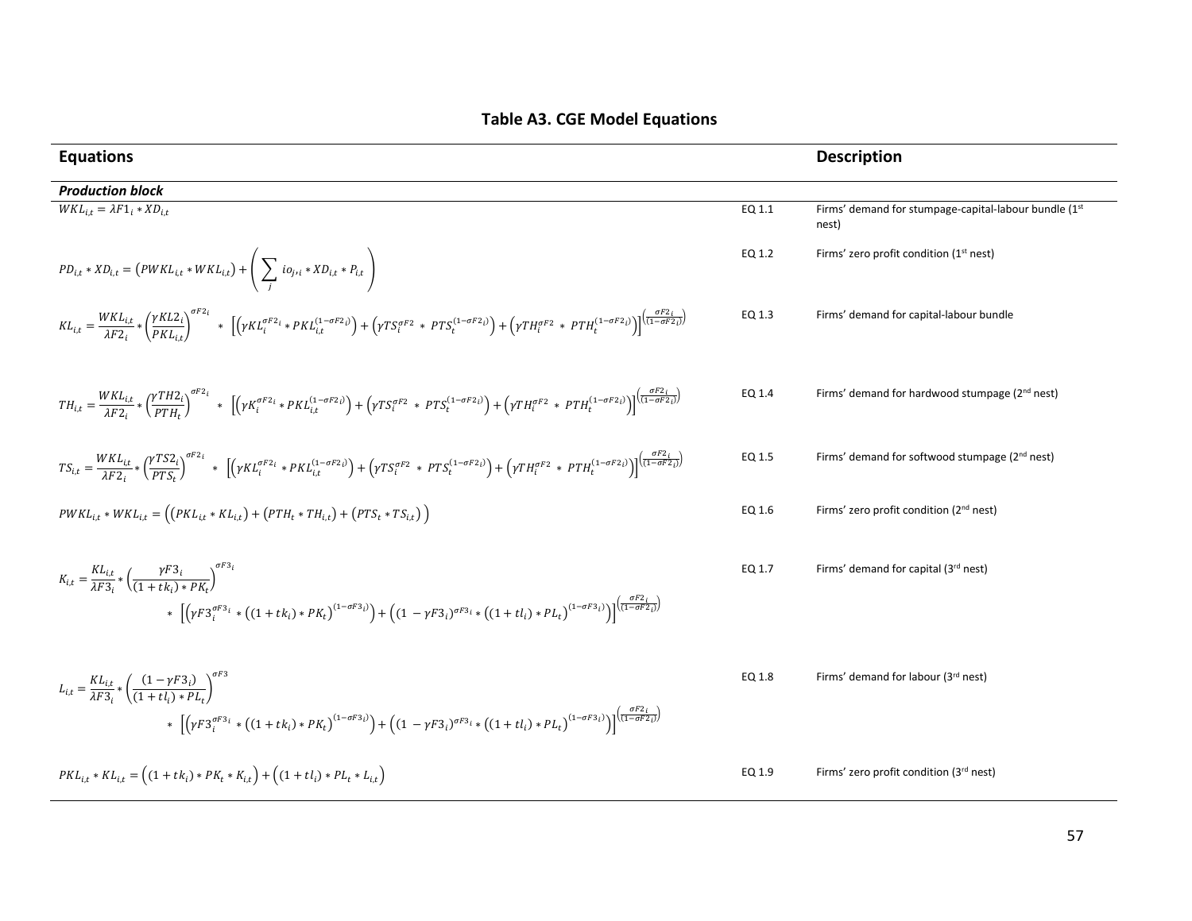## Table A3. CGE Model Equations

| Equations | | Description |
|---|---|---|
| ***Production block*** | | |
| $WKL_{i,t} = \lambda F1_i * XD_{i,t}$ | EQ 1.1 | Firms' demand for stumpage-capital-labour bundle (1st nest) |
| $PD_{i,t} * XD_{i,t} = (PWKL_{i,t} * WKL_{i,t}) + \left( \sum_j io_{j,i} * XD_{i,t} * P_{i,t} \right)$ | EQ 1.2 | Firms' zero profit condition (1st nest) |
| $KL_{i,t} = \frac{WKL_{i,t}}{\lambda F2_i} * \left(\frac{\gamma KL2_i}{PKL_{i,t}}\right)^{\sigma F2_i} * \left[\left(\gamma KL_i^{\sigma F2_i} * PKL_{i,t}^{(1-\sigma F2_i)}\right) + \left(\gamma TS_i^{\sigma F2} * PTS_t^{(1-\sigma F2_i)}\right) + \left(\gamma TH_i^{\sigma F2} * PTH_t^{(1-\sigma F2_i)}\right)\right]^{\left(\frac{\sigma F2_i}{(1-\sigma F2_i)}\right)}$ | EQ 1.3 | Firms' demand for capital-labour bundle |
| $TH_{i,t} = \frac{WKL_{i,t}}{\lambda F2_i} * \left(\frac{\gamma TH2_i}{PTH_t}\right)^{\sigma F2_i} * \left[\left(\gamma K_i^{\sigma F2_i} * PKL_{i,t}^{(1-\sigma F2_i)}\right) + \left(\gamma TS_i^{\sigma F2} * PTS_t^{(1-\sigma F2_i)}\right) + \left(\gamma TH_i^{\sigma F2} * PTH_t^{(1-\sigma F2_i)}\right)\right]^{\left(\frac{\sigma F2_i}{(1-\sigma F2_i)}\right)}$ | EQ 1.4 | Firms' demand for hardwood stumpage (2nd nest) |
| $TS_{i,t} = \frac{WKL_{i,t}}{\lambda F2_i} * \left(\frac{\gamma TS2_i}{PTS_t}\right)^{\sigma F2_i} * \left[\left(\gamma KL_i^{\sigma F2_i} * PKL_{i,t}^{(1-\sigma F2_i)}\right) + \left(\gamma TS_i^{\sigma F2} * PTS_t^{(1-\sigma F2_i)}\right) + \left(\gamma TH_i^{\sigma F2} * PTH_t^{(1-\sigma F2_i)}\right)\right]^{\left(\frac{\sigma F2_i}{(1-\sigma F2_i)}\right)}$ | EQ 1.5 | Firms' demand for softwood stumpage (2nd nest) |
| $PWKL_{i,t} * WKL_{i,t} = \left((PKL_{i,t} * KL_{i,t}) + (PTH_t * TH_{i,t}) + (PTS_t * TS_{i,t})\right)$ | EQ 1.6 | Firms' zero profit condition (2nd nest) |
| $K_{i,t} = \frac{KL_{i,t}}{\lambda F3_i} * \left(\frac{\gamma F3_i}{(1+tk_i) * PK_t}\right)^{\sigma F3_i} * \left[\left(\gamma F3_i^{\sigma F3_i} * \left((1+tk_i) * PK_t\right)^{(1-\sigma F3_i)}\right) + \left((1-\gamma F3_i)^{\sigma F3_i} * \left((1+tl_i) * PL_t\right)^{(1-\sigma F3_i)}\right)\right]^{\left(\frac{\sigma F2_i}{(1-\sigma F2_i)}\right)}$ | EQ 1.7 | Firms' demand for capital (3rd nest) |
| $L_{i,t} = \frac{KL_{i,t}}{\lambda F3_i} * \left(\frac{(1-\gamma F3_i)}{(1+tl_i) * PL_t}\right)^{\sigma F3} * \left[\left(\gamma F3_i^{\sigma F3_i} * \left((1+tk_i) * PK_t\right)^{(1-\sigma F3_i)}\right) + \left((1-\gamma F3_i)^{\sigma F3_i} * \left((1+tl_i) * PL_t\right)^{(1-\sigma F3_i)}\right)\right]^{\left(\frac{\sigma F2_i}{(1-\sigma F2_i)}\right)}$ | EQ 1.8 | Firms' demand for labour (3rd nest) |
| $PKL_{i,t} * KL_{i,t} = \left((1+tk_i) * PK_t * K_{i,t}\right) + \left((1+tl_i) * PL_t * L_{i,t}\right)$ | EQ 1.9 | Firms' zero profit condition (3rd nest) |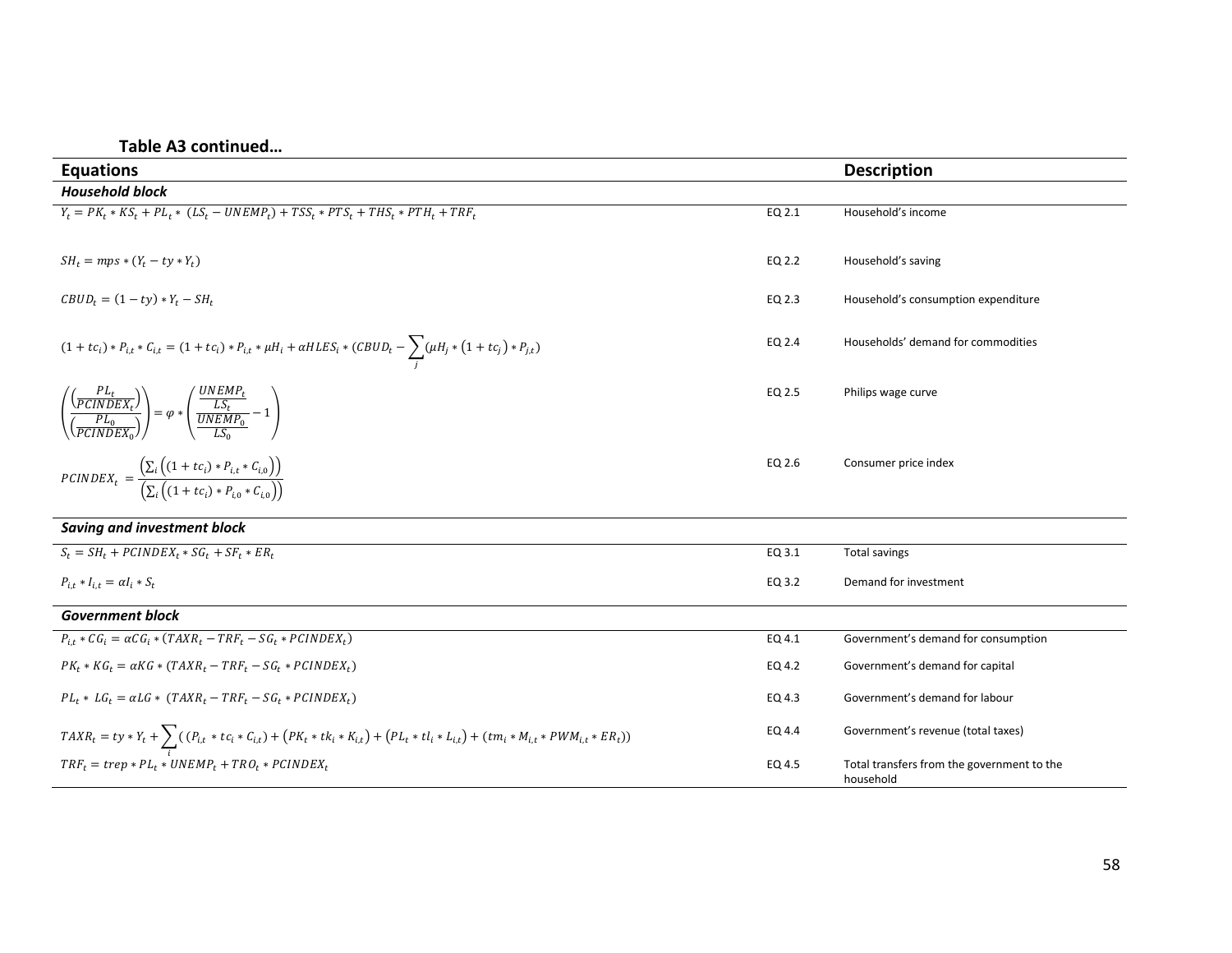**Table A3 continued…**

| Equations | | Description |
|---|---|---|
| ***Household block*** | | |
| $Y_t = PK_t * KS_t + PL_t * \ (LS_t - UNEMP_t) + TSS_t * PTS_t + THS_t * PTH_t + TRF_t$ | EQ 2.1 | Household's income |
| $SH_t = mps * (Y_t - ty * Y_t)$ | EQ 2.2 | Household's saving |
| $CBUD_t = (1 - ty) * Y_t - SH_t$ | EQ 2.3 | Household's consumption expenditure |
| $(1 + tc_i) * P_{i,t} * C_{i,t} = (1 + tc_i) * P_{i,t} * \mu H_i + \alpha HLES_i * (CBUD_t - \sum_j (\mu H_j * (1 + tc_j) * P_{j,t})$ | EQ 2.4 | Households' demand for commodities |
| $\left( \frac{\left( \frac{PL_t}{PCINDEX_t} \right)}{\left( \frac{PL_0}{PCINDEX_0} \right)} \right) = \varphi * \left( \frac{\frac{UNEMP_t}{LS_t}}{\frac{UNEMP_0}{LS_0}} - 1 \right)$ | EQ 2.5 | Philips wage curve |
| $PCINDEX_t = \frac{\left( \sum_i \left( (1 + tc_i) * P_{i,t} * C_{i,0} \right) \right)}{\left( \sum_i \left( (1 + tc_i) * P_{i,0} * C_{i,0} \right) \right)}$ | EQ 2.6 | Consumer price index |
| ***Saving and investment block*** | | |
| $S_t = SH_t + PCINDEX_t * SG_t + SF_t * ER_t$ | EQ 3.1 | Total savings |
| $P_{i,t} * I_{i,t} = \alpha I_i * S_t$ | EQ 3.2 | Demand for investment |
| ***Government block*** | | |
| $P_{i,t} * CG_i = \alpha CG_i * (TAXR_t - TRF_t - SG_t * PCINDEX_t)$ | EQ 4.1 | Government's demand for consumption |
| $PK_t * KG_t = \alpha KG * (TAXR_t - TRF_t - SG_t * PCINDEX_t)$ | EQ 4.2 | Government's demand for capital |
| $PL_t * \ LG_t = \alpha LG * \ (TAXR_t - TRF_t - SG_t * PCINDEX_t)$ | EQ 4.3 | Government's demand for labour |
| $TAXR_t = ty * Y_t + \sum_i ((P_{i,t} * tc_i * C_{i,t}) + (PK_t * tk_i * K_{i,t}) + (PL_t * tl_i * L_{i,t}) + (tm_i * M_{i,t} * PWM_{i,t} * ER_t))$ | EQ 4.4 | Government's revenue (total taxes) |
| $TRF_t = trep * PL_t * UNEMP_t + TRO_t * PCINDEX_t$ | EQ 4.5 | Total transfers from the government to the household |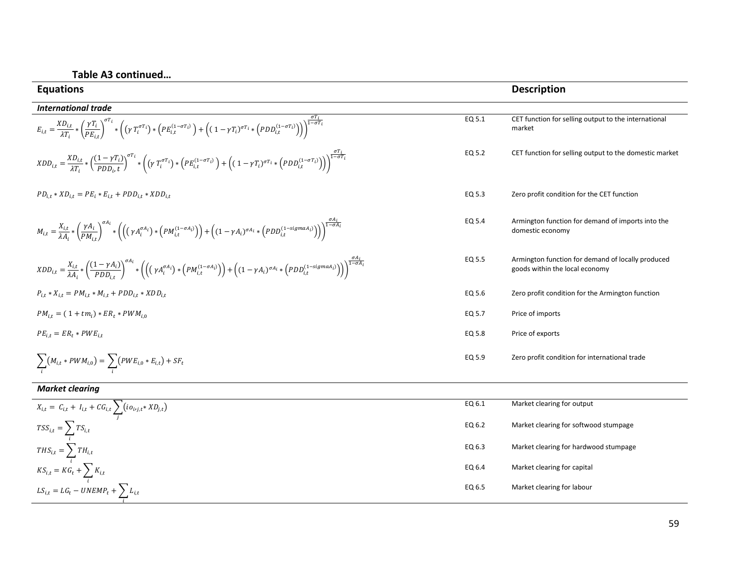**Table A3 continued…**

| Equations | | Description |
|---|---|---|
| ***International trade*** | | |
| $E_{i,t} = \frac{XD_{i,t}}{\lambda T_i} * \left(\frac{\gamma T_i}{PE_{i,t}}\right)^{\sigma T_i} * \left(\left(\gamma T_i^{\sigma T_i}\right) * \left(PE_{i,t}^{(1-\sigma T_i)}\right) + \left((1-\gamma T_i)^{\sigma T_i} * \left(PDD_{i,t}^{(1-\sigma T_i)}\right)\right)\right)^{\frac{\sigma T_i}{1-\sigma T_i}}$ | EQ 5.1 | CET function for selling output to the international market |
| $XDD_{i,t} = \frac{XD_{i,t}}{\lambda T_i} * \left(\frac{(1-\gamma T_i)}{PDD_i, t}\right)^{\sigma T_i} * \left(\left(\gamma T_i^{\sigma T_i}\right) * \left(PE_{i,t}^{(1-\sigma T_i)}\right) + \left((1-\gamma T_i)^{\sigma T_i} * \left(PDD_{i,t}^{(1-\sigma T_i)}\right)\right)\right)^{\frac{\sigma T_i}{1-\sigma T_i}}$ | EQ 5.2 | CET function for selling output to the domestic market |
| $PD_{i,t} * XD_{i,t} = PE_i * E_{i,t} + PDD_{i,t} * XDD_{i,t}$ | EQ 5.3 | Zero profit condition for the CET function |
| $M_{i,t} = \frac{X_{i,t}}{\lambda A_i} * \left(\frac{\gamma A_i}{PM_{i,t}}\right)^{\sigma A_i} * \left(\left(\left(\gamma A_i^{\sigma A_i}\right) * \left(PM_{i,t}^{(1-\sigma A_i)}\right)\right) + \left((1-\gamma A_i)^{\sigma A_i} * \left(PDD_{i,t}^{(1-sigmaA_i)}\right)\right)\right)^{\frac{\sigma A_i}{1-\sigma A_i}}$ | EQ 5.4 | Armington function for demand of imports into the domestic economy |
| $XDD_{i,t} = \frac{X_{i,t}}{\lambda A_i} * \left(\frac{(1-\gamma A_i)}{PDD_{i,t}}\right)^{\sigma A_i} * \left(\left(\left(\gamma A_i^{\sigma A_i}\right) * \left(PM_{i,t}^{(1-\sigma A_i)}\right)\right) + \left((1-\gamma A_i)^{\sigma A_i} * \left(PDD_{i,t}^{(1-sigmaA_i)}\right)\right)\right)^{\frac{\sigma A_i}{1-\sigma A_i}}$ | EQ 5.5 | Armington function for demand of locally produced goods within the local economy |
| $P_{i,t} * X_{i,t} = PM_{i,t} * M_{i,t} + PDD_{i,t} * XDD_{i,t}$ | EQ 5.6 | Zero profit condition for the Armington function |
| $PM_{i,t} = (1 + tm_i) * ER_t * PWM_{i,0}$ | EQ 5.7 | Price of imports |
| $PE_{i,t} = ER_t * PWE_{i,t}$ | EQ 5.8 | Price of exports |
| $\sum_i \left(M_{i,t} * PWM_{i,0}\right) = \sum_i \left(PWE_{i,0} * E_{i,t}\right) + SF_t$ | EQ 5.9 | Zero profit condition for international trade |
| ***Market clearing*** | | |
| $X_{i,t} = C_{i,t} + I_{i,t} + CG_{i,t} \sum_j \left(io_{i,j,t} * XD_{j,t}\right)$ | EQ 6.1 | Market clearing for output |
| $TSS_{i,t} = \sum_i TS_{i,t}$ | EQ 6.2 | Market clearing for softwood stumpage |
| $THS_{i,t} = \sum_i TH_{i,t}$ | EQ 6.3 | Market clearing for hardwood stumpage |
| $KS_{i,t} = KG_t + \sum_i K_{i,t}$ | EQ 6.4 | Market clearing for capital |
| $LS_{i,t} = LG_t - UNEMP_t + \sum_i L_{i,t}$ | EQ 6.5 | Market clearing for labour |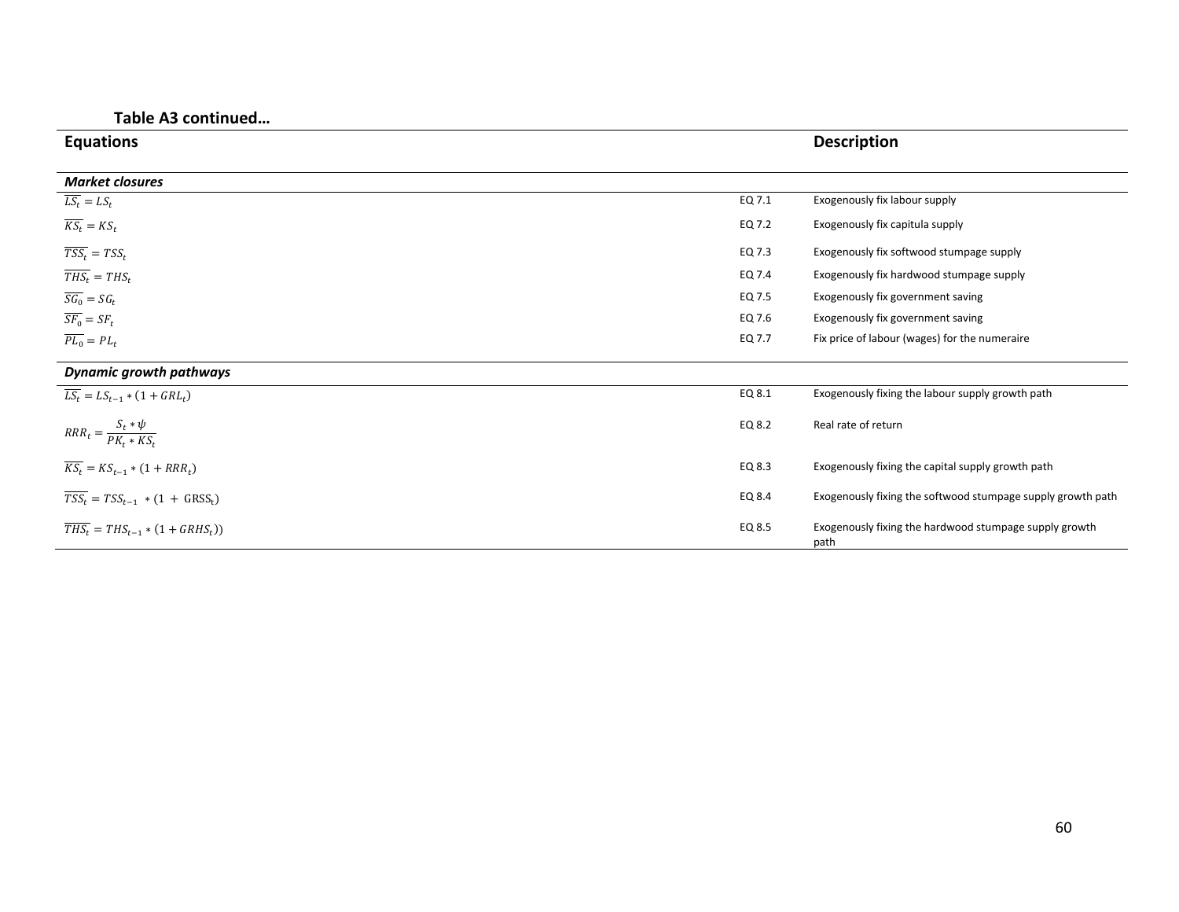**Table A3 continued…**

| Equations | | Description |
|---|---|---|
| ***Market closures*** | | |
| $\overline{LS_t} = LS_t$ | EQ 7.1 | Exogenously fix labour supply |
| $\overline{KS_t} = KS_t$ | EQ 7.2 | Exogenously fix capitula supply |
| $\overline{TSS_t} = TSS_t$ | EQ 7.3 | Exogenously fix softwood stumpage supply |
| $\overline{THS_t} = THS_t$ | EQ 7.4 | Exogenously fix hardwood stumpage supply |
| $\overline{SG_0} = SG_t$ | EQ 7.5 | Exogenously fix government saving |
| $\overline{SF_0} = SF_t$ | EQ 7.6 | Exogenously fix government saving |
| $\overline{PL_0} = PL_t$ | EQ 7.7 | Fix price of labour (wages) for the numeraire |
| ***Dynamic growth pathways*** | | |
| $\overline{LS_t} = LS_{t-1} * (1 + GRL_t)$ | EQ 8.1 | Exogenously fixing the labour supply growth path |
| $RRR_t = \dfrac{S_t * \psi}{PK_t * KS_t}$ | EQ 8.2 | Real rate of return |
| $\overline{KS_t} = KS_{t-1} * (1 + RRR_t)$ | EQ 8.3 | Exogenously fixing the capital supply growth path |
| $\overline{TSS_t} = TSS_{t-1} \; * (1 \; + \; \mathrm{GRSS_t})$ | EQ 8.4 | Exogenously fixing the softwood stumpage supply growth path |
| $\overline{THS_t} = THS_{t-1} * (1 + GRHS_t))$ | EQ 8.5 | Exogenously fixing the hardwood stumpage supply growth path |